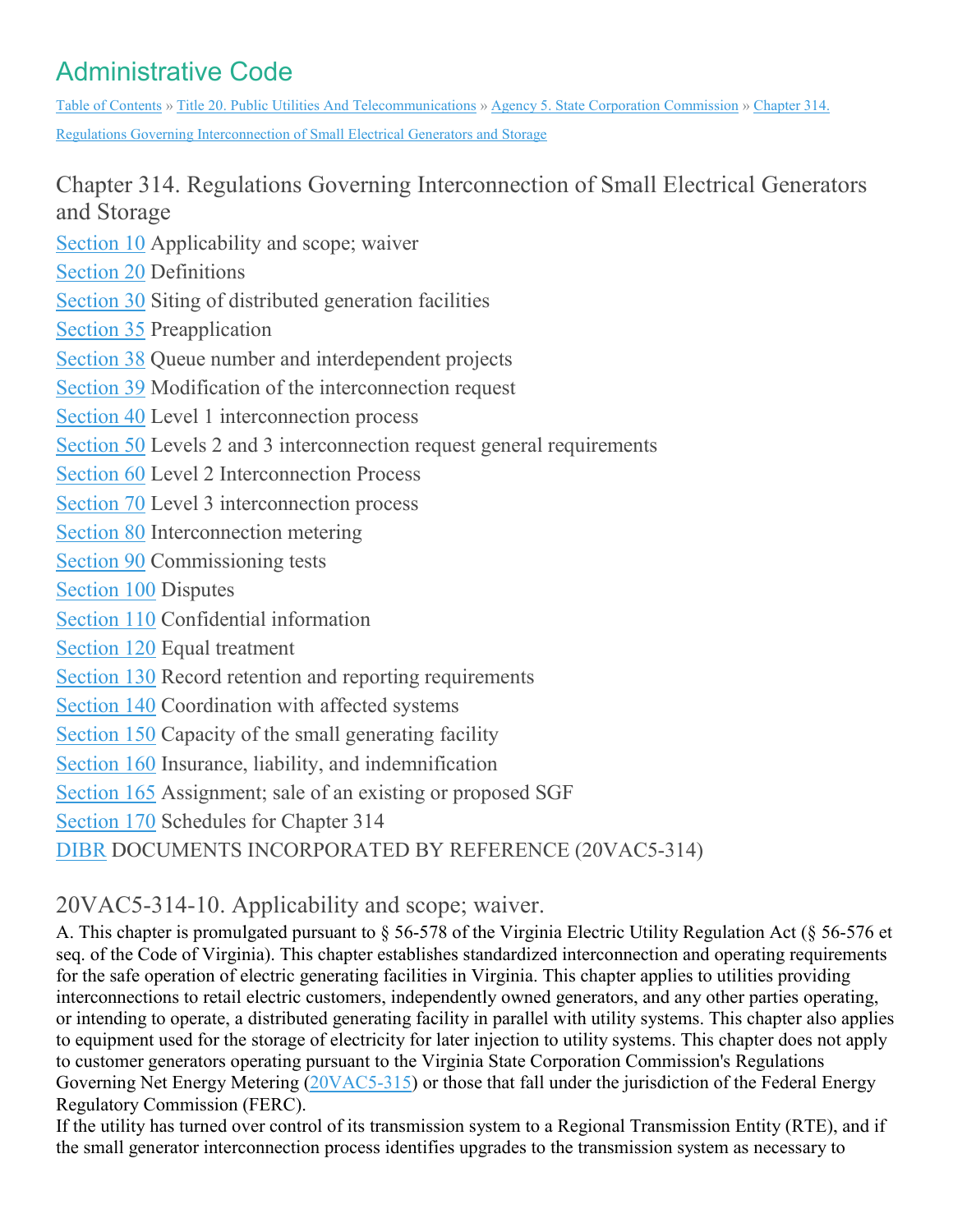# Administrative Code

Table of Contents » Title 20. Public Utilities And Telecommunications » Agency 5. State Corporation Commission » Chapter 314. Regulations Governing Interconnection of Small Electrical Generators and Storage

## Chapter 314. Regulations Governing Interconnection of Small Electrical Generators and Storage

Section 10 Applicability and scope; waiver
Section 20 Definitions
Section 30 Siting of distributed generation facilities
Section 35 Preapplication
Section 38 Queue number and interdependent projects
Section 39 Modification of the interconnection request
Section 40 Level 1 interconnection process
Section 50 Levels 2 and 3 interconnection request general requirements
Section 60 Level 2 Interconnection Process
Section 70 Level 3 interconnection process
Section 80 Interconnection metering
Section 90 Commissioning tests
Section 100 Disputes
Section 110 Confidential information
Section 120 Equal treatment
Section 130 Record retention and reporting requirements
Section 140 Coordination with affected systems
Section 150 Capacity of the small generating facility
Section 160 Insurance, liability, and indemnification
Section 165 Assignment; sale of an existing or proposed SGF
Section 170 Schedules for Chapter 314
DIBR DOCUMENTS INCORPORATED BY REFERENCE (20VAC5-314)

## 20VAC5-314-10. Applicability and scope; waiver.

A. This chapter is promulgated pursuant to § 56-578 of the Virginia Electric Utility Regulation Act (§ 56-576 et seq. of the Code of Virginia). This chapter establishes standardized interconnection and operating requirements for the safe operation of electric generating facilities in Virginia. This chapter applies to utilities providing interconnections to retail electric customers, independently owned generators, and any other parties operating, or intending to operate, a distributed generating facility in parallel with utility systems. This chapter also applies to equipment used for the storage of electricity for later injection to utility systems. This chapter does not apply to customer generators operating pursuant to the Virginia State Corporation Commission's Regulations Governing Net Energy Metering (20VAC5-315) or those that fall under the jurisdiction of the Federal Energy Regulatory Commission (FERC).

If the utility has turned over control of its transmission system to a Regional Transmission Entity (RTE), and if the small generator interconnection process identifies upgrades to the transmission system as necessary to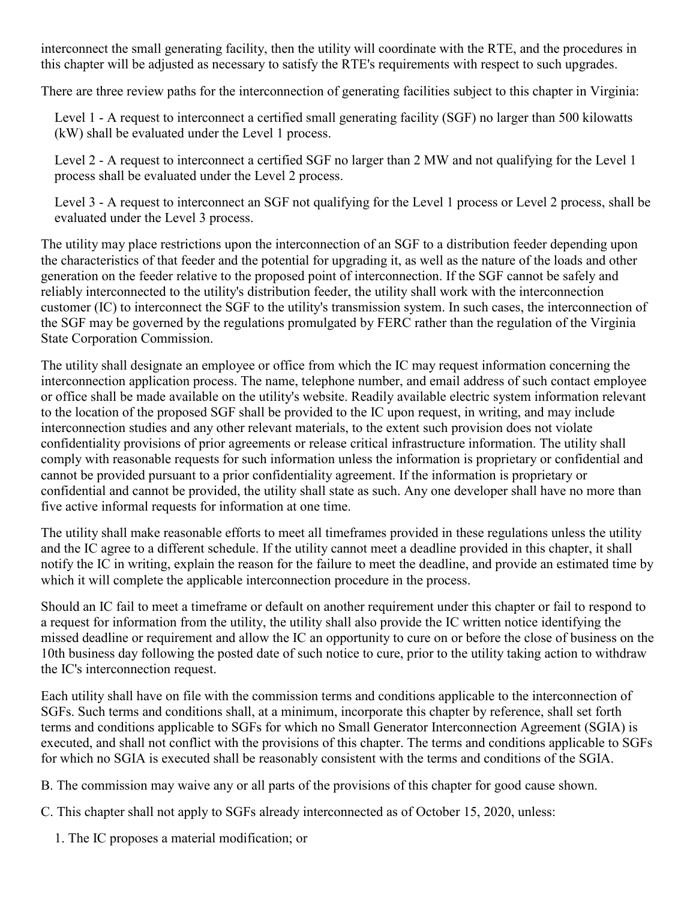interconnect the small generating facility, then the utility will coordinate with the RTE, and the procedures in this chapter will be adjusted as necessary to satisfy the RTE's requirements with respect to such upgrades.

There are three review paths for the interconnection of generating facilities subject to this chapter in Virginia:

Level 1 - A request to interconnect a certified small generating facility (SGF) no larger than 500 kilowatts (kW) shall be evaluated under the Level 1 process.

Level 2 - A request to interconnect a certified SGF no larger than 2 MW and not qualifying for the Level 1 process shall be evaluated under the Level 2 process.

Level 3 - A request to interconnect an SGF not qualifying for the Level 1 process or Level 2 process, shall be evaluated under the Level 3 process.

The utility may place restrictions upon the interconnection of an SGF to a distribution feeder depending upon the characteristics of that feeder and the potential for upgrading it, as well as the nature of the loads and other generation on the feeder relative to the proposed point of interconnection. If the SGF cannot be safely and reliably interconnected to the utility's distribution feeder, the utility shall work with the interconnection customer (IC) to interconnect the SGF to the utility's transmission system. In such cases, the interconnection of the SGF may be governed by the regulations promulgated by FERC rather than the regulation of the Virginia State Corporation Commission.

The utility shall designate an employee or office from which the IC may request information concerning the interconnection application process. The name, telephone number, and email address of such contact employee or office shall be made available on the utility's website. Readily available electric system information relevant to the location of the proposed SGF shall be provided to the IC upon request, in writing, and may include interconnection studies and any other relevant materials, to the extent such provision does not violate confidentiality provisions of prior agreements or release critical infrastructure information. The utility shall comply with reasonable requests for such information unless the information is proprietary or confidential and cannot be provided pursuant to a prior confidentiality agreement. If the information is proprietary or confidential and cannot be provided, the utility shall state as such. Any one developer shall have no more than five active informal requests for information at one time.

The utility shall make reasonable efforts to meet all timeframes provided in these regulations unless the utility and the IC agree to a different schedule. If the utility cannot meet a deadline provided in this chapter, it shall notify the IC in writing, explain the reason for the failure to meet the deadline, and provide an estimated time by which it will complete the applicable interconnection procedure in the process.

Should an IC fail to meet a timeframe or default on another requirement under this chapter or fail to respond to a request for information from the utility, the utility shall also provide the IC written notice identifying the missed deadline or requirement and allow the IC an opportunity to cure on or before the close of business on the 10th business day following the posted date of such notice to cure, prior to the utility taking action to withdraw the IC's interconnection request.

Each utility shall have on file with the commission terms and conditions applicable to the interconnection of SGFs. Such terms and conditions shall, at a minimum, incorporate this chapter by reference, shall set forth terms and conditions applicable to SGFs for which no Small Generator Interconnection Agreement (SGIA) is executed, and shall not conflict with the provisions of this chapter. The terms and conditions applicable to SGFs for which no SGIA is executed shall be reasonably consistent with the terms and conditions of the SGIA.

B. The commission may waive any or all parts of the provisions of this chapter for good cause shown.

C. This chapter shall not apply to SGFs already interconnected as of October 15, 2020, unless:

1. The IC proposes a material modification; or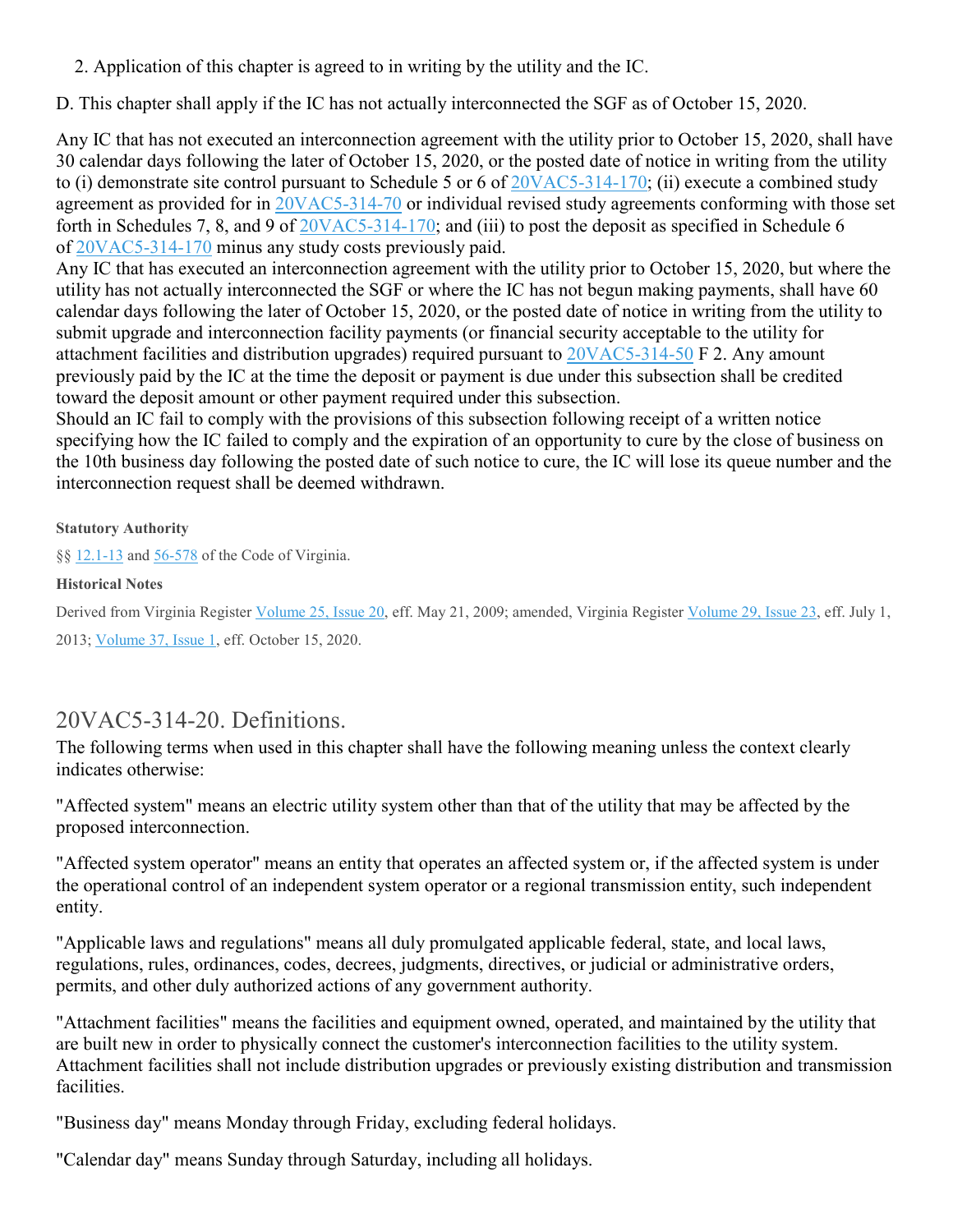2. Application of this chapter is agreed to in writing by the utility and the IC.

D. This chapter shall apply if the IC has not actually interconnected the SGF as of October 15, 2020.

Any IC that has not executed an interconnection agreement with the utility prior to October 15, 2020, shall have 30 calendar days following the later of October 15, 2020, or the posted date of notice in writing from the utility to (i) demonstrate site control pursuant to Schedule 5 or 6 of 20VAC5-314-170; (ii) execute a combined study agreement as provided for in 20VAC5-314-70 or individual revised study agreements conforming with those set forth in Schedules 7, 8, and 9 of 20VAC5-314-170; and (iii) to post the deposit as specified in Schedule 6 of 20VAC5-314-170 minus any study costs previously paid.

Any IC that has executed an interconnection agreement with the utility prior to October 15, 2020, but where the utility has not actually interconnected the SGF or where the IC has not begun making payments, shall have 60 calendar days following the later of October 15, 2020, or the posted date of notice in writing from the utility to submit upgrade and interconnection facility payments (or financial security acceptable to the utility for attachment facilities and distribution upgrades) required pursuant to 20VAC5-314-50 F 2. Any amount previously paid by the IC at the time the deposit or payment is due under this subsection shall be credited toward the deposit amount or other payment required under this subsection.

Should an IC fail to comply with the provisions of this subsection following receipt of a written notice specifying how the IC failed to comply and the expiration of an opportunity to cure by the close of business on the 10th business day following the posted date of such notice to cure, the IC will lose its queue number and the interconnection request shall be deemed withdrawn.

**Statutory Authority**

§§ 12.1-13 and 56-578 of the Code of Virginia.

**Historical Notes**

Derived from Virginia Register Volume 25, Issue 20, eff. May 21, 2009; amended, Virginia Register Volume 29, Issue 23, eff. July 1, 2013; Volume 37, Issue 1, eff. October 15, 2020.

## 20VAC5-314-20. Definitions.

The following terms when used in this chapter shall have the following meaning unless the context clearly indicates otherwise:

"Affected system" means an electric utility system other than that of the utility that may be affected by the proposed interconnection.

"Affected system operator" means an entity that operates an affected system or, if the affected system is under the operational control of an independent system operator or a regional transmission entity, such independent entity.

"Applicable laws and regulations" means all duly promulgated applicable federal, state, and local laws, regulations, rules, ordinances, codes, decrees, judgments, directives, or judicial or administrative orders, permits, and other duly authorized actions of any government authority.

"Attachment facilities" means the facilities and equipment owned, operated, and maintained by the utility that are built new in order to physically connect the customer's interconnection facilities to the utility system. Attachment facilities shall not include distribution upgrades or previously existing distribution and transmission facilities.

"Business day" means Monday through Friday, excluding federal holidays.

"Calendar day" means Sunday through Saturday, including all holidays.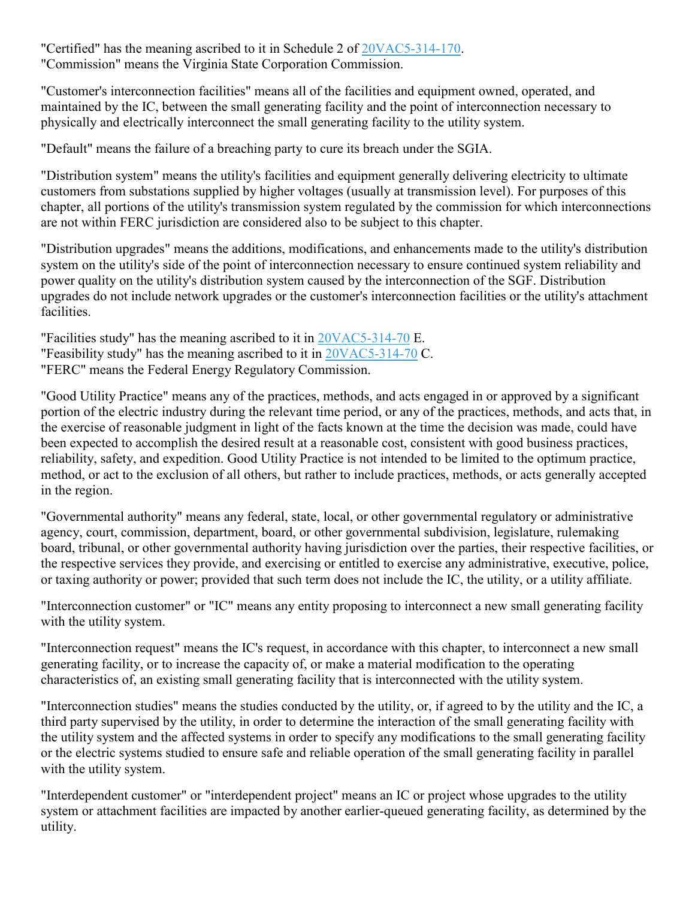"Certified" has the meaning ascribed to it in Schedule 2 of 20VAC5-314-170.
"Commission" means the Virginia State Corporation Commission.

"Customer's interconnection facilities" means all of the facilities and equipment owned, operated, and maintained by the IC, between the small generating facility and the point of interconnection necessary to physically and electrically interconnect the small generating facility to the utility system.

"Default" means the failure of a breaching party to cure its breach under the SGIA.

"Distribution system" means the utility's facilities and equipment generally delivering electricity to ultimate customers from substations supplied by higher voltages (usually at transmission level). For purposes of this chapter, all portions of the utility's transmission system regulated by the commission for which interconnections are not within FERC jurisdiction are considered also to be subject to this chapter.

"Distribution upgrades" means the additions, modifications, and enhancements made to the utility's distribution system on the utility's side of the point of interconnection necessary to ensure continued system reliability and power quality on the utility's distribution system caused by the interconnection of the SGF. Distribution upgrades do not include network upgrades or the customer's interconnection facilities or the utility's attachment facilities.

"Facilities study" has the meaning ascribed to it in 20VAC5-314-70 E.
"Feasibility study" has the meaning ascribed to it in 20VAC5-314-70 C.
"FERC" means the Federal Energy Regulatory Commission.

"Good Utility Practice" means any of the practices, methods, and acts engaged in or approved by a significant portion of the electric industry during the relevant time period, or any of the practices, methods, and acts that, in the exercise of reasonable judgment in light of the facts known at the time the decision was made, could have been expected to accomplish the desired result at a reasonable cost, consistent with good business practices, reliability, safety, and expedition. Good Utility Practice is not intended to be limited to the optimum practice, method, or act to the exclusion of all others, but rather to include practices, methods, or acts generally accepted in the region.

"Governmental authority" means any federal, state, local, or other governmental regulatory or administrative agency, court, commission, department, board, or other governmental subdivision, legislature, rulemaking board, tribunal, or other governmental authority having jurisdiction over the parties, their respective facilities, or the respective services they provide, and exercising or entitled to exercise any administrative, executive, police, or taxing authority or power; provided that such term does not include the IC, the utility, or a utility affiliate.

"Interconnection customer" or "IC" means any entity proposing to interconnect a new small generating facility with the utility system.

"Interconnection request" means the IC's request, in accordance with this chapter, to interconnect a new small generating facility, or to increase the capacity of, or make a material modification to the operating characteristics of, an existing small generating facility that is interconnected with the utility system.

"Interconnection studies" means the studies conducted by the utility, or, if agreed to by the utility and the IC, a third party supervised by the utility, in order to determine the interaction of the small generating facility with the utility system and the affected systems in order to specify any modifications to the small generating facility or the electric systems studied to ensure safe and reliable operation of the small generating facility in parallel with the utility system.

"Interdependent customer" or "interdependent project" means an IC or project whose upgrades to the utility system or attachment facilities are impacted by another earlier-queued generating facility, as determined by the utility.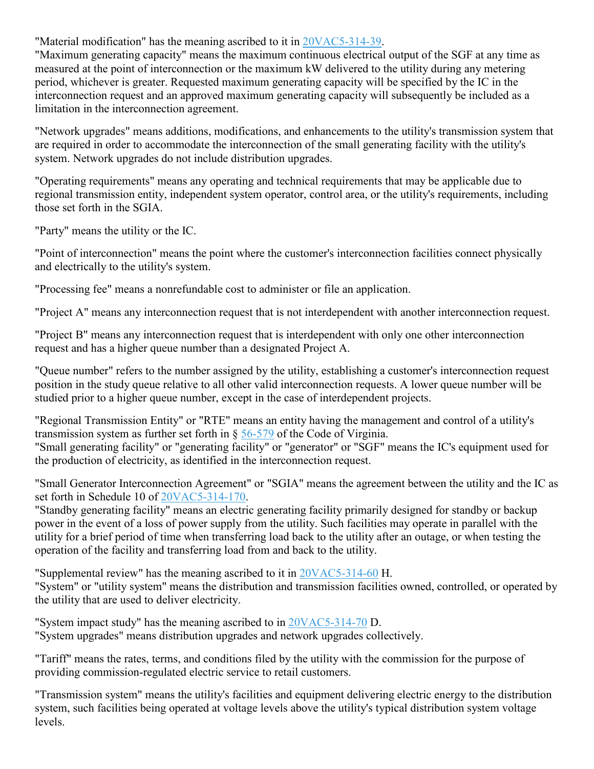"Material modification" has the meaning ascribed to it in 20VAC5-314-39.

"Maximum generating capacity" means the maximum continuous electrical output of the SGF at any time as measured at the point of interconnection or the maximum kW delivered to the utility during any metering period, whichever is greater. Requested maximum generating capacity will be specified by the IC in the interconnection request and an approved maximum generating capacity will subsequently be included as a limitation in the interconnection agreement.

"Network upgrades" means additions, modifications, and enhancements to the utility's transmission system that are required in order to accommodate the interconnection of the small generating facility with the utility's system. Network upgrades do not include distribution upgrades.

"Operating requirements" means any operating and technical requirements that may be applicable due to regional transmission entity, independent system operator, control area, or the utility's requirements, including those set forth in the SGIA.

"Party" means the utility or the IC.

"Point of interconnection" means the point where the customer's interconnection facilities connect physically and electrically to the utility's system.

"Processing fee" means a nonrefundable cost to administer or file an application.

"Project A" means any interconnection request that is not interdependent with another interconnection request.

"Project B" means any interconnection request that is interdependent with only one other interconnection request and has a higher queue number than a designated Project A.

"Queue number" refers to the number assigned by the utility, establishing a customer's interconnection request position in the study queue relative to all other valid interconnection requests. A lower queue number will be studied prior to a higher queue number, except in the case of interdependent projects.

"Regional Transmission Entity" or "RTE" means an entity having the management and control of a utility's transmission system as further set forth in § 56-579 of the Code of Virginia.

"Small generating facility" or "generating facility" or "generator" or "SGF" means the IC's equipment used for the production of electricity, as identified in the interconnection request.

"Small Generator Interconnection Agreement" or "SGIA" means the agreement between the utility and the IC as set forth in Schedule 10 of 20VAC5-314-170.

"Standby generating facility" means an electric generating facility primarily designed for standby or backup power in the event of a loss of power supply from the utility. Such facilities may operate in parallel with the utility for a brief period of time when transferring load back to the utility after an outage, or when testing the operation of the facility and transferring load from and back to the utility.

"Supplemental review" has the meaning ascribed to it in 20VAC5-314-60 H.

"System" or "utility system" means the distribution and transmission facilities owned, controlled, or operated by the utility that are used to deliver electricity.

"System impact study" has the meaning ascribed to in 20VAC5-314-70 D.

"System upgrades" means distribution upgrades and network upgrades collectively.

"Tariff" means the rates, terms, and conditions filed by the utility with the commission for the purpose of providing commission-regulated electric service to retail customers.

"Transmission system" means the utility's facilities and equipment delivering electric energy to the distribution system, such facilities being operated at voltage levels above the utility's typical distribution system voltage levels.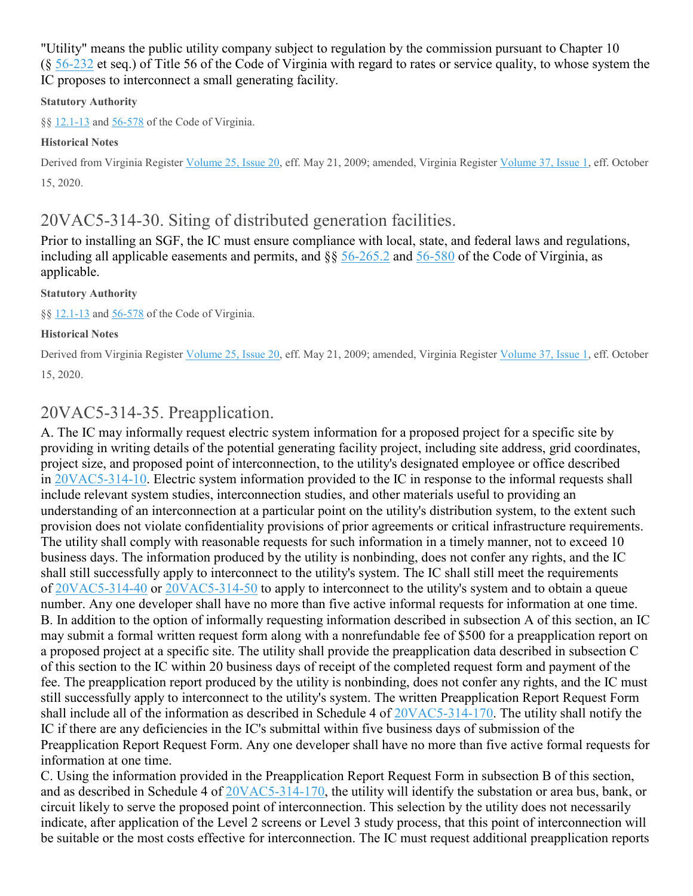"Utility" means the public utility company subject to regulation by the commission pursuant to Chapter 10 (§ 56-232 et seq.) of Title 56 of the Code of Virginia with regard to rates or service quality, to whose system the IC proposes to interconnect a small generating facility.

**Statutory Authority**

§§ 12.1-13 and 56-578 of the Code of Virginia.

**Historical Notes**

Derived from Virginia Register Volume 25, Issue 20, eff. May 21, 2009; amended, Virginia Register Volume 37, Issue 1, eff. October 15, 2020.

## 20VAC5-314-30. Siting of distributed generation facilities.

Prior to installing an SGF, the IC must ensure compliance with local, state, and federal laws and regulations, including all applicable easements and permits, and §§ 56-265.2 and 56-580 of the Code of Virginia, as applicable.

**Statutory Authority**

§§ 12.1-13 and 56-578 of the Code of Virginia.

**Historical Notes**

Derived from Virginia Register Volume 25, Issue 20, eff. May 21, 2009; amended, Virginia Register Volume 37, Issue 1, eff. October 15, 2020.

## 20VAC5-314-35. Preapplication.

A. The IC may informally request electric system information for a proposed project for a specific site by providing in writing details of the potential generating facility project, including site address, grid coordinates, project size, and proposed point of interconnection, to the utility's designated employee or office described in 20VAC5-314-10. Electric system information provided to the IC in response to the informal requests shall include relevant system studies, interconnection studies, and other materials useful to providing an understanding of an interconnection at a particular point on the utility's distribution system, to the extent such provision does not violate confidentiality provisions of prior agreements or critical infrastructure requirements. The utility shall comply with reasonable requests for such information in a timely manner, not to exceed 10 business days. The information produced by the utility is nonbinding, does not confer any rights, and the IC shall still successfully apply to interconnect to the utility's system. The IC shall still meet the requirements of 20VAC5-314-40 or 20VAC5-314-50 to apply to interconnect to the utility's system and to obtain a queue number. Any one developer shall have no more than five active informal requests for information at one time.

B. In addition to the option of informally requesting information described in subsection A of this section, an IC may submit a formal written request form along with a nonrefundable fee of $500 for a preapplication report on a proposed project at a specific site. The utility shall provide the preapplication data described in subsection C of this section to the IC within 20 business days of receipt of the completed request form and payment of the fee. The preapplication report produced by the utility is nonbinding, does not confer any rights, and the IC must still successfully apply to interconnect to the utility's system. The written Preapplication Report Request Form shall include all of the information as described in Schedule 4 of 20VAC5-314-170. The utility shall notify the IC if there are any deficiencies in the IC's submittal within five business days of submission of the Preapplication Report Request Form. Any one developer shall have no more than five active formal requests for information at one time.

C. Using the information provided in the Preapplication Report Request Form in subsection B of this section, and as described in Schedule 4 of 20VAC5-314-170, the utility will identify the substation or area bus, bank, or circuit likely to serve the proposed point of interconnection. This selection by the utility does not necessarily indicate, after application of the Level 2 screens or Level 3 study process, that this point of interconnection will be suitable or the most costs effective for interconnection. The IC must request additional preapplication reports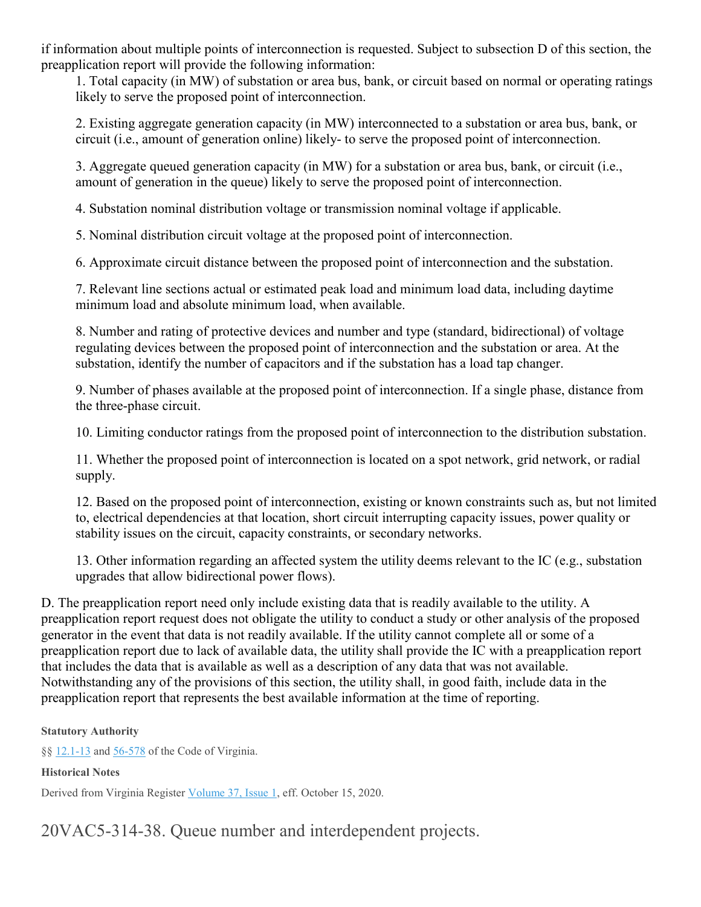if information about multiple points of interconnection is requested. Subject to subsection D of this section, the preapplication report will provide the following information:

1. Total capacity (in MW) of substation or area bus, bank, or circuit based on normal or operating ratings likely to serve the proposed point of interconnection.

2. Existing aggregate generation capacity (in MW) interconnected to a substation or area bus, bank, or circuit (i.e., amount of generation online) likely- to serve the proposed point of interconnection.

3. Aggregate queued generation capacity (in MW) for a substation or area bus, bank, or circuit (i.e., amount of generation in the queue) likely to serve the proposed point of interconnection.

4. Substation nominal distribution voltage or transmission nominal voltage if applicable.

5. Nominal distribution circuit voltage at the proposed point of interconnection.

6. Approximate circuit distance between the proposed point of interconnection and the substation.

7. Relevant line sections actual or estimated peak load and minimum load data, including daytime minimum load and absolute minimum load, when available.

8. Number and rating of protective devices and number and type (standard, bidirectional) of voltage regulating devices between the proposed point of interconnection and the substation or area. At the substation, identify the number of capacitors and if the substation has a load tap changer.

9. Number of phases available at the proposed point of interconnection. If a single phase, distance from the three-phase circuit.

10. Limiting conductor ratings from the proposed point of interconnection to the distribution substation.

11. Whether the proposed point of interconnection is located on a spot network, grid network, or radial supply.

12. Based on the proposed point of interconnection, existing or known constraints such as, but not limited to, electrical dependencies at that location, short circuit interrupting capacity issues, power quality or stability issues on the circuit, capacity constraints, or secondary networks.

13. Other information regarding an affected system the utility deems relevant to the IC (e.g., substation upgrades that allow bidirectional power flows).

D. The preapplication report need only include existing data that is readily available to the utility. A preapplication report request does not obligate the utility to conduct a study or other analysis of the proposed generator in the event that data is not readily available. If the utility cannot complete all or some of a preapplication report due to lack of available data, the utility shall provide the IC with a preapplication report that includes the data that is available as well as a description of any data that was not available. Notwithstanding any of the provisions of this section, the utility shall, in good faith, include data in the preapplication report that represents the best available information at the time of reporting.

**Statutory Authority**

§§ 12.1-13 and 56-578 of the Code of Virginia.

**Historical Notes**

Derived from Virginia Register Volume 37, Issue 1, eff. October 15, 2020.

## 20VAC5-314-38. Queue number and interdependent projects.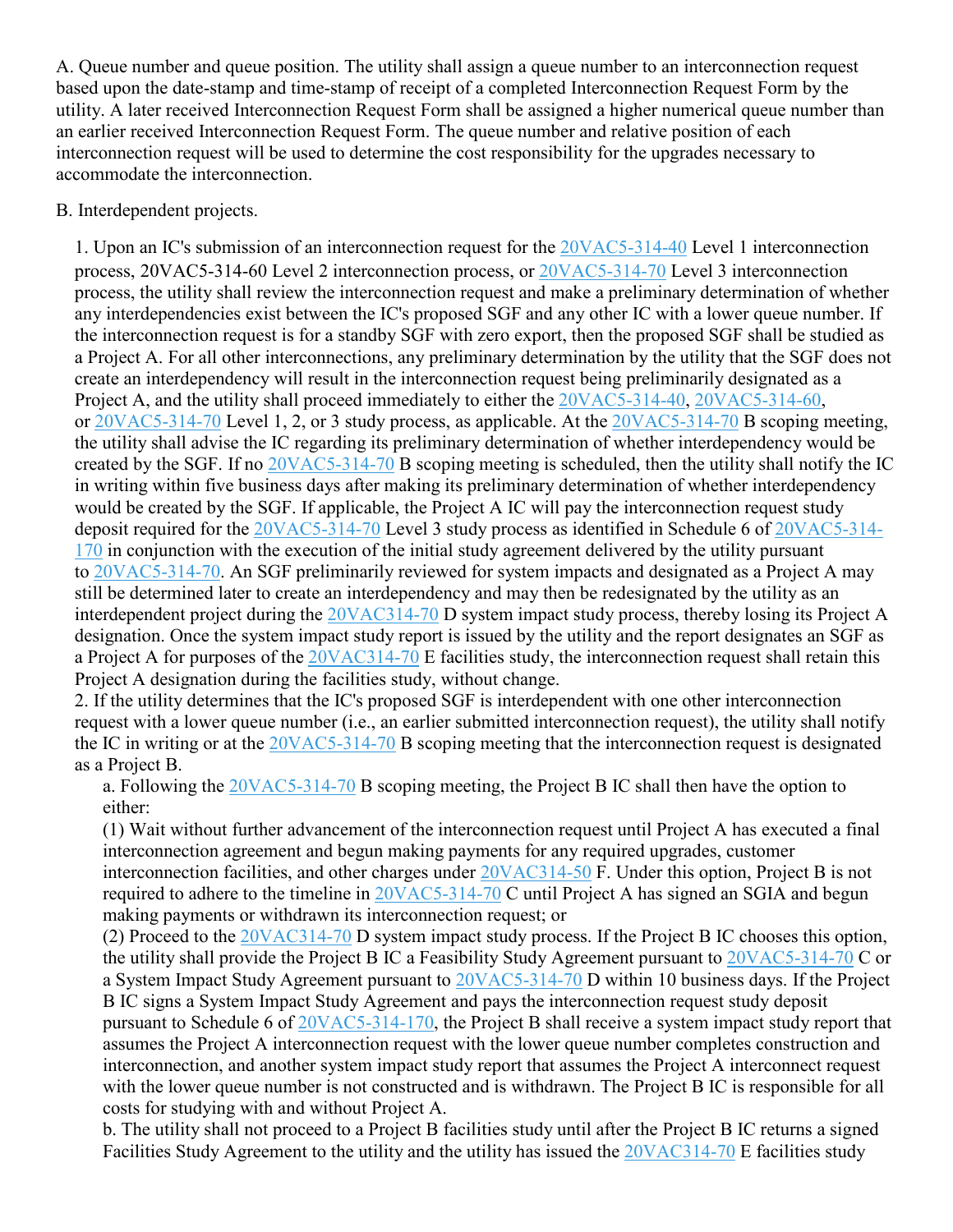A. Queue number and queue position. The utility shall assign a queue number to an interconnection request based upon the date-stamp and time-stamp of receipt of a completed Interconnection Request Form by the utility. A later received Interconnection Request Form shall be assigned a higher numerical queue number than an earlier received Interconnection Request Form. The queue number and relative position of each interconnection request will be used to determine the cost responsibility for the upgrades necessary to accommodate the interconnection.

B. Interdependent projects.

1. Upon an IC's submission of an interconnection request for the 20VAC5-314-40 Level 1 interconnection process, 20VAC5-314-60 Level 2 interconnection process, or 20VAC5-314-70 Level 3 interconnection process, the utility shall review the interconnection request and make a preliminary determination of whether any interdependencies exist between the IC's proposed SGF and any other IC with a lower queue number. If the interconnection request is for a standby SGF with zero export, then the proposed SGF shall be studied as a Project A. For all other interconnections, any preliminary determination by the utility that the SGF does not create an interdependency will result in the interconnection request being preliminarily designated as a Project A, and the utility shall proceed immediately to either the 20VAC5-314-40, 20VAC5-314-60, or 20VAC5-314-70 Level 1, 2, or 3 study process, as applicable. At the 20VAC5-314-70 B scoping meeting, the utility shall advise the IC regarding its preliminary determination of whether interdependency would be created by the SGF. If no 20VAC5-314-70 B scoping meeting is scheduled, then the utility shall notify the IC in writing within five business days after making its preliminary determination of whether interdependency would be created by the SGF. If applicable, the Project A IC will pay the interconnection request study deposit required for the 20VAC5-314-70 Level 3 study process as identified in Schedule 6 of 20VAC5-314-170 in conjunction with the execution of the initial study agreement delivered by the utility pursuant to 20VAC5-314-70. An SGF preliminarily reviewed for system impacts and designated as a Project A may still be determined later to create an interdependency and may then be redesignated by the utility as an interdependent project during the 20VAC314-70 D system impact study process, thereby losing its Project A designation. Once the system impact study report is issued by the utility and the report designates an SGF as a Project A for purposes of the 20VAC314-70 E facilities study, the interconnection request shall retain this Project A designation during the facilities study, without change.

2. If the utility determines that the IC's proposed SGF is interdependent with one other interconnection request with a lower queue number (i.e., an earlier submitted interconnection request), the utility shall notify the IC in writing or at the 20VAC5-314-70 B scoping meeting that the interconnection request is designated as a Project B.

a. Following the 20VAC5-314-70 B scoping meeting, the Project B IC shall then have the option to either:

(1) Wait without further advancement of the interconnection request until Project A has executed a final interconnection agreement and begun making payments for any required upgrades, customer interconnection facilities, and other charges under 20VAC314-50 F. Under this option, Project B is not required to adhere to the timeline in 20VAC5-314-70 C until Project A has signed an SGIA and begun making payments or withdrawn its interconnection request; or

(2) Proceed to the 20VAC314-70 D system impact study process. If the Project B IC chooses this option, the utility shall provide the Project B IC a Feasibility Study Agreement pursuant to 20VAC5-314-70 C or a System Impact Study Agreement pursuant to 20VAC5-314-70 D within 10 business days. If the Project B IC signs a System Impact Study Agreement and pays the interconnection request study deposit pursuant to Schedule 6 of 20VAC5-314-170, the Project B shall receive a system impact study report that assumes the Project A interconnection request with the lower queue number completes construction and interconnection, and another system impact study report that assumes the Project A interconnect request with the lower queue number is not constructed and is withdrawn. The Project B IC is responsible for all costs for studying with and without Project A.

b. The utility shall not proceed to a Project B facilities study until after the Project B IC returns a signed Facilities Study Agreement to the utility and the utility has issued the 20VAC314-70 E facilities study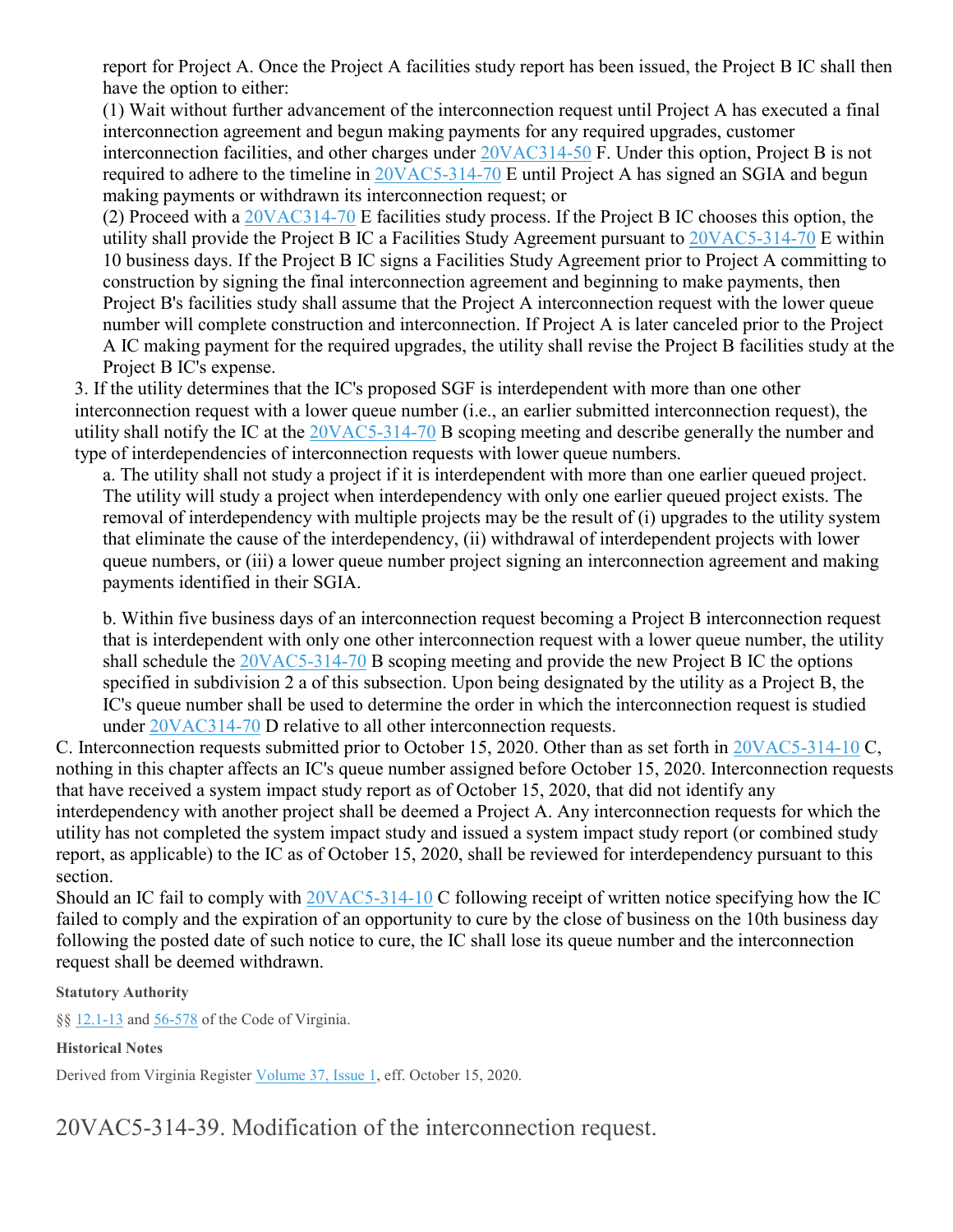report for Project A. Once the Project A facilities study report has been issued, the Project B IC shall then have the option to either:

(1) Wait without further advancement of the interconnection request until Project A has executed a final interconnection agreement and begun making payments for any required upgrades, customer interconnection facilities, and other charges under 20VAC314-50 F. Under this option, Project B is not required to adhere to the timeline in 20VAC5-314-70 E until Project A has signed an SGIA and begun making payments or withdrawn its interconnection request; or

(2) Proceed with a 20VAC314-70 E facilities study process. If the Project B IC chooses this option, the utility shall provide the Project B IC a Facilities Study Agreement pursuant to 20VAC5-314-70 E within 10 business days. If the Project B IC signs a Facilities Study Agreement prior to Project A committing to construction by signing the final interconnection agreement and beginning to make payments, then Project B's facilities study shall assume that the Project A interconnection request with the lower queue number will complete construction and interconnection. If Project A is later canceled prior to the Project A IC making payment for the required upgrades, the utility shall revise the Project B facilities study at the Project B IC's expense.

3. If the utility determines that the IC's proposed SGF is interdependent with more than one other interconnection request with a lower queue number (i.e., an earlier submitted interconnection request), the utility shall notify the IC at the 20VAC5-314-70 B scoping meeting and describe generally the number and type of interdependencies of interconnection requests with lower queue numbers.

a. The utility shall not study a project if it is interdependent with more than one earlier queued project. The utility will study a project when interdependency with only one earlier queued project exists. The removal of interdependency with multiple projects may be the result of (i) upgrades to the utility system that eliminate the cause of the interdependency, (ii) withdrawal of interdependent projects with lower queue numbers, or (iii) a lower queue number project signing an interconnection agreement and making payments identified in their SGIA.

b. Within five business days of an interconnection request becoming a Project B interconnection request that is interdependent with only one other interconnection request with a lower queue number, the utility shall schedule the 20VAC5-314-70 B scoping meeting and provide the new Project B IC the options specified in subdivision 2 a of this subsection. Upon being designated by the utility as a Project B, the IC's queue number shall be used to determine the order in which the interconnection request is studied under 20VAC314-70 D relative to all other interconnection requests.

C. Interconnection requests submitted prior to October 15, 2020. Other than as set forth in 20VAC5-314-10 C, nothing in this chapter affects an IC's queue number assigned before October 15, 2020. Interconnection requests that have received a system impact study report as of October 15, 2020, that did not identify any interdependency with another project shall be deemed a Project A. Any interconnection requests for which the utility has not completed the system impact study and issued a system impact study report (or combined study report, as applicable) to the IC as of October 15, 2020, shall be reviewed for interdependency pursuant to this section.

Should an IC fail to comply with 20VAC5-314-10 C following receipt of written notice specifying how the IC failed to comply and the expiration of an opportunity to cure by the close of business on the 10th business day following the posted date of such notice to cure, the IC shall lose its queue number and the interconnection request shall be deemed withdrawn.

**Statutory Authority**

§§ 12.1-13 and 56-578 of the Code of Virginia.

**Historical Notes**

Derived from Virginia Register Volume 37, Issue 1, eff. October 15, 2020.

## 20VAC5-314-39. Modification of the interconnection request.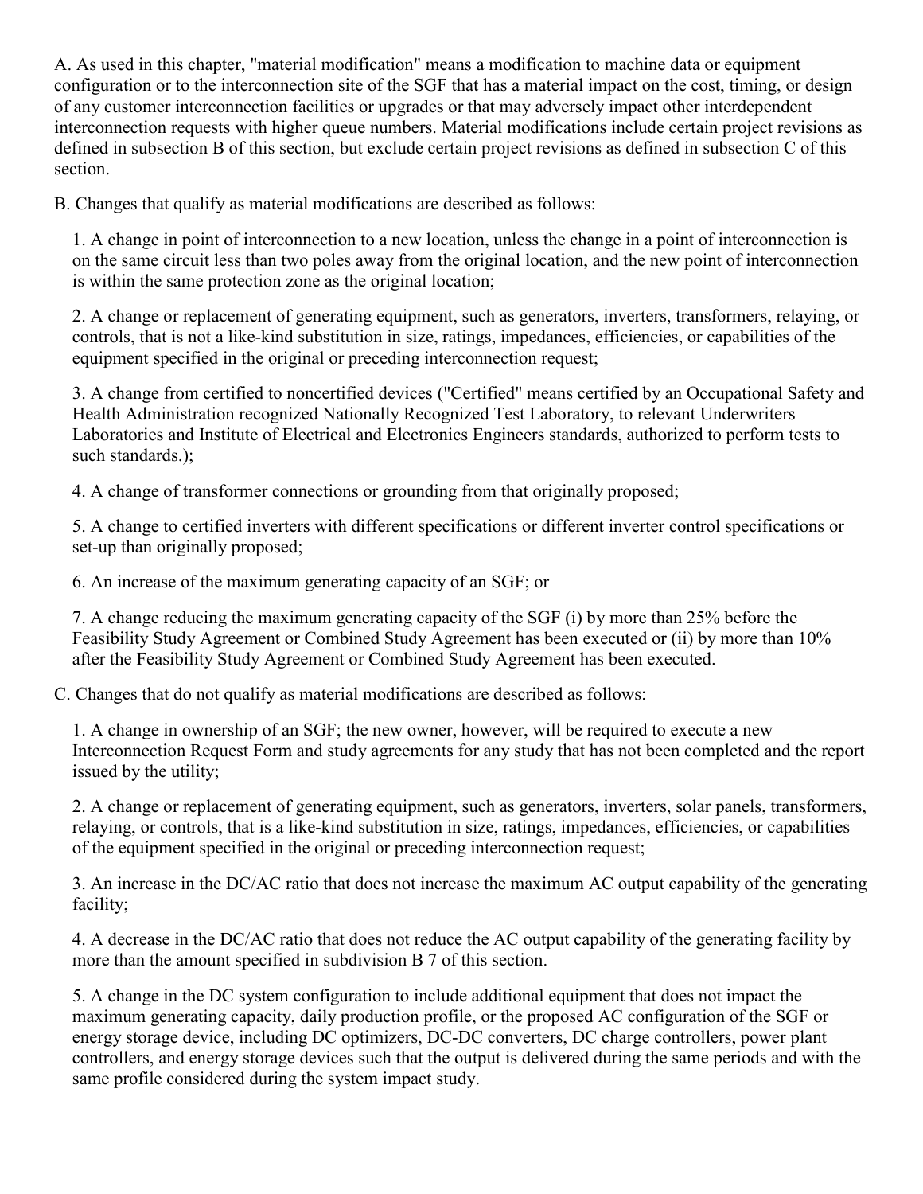A. As used in this chapter, "material modification" means a modification to machine data or equipment configuration or to the interconnection site of the SGF that has a material impact on the cost, timing, or design of any customer interconnection facilities or upgrades or that may adversely impact other interdependent interconnection requests with higher queue numbers. Material modifications include certain project revisions as defined in subsection B of this section, but exclude certain project revisions as defined in subsection C of this section.

B. Changes that qualify as material modifications are described as follows:

1. A change in point of interconnection to a new location, unless the change in a point of interconnection is on the same circuit less than two poles away from the original location, and the new point of interconnection is within the same protection zone as the original location;

2. A change or replacement of generating equipment, such as generators, inverters, transformers, relaying, or controls, that is not a like-kind substitution in size, ratings, impedances, efficiencies, or capabilities of the equipment specified in the original or preceding interconnection request;

3. A change from certified to noncertified devices ("Certified" means certified by an Occupational Safety and Health Administration recognized Nationally Recognized Test Laboratory, to relevant Underwriters Laboratories and Institute of Electrical and Electronics Engineers standards, authorized to perform tests to such standards.);

4. A change of transformer connections or grounding from that originally proposed;

5. A change to certified inverters with different specifications or different inverter control specifications or set-up than originally proposed;

6. An increase of the maximum generating capacity of an SGF; or

7. A change reducing the maximum generating capacity of the SGF (i) by more than 25% before the Feasibility Study Agreement or Combined Study Agreement has been executed or (ii) by more than 10% after the Feasibility Study Agreement or Combined Study Agreement has been executed.

C. Changes that do not qualify as material modifications are described as follows:

1. A change in ownership of an SGF; the new owner, however, will be required to execute a new Interconnection Request Form and study agreements for any study that has not been completed and the report issued by the utility;

2. A change or replacement of generating equipment, such as generators, inverters, solar panels, transformers, relaying, or controls, that is a like-kind substitution in size, ratings, impedances, efficiencies, or capabilities of the equipment specified in the original or preceding interconnection request;

3. An increase in the DC/AC ratio that does not increase the maximum AC output capability of the generating facility;

4. A decrease in the DC/AC ratio that does not reduce the AC output capability of the generating facility by more than the amount specified in subdivision B 7 of this section.

5. A change in the DC system configuration to include additional equipment that does not impact the maximum generating capacity, daily production profile, or the proposed AC configuration of the SGF or energy storage device, including DC optimizers, DC-DC converters, DC charge controllers, power plant controllers, and energy storage devices such that the output is delivered during the same periods and with the same profile considered during the system impact study.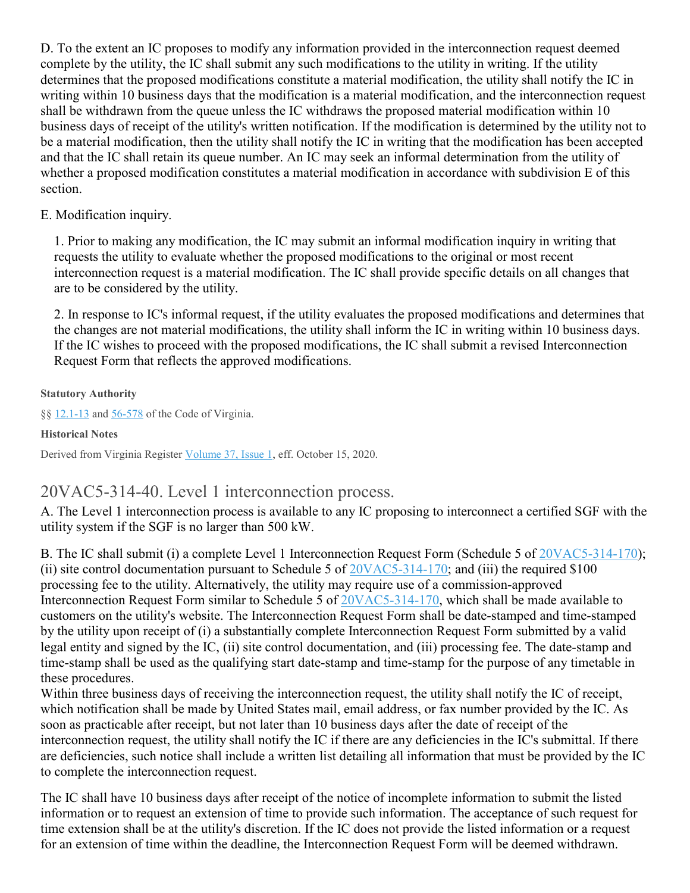D. To the extent an IC proposes to modify any information provided in the interconnection request deemed complete by the utility, the IC shall submit any such modifications to the utility in writing. If the utility determines that the proposed modifications constitute a material modification, the utility shall notify the IC in writing within 10 business days that the modification is a material modification, and the interconnection request shall be withdrawn from the queue unless the IC withdraws the proposed material modification within 10 business days of receipt of the utility's written notification. If the modification is determined by the utility not to be a material modification, then the utility shall notify the IC in writing that the modification has been accepted and that the IC shall retain its queue number. An IC may seek an informal determination from the utility of whether a proposed modification constitutes a material modification in accordance with subdivision E of this section.

E. Modification inquiry.

1. Prior to making any modification, the IC may submit an informal modification inquiry in writing that requests the utility to evaluate whether the proposed modifications to the original or most recent interconnection request is a material modification. The IC shall provide specific details on all changes that are to be considered by the utility.

2. In response to IC's informal request, if the utility evaluates the proposed modifications and determines that the changes are not material modifications, the utility shall inform the IC in writing within 10 business days. If the IC wishes to proceed with the proposed modifications, the IC shall submit a revised Interconnection Request Form that reflects the approved modifications.

**Statutory Authority**

§§ 12.1-13 and 56-578 of the Code of Virginia.

**Historical Notes**

Derived from Virginia Register Volume 37, Issue 1, eff. October 15, 2020.

## 20VAC5-314-40. Level 1 interconnection process.

A. The Level 1 interconnection process is available to any IC proposing to interconnect a certified SGF with the utility system if the SGF is no larger than 500 kW.

B. The IC shall submit (i) a complete Level 1 Interconnection Request Form (Schedule 5 of 20VAC5-314-170); (ii) site control documentation pursuant to Schedule 5 of 20VAC5-314-170; and (iii) the required $100 processing fee to the utility. Alternatively, the utility may require use of a commission-approved Interconnection Request Form similar to Schedule 5 of 20VAC5-314-170, which shall be made available to customers on the utility's website. The Interconnection Request Form shall be date-stamped and time-stamped by the utility upon receipt of (i) a substantially complete Interconnection Request Form submitted by a valid legal entity and signed by the IC, (ii) site control documentation, and (iii) processing fee. The date-stamp and time-stamp shall be used as the qualifying start date-stamp and time-stamp for the purpose of any timetable in these procedures.
Within three business days of receiving the interconnection request, the utility shall notify the IC of receipt, which notification shall be made by United States mail, email address, or fax number provided by the IC. As soon as practicable after receipt, but not later than 10 business days after the date of receipt of the interconnection request, the utility shall notify the IC if there are any deficiencies in the IC's submittal. If there are deficiencies, such notice shall include a written list detailing all information that must be provided by the IC to complete the interconnection request.

The IC shall have 10 business days after receipt of the notice of incomplete information to submit the listed information or to request an extension of time to provide such information. The acceptance of such request for time extension shall be at the utility's discretion. If the IC does not provide the listed information or a request for an extension of time within the deadline, the Interconnection Request Form will be deemed withdrawn.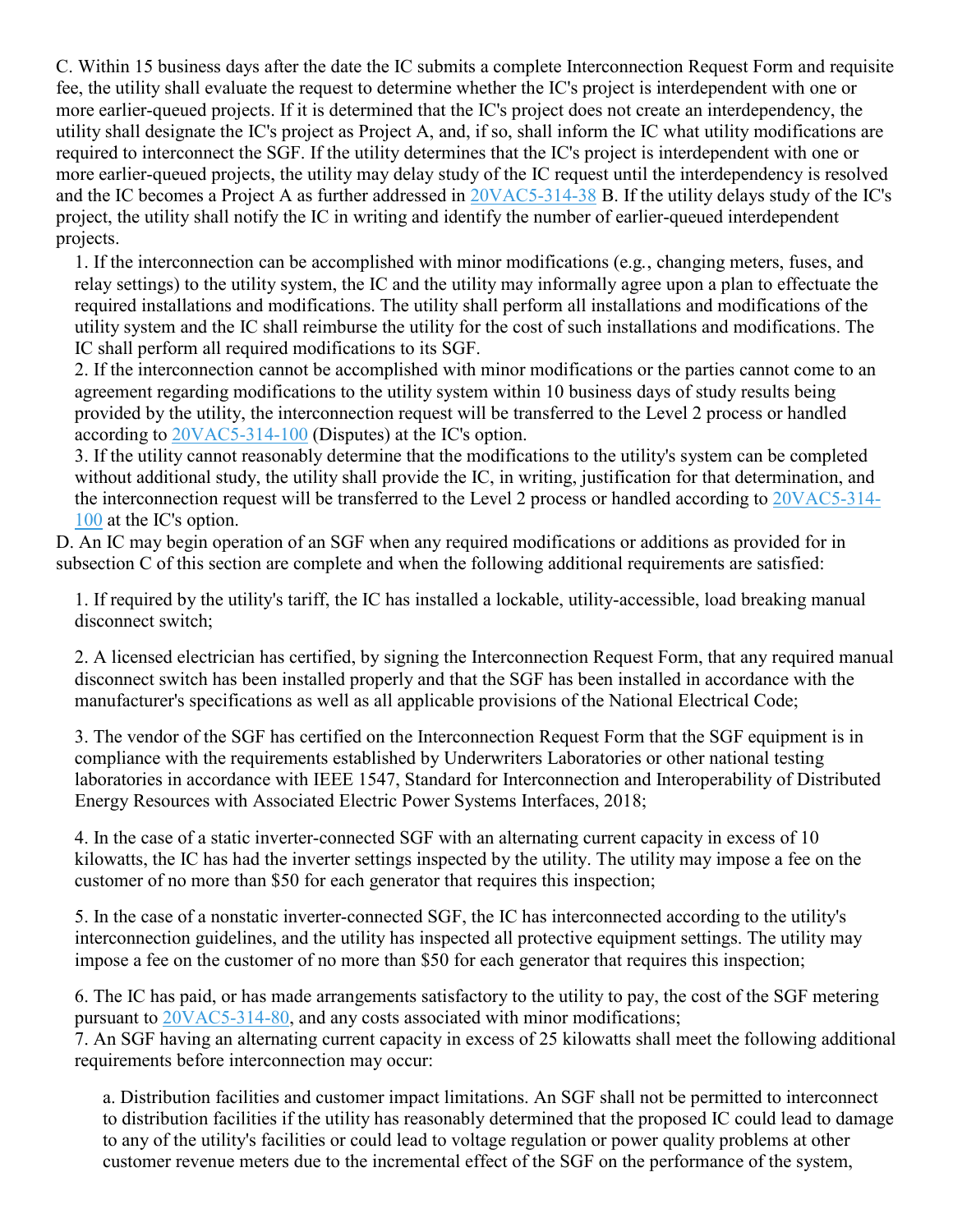C. Within 15 business days after the date the IC submits a complete Interconnection Request Form and requisite fee, the utility shall evaluate the request to determine whether the IC's project is interdependent with one or more earlier-queued projects. If it is determined that the IC's project does not create an interdependency, the utility shall designate the IC's project as Project A, and, if so, shall inform the IC what utility modifications are required to interconnect the SGF. If the utility determines that the IC's project is interdependent with one or more earlier-queued projects, the utility may delay study of the IC request until the interdependency is resolved and the IC becomes a Project A as further addressed in 20VAC5-314-38 B. If the utility delays study of the IC's project, the utility shall notify the IC in writing and identify the number of earlier-queued interdependent projects.

1. If the interconnection can be accomplished with minor modifications (e.g., changing meters, fuses, and relay settings) to the utility system, the IC and the utility may informally agree upon a plan to effectuate the required installations and modifications. The utility shall perform all installations and modifications of the utility system and the IC shall reimburse the utility for the cost of such installations and modifications. The IC shall perform all required modifications to its SGF.
2. If the interconnection cannot be accomplished with minor modifications or the parties cannot come to an agreement regarding modifications to the utility system within 10 business days of study results being provided by the utility, the interconnection request will be transferred to the Level 2 process or handled according to 20VAC5-314-100 (Disputes) at the IC's option.
3. If the utility cannot reasonably determine that the modifications to the utility's system can be completed without additional study, the utility shall provide the IC, in writing, justification for that determination, and the interconnection request will be transferred to the Level 2 process or handled according to 20VAC5-314-100 at the IC's option.

D. An IC may begin operation of an SGF when any required modifications or additions as provided for in subsection C of this section are complete and when the following additional requirements are satisfied:

1. If required by the utility's tariff, the IC has installed a lockable, utility-accessible, load breaking manual disconnect switch;

2. A licensed electrician has certified, by signing the Interconnection Request Form, that any required manual disconnect switch has been installed properly and that the SGF has been installed in accordance with the manufacturer's specifications as well as all applicable provisions of the National Electrical Code;

3. The vendor of the SGF has certified on the Interconnection Request Form that the SGF equipment is in compliance with the requirements established by Underwriters Laboratories or other national testing laboratories in accordance with IEEE 1547, Standard for Interconnection and Interoperability of Distributed Energy Resources with Associated Electric Power Systems Interfaces, 2018;

4. In the case of a static inverter-connected SGF with an alternating current capacity in excess of 10 kilowatts, the IC has had the inverter settings inspected by the utility. The utility may impose a fee on the customer of no more than $50 for each generator that requires this inspection;

5. In the case of a nonstatic inverter-connected SGF, the IC has interconnected according to the utility's interconnection guidelines, and the utility has inspected all protective equipment settings. The utility may impose a fee on the customer of no more than $50 for each generator that requires this inspection;

6. The IC has paid, or has made arrangements satisfactory to the utility to pay, the cost of the SGF metering pursuant to 20VAC5-314-80, and any costs associated with minor modifications;
7. An SGF having an alternating current capacity in excess of 25 kilowatts shall meet the following additional requirements before interconnection may occur:

a. Distribution facilities and customer impact limitations. An SGF shall not be permitted to interconnect to distribution facilities if the utility has reasonably determined that the proposed IC could lead to damage to any of the utility's facilities or could lead to voltage regulation or power quality problems at other customer revenue meters due to the incremental effect of the SGF on the performance of the system,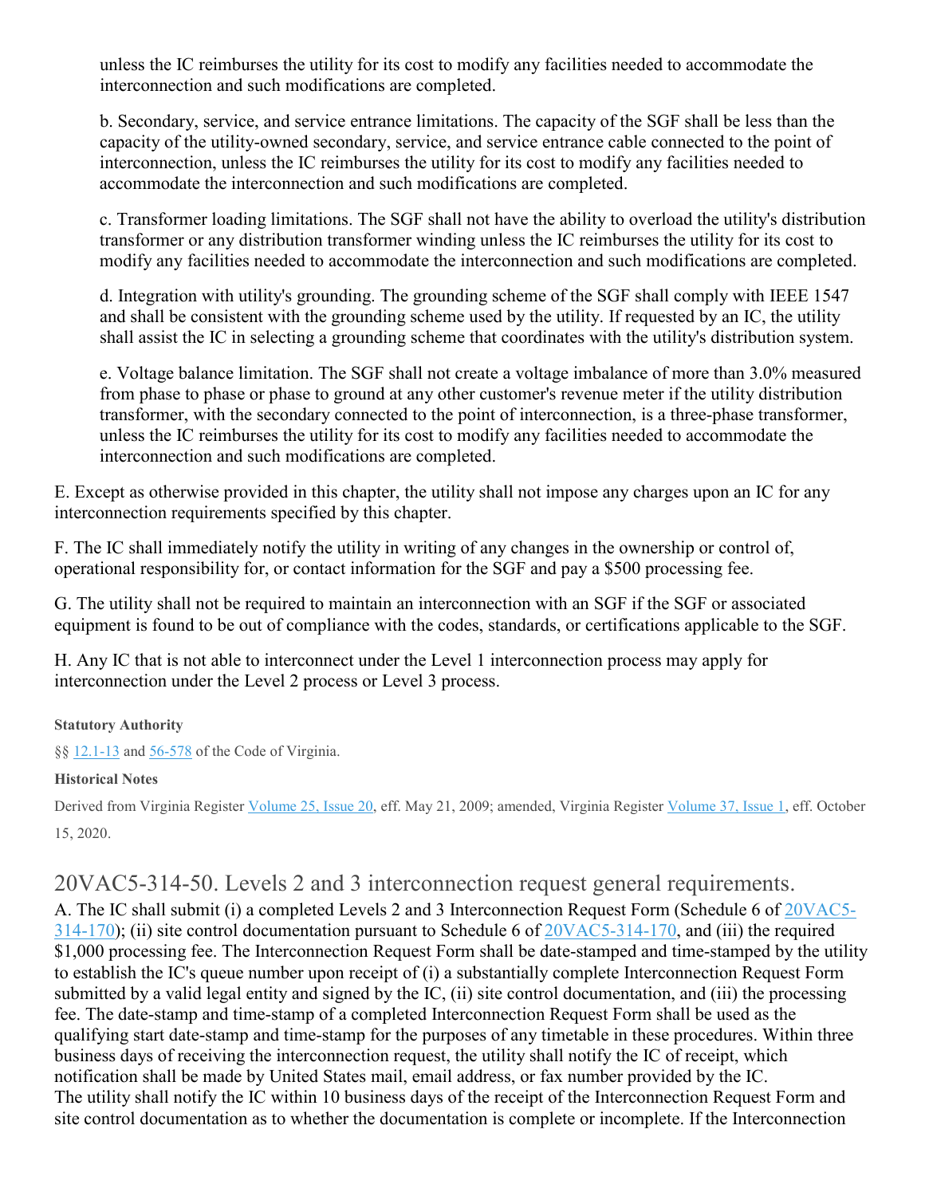unless the IC reimburses the utility for its cost to modify any facilities needed to accommodate the interconnection and such modifications are completed.

b. Secondary, service, and service entrance limitations. The capacity of the SGF shall be less than the capacity of the utility-owned secondary, service, and service entrance cable connected to the point of interconnection, unless the IC reimburses the utility for its cost to modify any facilities needed to accommodate the interconnection and such modifications are completed.

c. Transformer loading limitations. The SGF shall not have the ability to overload the utility's distribution transformer or any distribution transformer winding unless the IC reimburses the utility for its cost to modify any facilities needed to accommodate the interconnection and such modifications are completed.

d. Integration with utility's grounding. The grounding scheme of the SGF shall comply with IEEE 1547 and shall be consistent with the grounding scheme used by the utility. If requested by an IC, the utility shall assist the IC in selecting a grounding scheme that coordinates with the utility's distribution system.

e. Voltage balance limitation. The SGF shall not create a voltage imbalance of more than 3.0% measured from phase to phase or phase to ground at any other customer's revenue meter if the utility distribution transformer, with the secondary connected to the point of interconnection, is a three-phase transformer, unless the IC reimburses the utility for its cost to modify any facilities needed to accommodate the interconnection and such modifications are completed.

E. Except as otherwise provided in this chapter, the utility shall not impose any charges upon an IC for any interconnection requirements specified by this chapter.

F. The IC shall immediately notify the utility in writing of any changes in the ownership or control of, operational responsibility for, or contact information for the SGF and pay a $500 processing fee.

G. The utility shall not be required to maintain an interconnection with an SGF if the SGF or associated equipment is found to be out of compliance with the codes, standards, or certifications applicable to the SGF.

H. Any IC that is not able to interconnect under the Level 1 interconnection process may apply for interconnection under the Level 2 process or Level 3 process.

**Statutory Authority**

§§ 12.1-13 and 56-578 of the Code of Virginia.

**Historical Notes**

Derived from Virginia Register Volume 25, Issue 20, eff. May 21, 2009; amended, Virginia Register Volume 37, Issue 1, eff. October 15, 2020.

## 20VAC5-314-50. Levels 2 and 3 interconnection request general requirements.

A. The IC shall submit (i) a completed Levels 2 and 3 Interconnection Request Form (Schedule 6 of 20VAC5-314-170); (ii) site control documentation pursuant to Schedule 6 of 20VAC5-314-170, and (iii) the required $1,000 processing fee. The Interconnection Request Form shall be date-stamped and time-stamped by the utility to establish the IC's queue number upon receipt of (i) a substantially complete Interconnection Request Form submitted by a valid legal entity and signed by the IC, (ii) site control documentation, and (iii) the processing fee. The date-stamp and time-stamp of a completed Interconnection Request Form shall be used as the qualifying start date-stamp and time-stamp for the purposes of any timetable in these procedures. Within three business days of receiving the interconnection request, the utility shall notify the IC of receipt, which notification shall be made by United States mail, email address, or fax number provided by the IC.
The utility shall notify the IC within 10 business days of the receipt of the Interconnection Request Form and site control documentation as to whether the documentation is complete or incomplete. If the Interconnection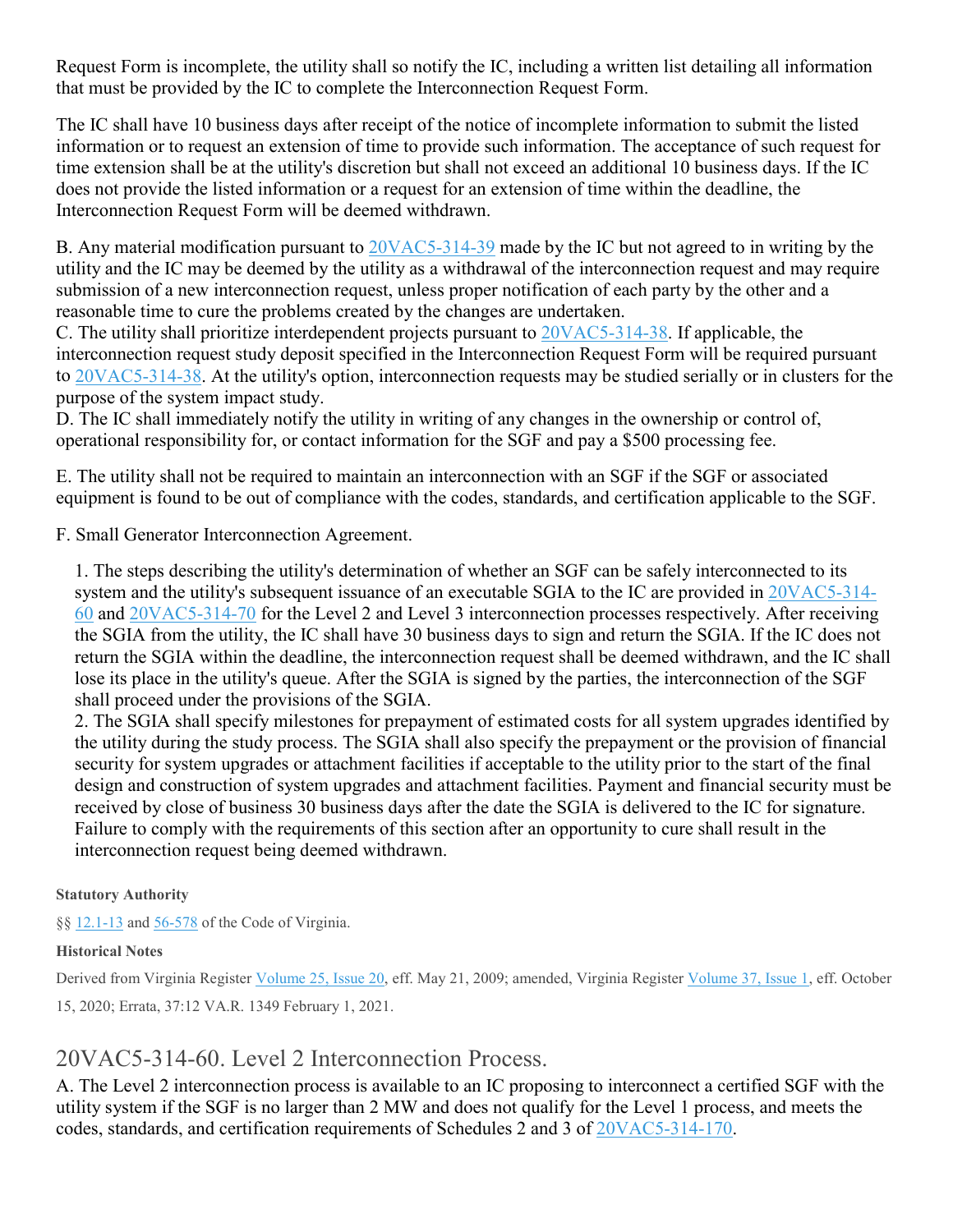Request Form is incomplete, the utility shall so notify the IC, including a written list detailing all information that must be provided by the IC to complete the Interconnection Request Form.

The IC shall have 10 business days after receipt of the notice of incomplete information to submit the listed information or to request an extension of time to provide such information. The acceptance of such request for time extension shall be at the utility's discretion but shall not exceed an additional 10 business days. If the IC does not provide the listed information or a request for an extension of time within the deadline, the Interconnection Request Form will be deemed withdrawn.

B. Any material modification pursuant to 20VAC5-314-39 made by the IC but not agreed to in writing by the utility and the IC may be deemed by the utility as a withdrawal of the interconnection request and may require submission of a new interconnection request, unless proper notification of each party by the other and a reasonable time to cure the problems created by the changes are undertaken.

C. The utility shall prioritize interdependent projects pursuant to 20VAC5-314-38. If applicable, the interconnection request study deposit specified in the Interconnection Request Form will be required pursuant to 20VAC5-314-38. At the utility's option, interconnection requests may be studied serially or in clusters for the purpose of the system impact study.

D. The IC shall immediately notify the utility in writing of any changes in the ownership or control of, operational responsibility for, or contact information for the SGF and pay a $500 processing fee.

E. The utility shall not be required to maintain an interconnection with an SGF if the SGF or associated equipment is found to be out of compliance with the codes, standards, and certification applicable to the SGF.

F. Small Generator Interconnection Agreement.

1. The steps describing the utility's determination of whether an SGF can be safely interconnected to its system and the utility's subsequent issuance of an executable SGIA to the IC are provided in 20VAC5-314-60 and 20VAC5-314-70 for the Level 2 and Level 3 interconnection processes respectively. After receiving the SGIA from the utility, the IC shall have 30 business days to sign and return the SGIA. If the IC does not return the SGIA within the deadline, the interconnection request shall be deemed withdrawn, and the IC shall lose its place in the utility's queue. After the SGIA is signed by the parties, the interconnection of the SGF shall proceed under the provisions of the SGIA.

2. The SGIA shall specify milestones for prepayment of estimated costs for all system upgrades identified by the utility during the study process. The SGIA shall also specify the prepayment or the provision of financial security for system upgrades or attachment facilities if acceptable to the utility prior to the start of the final design and construction of system upgrades and attachment facilities. Payment and financial security must be received by close of business 30 business days after the date the SGIA is delivered to the IC for signature. Failure to comply with the requirements of this section after an opportunity to cure shall result in the interconnection request being deemed withdrawn.

**Statutory Authority**

§§ 12.1-13 and 56-578 of the Code of Virginia.

**Historical Notes**

Derived from Virginia Register Volume 25, Issue 20, eff. May 21, 2009; amended, Virginia Register Volume 37, Issue 1, eff. October 15, 2020; Errata, 37:12 VA.R. 1349 February 1, 2021.

## 20VAC5-314-60. Level 2 Interconnection Process.

A. The Level 2 interconnection process is available to an IC proposing to interconnect a certified SGF with the utility system if the SGF is no larger than 2 MW and does not qualify for the Level 1 process, and meets the codes, standards, and certification requirements of Schedules 2 and 3 of 20VAC5-314-170.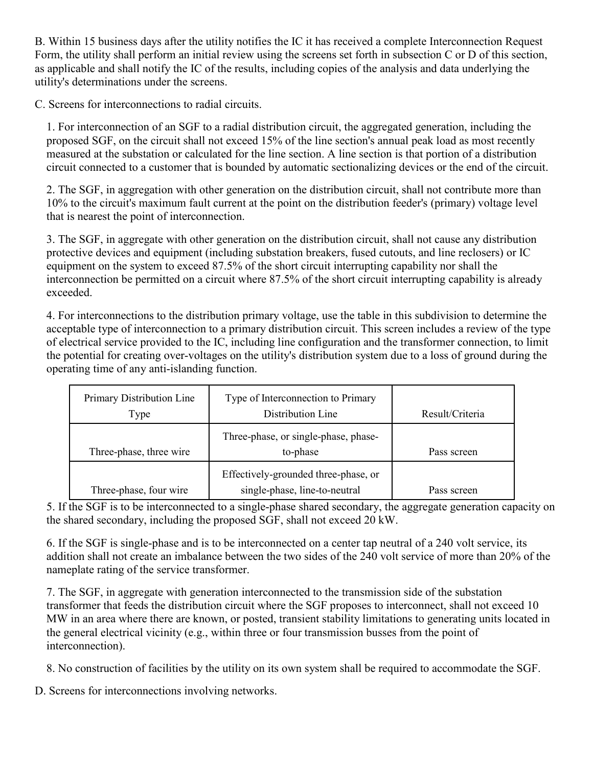B. Within 15 business days after the utility notifies the IC it has received a complete Interconnection Request Form, the utility shall perform an initial review using the screens set forth in subsection C or D of this section, as applicable and shall notify the IC of the results, including copies of the analysis and data underlying the utility's determinations under the screens.

C. Screens for interconnections to radial circuits.

1. For interconnection of an SGF to a radial distribution circuit, the aggregated generation, including the proposed SGF, on the circuit shall not exceed 15% of the line section's annual peak load as most recently measured at the substation or calculated for the line section. A line section is that portion of a distribution circuit connected to a customer that is bounded by automatic sectionalizing devices or the end of the circuit.

2. The SGF, in aggregation with other generation on the distribution circuit, shall not contribute more than 10% to the circuit's maximum fault current at the point on the distribution feeder's (primary) voltage level that is nearest the point of interconnection.

3. The SGF, in aggregate with other generation on the distribution circuit, shall not cause any distribution protective devices and equipment (including substation breakers, fused cutouts, and line reclosers) or IC equipment on the system to exceed 87.5% of the short circuit interrupting capability nor shall the interconnection be permitted on a circuit where 87.5% of the short circuit interrupting capability is already exceeded.

4. For interconnections to the distribution primary voltage, use the table in this subdivision to determine the acceptable type of interconnection to a primary distribution circuit. This screen includes a review of the type of electrical service provided to the IC, including line configuration and the transformer connection, to limit the potential for creating over-voltages on the utility's distribution system due to a loss of ground during the operating time of any anti-islanding function.

| Primary Distribution Line Type | Type of Interconnection to Primary Distribution Line | Result/Criteria |
| --- | --- | --- |
| Three-phase, three wire | Three-phase, or single-phase, phase-to-phase | Pass screen |
| Three-phase, four wire | Effectively-grounded three-phase, or single-phase, line-to-neutral | Pass screen |

5. If the SGF is to be interconnected to a single-phase shared secondary, the aggregate generation capacity on the shared secondary, including the proposed SGF, shall not exceed 20 kW.

6. If the SGF is single-phase and is to be interconnected on a center tap neutral of a 240 volt service, its addition shall not create an imbalance between the two sides of the 240 volt service of more than 20% of the nameplate rating of the service transformer.

7. The SGF, in aggregate with generation interconnected to the transmission side of the substation transformer that feeds the distribution circuit where the SGF proposes to interconnect, shall not exceed 10 MW in an area where there are known, or posted, transient stability limitations to generating units located in the general electrical vicinity (e.g., within three or four transmission busses from the point of interconnection).

8. No construction of facilities by the utility on its own system shall be required to accommodate the SGF.

D. Screens for interconnections involving networks.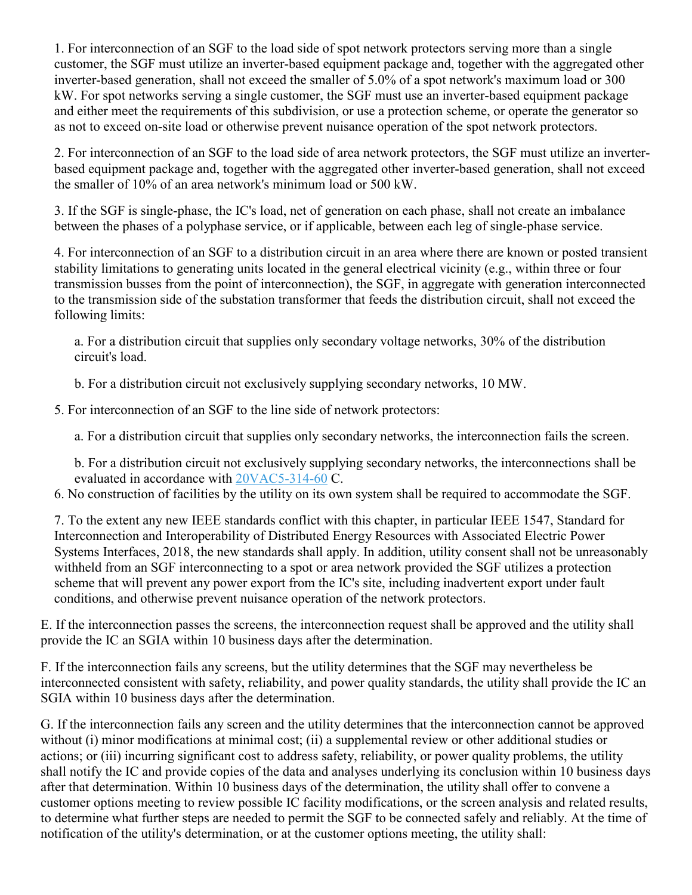1. For interconnection of an SGF to the load side of spot network protectors serving more than a single customer, the SGF must utilize an inverter-based equipment package and, together with the aggregated other inverter-based generation, shall not exceed the smaller of 5.0% of a spot network's maximum load or 300 kW. For spot networks serving a single customer, the SGF must use an inverter-based equipment package and either meet the requirements of this subdivision, or use a protection scheme, or operate the generator so as not to exceed on-site load or otherwise prevent nuisance operation of the spot network protectors.

2. For interconnection of an SGF to the load side of area network protectors, the SGF must utilize an inverter-based equipment package and, together with the aggregated other inverter-based generation, shall not exceed the smaller of 10% of an area network's minimum load or 500 kW.

3. If the SGF is single-phase, the IC's load, net of generation on each phase, shall not create an imbalance between the phases of a polyphase service, or if applicable, between each leg of single-phase service.

4. For interconnection of an SGF to a distribution circuit in an area where there are known or posted transient stability limitations to generating units located in the general electrical vicinity (e.g., within three or four transmission busses from the point of interconnection), the SGF, in aggregate with generation interconnected to the transmission side of the substation transformer that feeds the distribution circuit, shall not exceed the following limits:

   a. For a distribution circuit that supplies only secondary voltage networks, 30% of the distribution circuit's load.

   b. For a distribution circuit not exclusively supplying secondary networks, 10 MW.

5. For interconnection of an SGF to the line side of network protectors:

   a. For a distribution circuit that supplies only secondary networks, the interconnection fails the screen.

   b. For a distribution circuit not exclusively supplying secondary networks, the interconnections shall be evaluated in accordance with 20VAC5-314-60 C.

6. No construction of facilities by the utility on its own system shall be required to accommodate the SGF.

7. To the extent any new IEEE standards conflict with this chapter, in particular IEEE 1547, Standard for Interconnection and Interoperability of Distributed Energy Resources with Associated Electric Power Systems Interfaces, 2018, the new standards shall apply. In addition, utility consent shall not be unreasonably withheld from an SGF interconnecting to a spot or area network provided the SGF utilizes a protection scheme that will prevent any power export from the IC's site, including inadvertent export under fault conditions, and otherwise prevent nuisance operation of the network protectors.

E. If the interconnection passes the screens, the interconnection request shall be approved and the utility shall provide the IC an SGIA within 10 business days after the determination.

F. If the interconnection fails any screens, but the utility determines that the SGF may nevertheless be interconnected consistent with safety, reliability, and power quality standards, the utility shall provide the IC an SGIA within 10 business days after the determination.

G. If the interconnection fails any screen and the utility determines that the interconnection cannot be approved without (i) minor modifications at minimal cost; (ii) a supplemental review or other additional studies or actions; or (iii) incurring significant cost to address safety, reliability, or power quality problems, the utility shall notify the IC and provide copies of the data and analyses underlying its conclusion within 10 business days after that determination. Within 10 business days of the determination, the utility shall offer to convene a customer options meeting to review possible IC facility modifications, or the screen analysis and related results, to determine what further steps are needed to permit the SGF to be connected safely and reliably. At the time of notification of the utility's determination, or at the customer options meeting, the utility shall: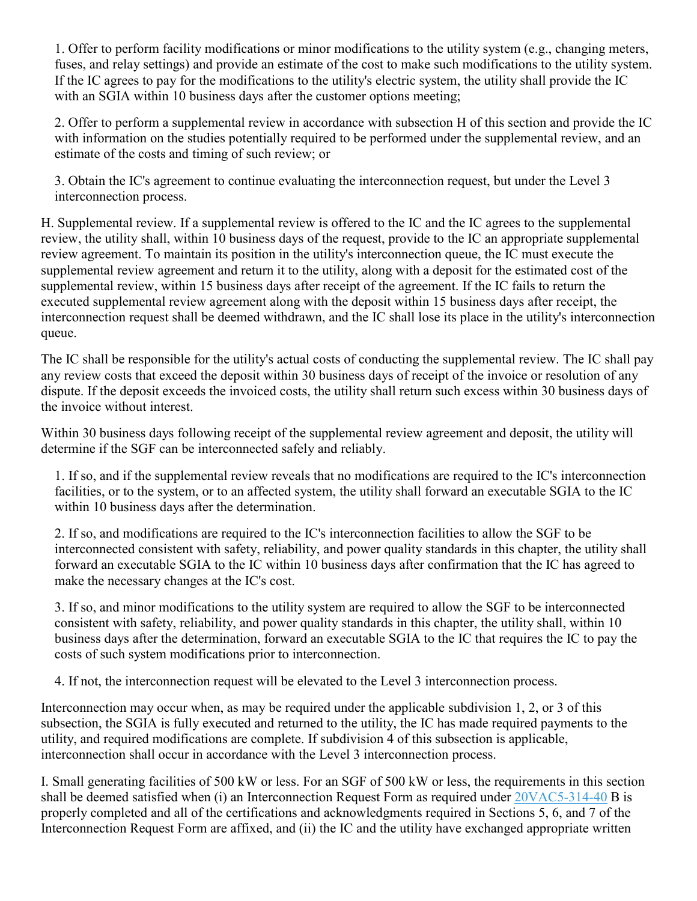1. Offer to perform facility modifications or minor modifications to the utility system (e.g., changing meters, fuses, and relay settings) and provide an estimate of the cost to make such modifications to the utility system. If the IC agrees to pay for the modifications to the utility's electric system, the utility shall provide the IC with an SGIA within 10 business days after the customer options meeting;

2. Offer to perform a supplemental review in accordance with subsection H of this section and provide the IC with information on the studies potentially required to be performed under the supplemental review, and an estimate of the costs and timing of such review; or

3. Obtain the IC's agreement to continue evaluating the interconnection request, but under the Level 3 interconnection process.

H. Supplemental review. If a supplemental review is offered to the IC and the IC agrees to the supplemental review, the utility shall, within 10 business days of the request, provide to the IC an appropriate supplemental review agreement. To maintain its position in the utility's interconnection queue, the IC must execute the supplemental review agreement and return it to the utility, along with a deposit for the estimated cost of the supplemental review, within 15 business days after receipt of the agreement. If the IC fails to return the executed supplemental review agreement along with the deposit within 15 business days after receipt, the interconnection request shall be deemed withdrawn, and the IC shall lose its place in the utility's interconnection queue.

The IC shall be responsible for the utility's actual costs of conducting the supplemental review. The IC shall pay any review costs that exceed the deposit within 30 business days of receipt of the invoice or resolution of any dispute. If the deposit exceeds the invoiced costs, the utility shall return such excess within 30 business days of the invoice without interest.

Within 30 business days following receipt of the supplemental review agreement and deposit, the utility will determine if the SGF can be interconnected safely and reliably.

1. If so, and if the supplemental review reveals that no modifications are required to the IC's interconnection facilities, or to the system, or to an affected system, the utility shall forward an executable SGIA to the IC within 10 business days after the determination.

2. If so, and modifications are required to the IC's interconnection facilities to allow the SGF to be interconnected consistent with safety, reliability, and power quality standards in this chapter, the utility shall forward an executable SGIA to the IC within 10 business days after confirmation that the IC has agreed to make the necessary changes at the IC's cost.

3. If so, and minor modifications to the utility system are required to allow the SGF to be interconnected consistent with safety, reliability, and power quality standards in this chapter, the utility shall, within 10 business days after the determination, forward an executable SGIA to the IC that requires the IC to pay the costs of such system modifications prior to interconnection.

4. If not, the interconnection request will be elevated to the Level 3 interconnection process.

Interconnection may occur when, as may be required under the applicable subdivision 1, 2, or 3 of this subsection, the SGIA is fully executed and returned to the utility, the IC has made required payments to the utility, and required modifications are complete. If subdivision 4 of this subsection is applicable, interconnection shall occur in accordance with the Level 3 interconnection process.

I. Small generating facilities of 500 kW or less. For an SGF of 500 kW or less, the requirements in this section shall be deemed satisfied when (i) an Interconnection Request Form as required under 20VAC5-314-40 B is properly completed and all of the certifications and acknowledgments required in Sections 5, 6, and 7 of the Interconnection Request Form are affixed, and (ii) the IC and the utility have exchanged appropriate written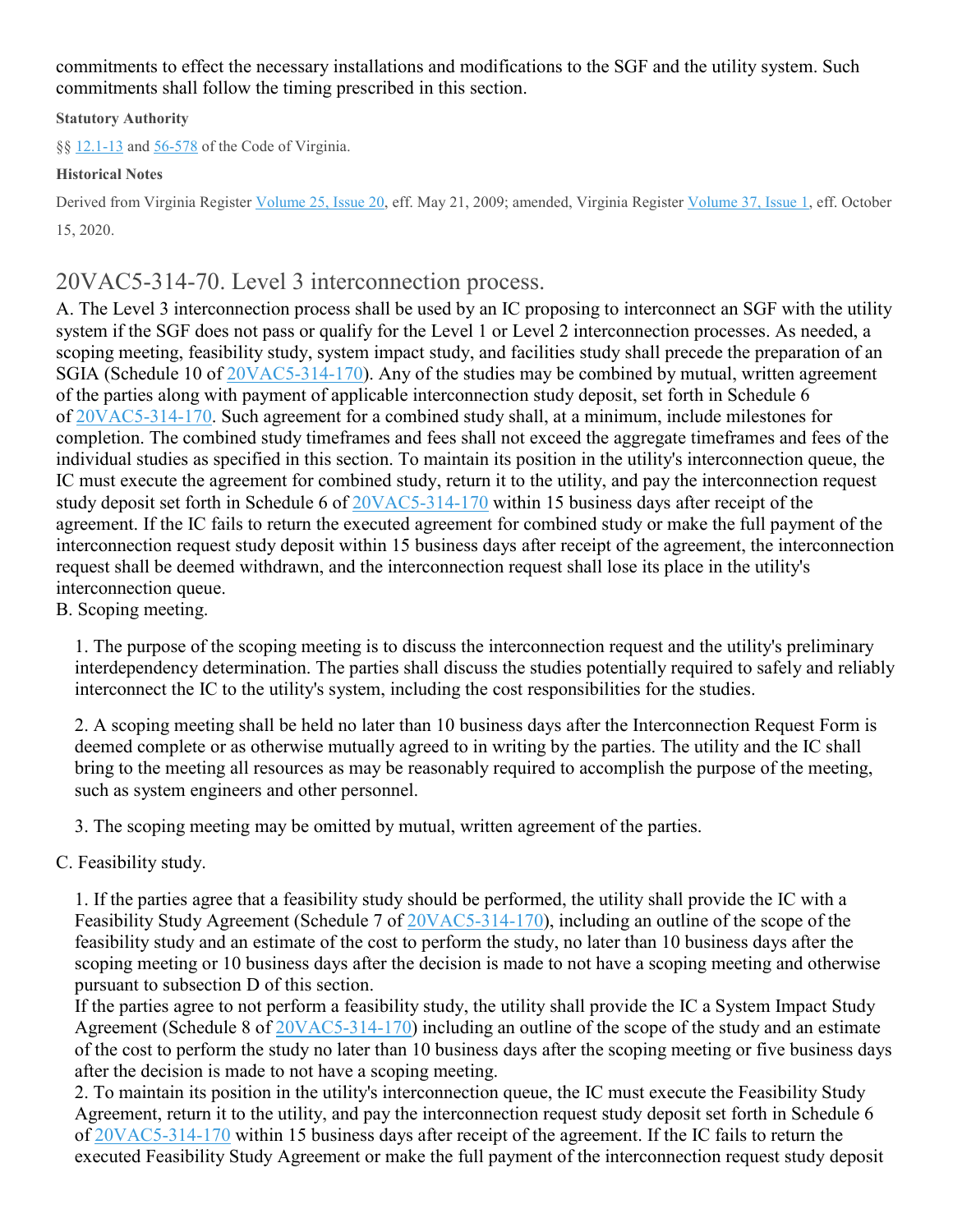commitments to effect the necessary installations and modifications to the SGF and the utility system. Such commitments shall follow the timing prescribed in this section.

**Statutory Authority**

§§ 12.1-13 and 56-578 of the Code of Virginia.

**Historical Notes**

Derived from Virginia Register Volume 25, Issue 20, eff. May 21, 2009; amended, Virginia Register Volume 37, Issue 1, eff. October 15, 2020.

## 20VAC5-314-70. Level 3 interconnection process.

A. The Level 3 interconnection process shall be used by an IC proposing to interconnect an SGF with the utility system if the SGF does not pass or qualify for the Level 1 or Level 2 interconnection processes. As needed, a scoping meeting, feasibility study, system impact study, and facilities study shall precede the preparation of an SGIA (Schedule 10 of 20VAC5-314-170). Any of the studies may be combined by mutual, written agreement of the parties along with payment of applicable interconnection study deposit, set forth in Schedule 6 of 20VAC5-314-170. Such agreement for a combined study shall, at a minimum, include milestones for completion. The combined study timeframes and fees shall not exceed the aggregate timeframes and fees of the individual studies as specified in this section. To maintain its position in the utility's interconnection queue, the IC must execute the agreement for combined study, return it to the utility, and pay the interconnection request study deposit set forth in Schedule 6 of 20VAC5-314-170 within 15 business days after receipt of the agreement. If the IC fails to return the executed agreement for combined study or make the full payment of the interconnection request study deposit within 15 business days after receipt of the agreement, the interconnection request shall be deemed withdrawn, and the interconnection request shall lose its place in the utility's interconnection queue.

B. Scoping meeting.

1. The purpose of the scoping meeting is to discuss the interconnection request and the utility's preliminary interdependency determination. The parties shall discuss the studies potentially required to safely and reliably interconnect the IC to the utility's system, including the cost responsibilities for the studies.

2. A scoping meeting shall be held no later than 10 business days after the Interconnection Request Form is deemed complete or as otherwise mutually agreed to in writing by the parties. The utility and the IC shall bring to the meeting all resources as may be reasonably required to accomplish the purpose of the meeting, such as system engineers and other personnel.

3. The scoping meeting may be omitted by mutual, written agreement of the parties.

C. Feasibility study.

1. If the parties agree that a feasibility study should be performed, the utility shall provide the IC with a Feasibility Study Agreement (Schedule 7 of 20VAC5-314-170), including an outline of the scope of the feasibility study and an estimate of the cost to perform the study, no later than 10 business days after the scoping meeting or 10 business days after the decision is made to not have a scoping meeting and otherwise pursuant to subsection D of this section.
If the parties agree to not perform a feasibility study, the utility shall provide the IC a System Impact Study Agreement (Schedule 8 of 20VAC5-314-170) including an outline of the scope of the study and an estimate of the cost to perform the study no later than 10 business days after the scoping meeting or five business days after the decision is made to not have a scoping meeting.

2. To maintain its position in the utility's interconnection queue, the IC must execute the Feasibility Study Agreement, return it to the utility, and pay the interconnection request study deposit set forth in Schedule 6 of 20VAC5-314-170 within 15 business days after receipt of the agreement. If the IC fails to return the executed Feasibility Study Agreement or make the full payment of the interconnection request study deposit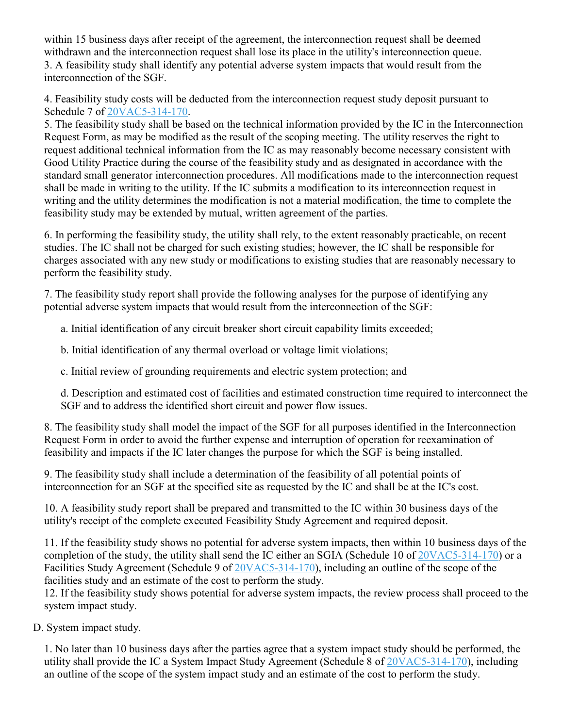within 15 business days after receipt of the agreement, the interconnection request shall be deemed withdrawn and the interconnection request shall lose its place in the utility's interconnection queue.

3. A feasibility study shall identify any potential adverse system impacts that would result from the interconnection of the SGF.

4. Feasibility study costs will be deducted from the interconnection request study deposit pursuant to Schedule 7 of 20VAC5-314-170.

5. The feasibility study shall be based on the technical information provided by the IC in the Interconnection Request Form, as may be modified as the result of the scoping meeting. The utility reserves the right to request additional technical information from the IC as may reasonably become necessary consistent with Good Utility Practice during the course of the feasibility study and as designated in accordance with the standard small generator interconnection procedures. All modifications made to the interconnection request shall be made in writing to the utility. If the IC submits a modification to its interconnection request in writing and the utility determines the modification is not a material modification, the time to complete the feasibility study may be extended by mutual, written agreement of the parties.

6. In performing the feasibility study, the utility shall rely, to the extent reasonably practicable, on recent studies. The IC shall not be charged for such existing studies; however, the IC shall be responsible for charges associated with any new study or modifications to existing studies that are reasonably necessary to perform the feasibility study.

7. The feasibility study report shall provide the following analyses for the purpose of identifying any potential adverse system impacts that would result from the interconnection of the SGF:

a. Initial identification of any circuit breaker short circuit capability limits exceeded;

b. Initial identification of any thermal overload or voltage limit violations;

c. Initial review of grounding requirements and electric system protection; and

d. Description and estimated cost of facilities and estimated construction time required to interconnect the SGF and to address the identified short circuit and power flow issues.

8. The feasibility study shall model the impact of the SGF for all purposes identified in the Interconnection Request Form in order to avoid the further expense and interruption of operation for reexamination of feasibility and impacts if the IC later changes the purpose for which the SGF is being installed.

9. The feasibility study shall include a determination of the feasibility of all potential points of interconnection for an SGF at the specified site as requested by the IC and shall be at the IC's cost.

10. A feasibility study report shall be prepared and transmitted to the IC within 30 business days of the utility's receipt of the complete executed Feasibility Study Agreement and required deposit.

11. If the feasibility study shows no potential for adverse system impacts, then within 10 business days of the completion of the study, the utility shall send the IC either an SGIA (Schedule 10 of 20VAC5-314-170) or a Facilities Study Agreement (Schedule 9 of 20VAC5-314-170), including an outline of the scope of the facilities study and an estimate of the cost to perform the study.

12. If the feasibility study shows potential for adverse system impacts, the review process shall proceed to the system impact study.

D. System impact study.

1. No later than 10 business days after the parties agree that a system impact study should be performed, the utility shall provide the IC a System Impact Study Agreement (Schedule 8 of 20VAC5-314-170), including an outline of the scope of the system impact study and an estimate of the cost to perform the study.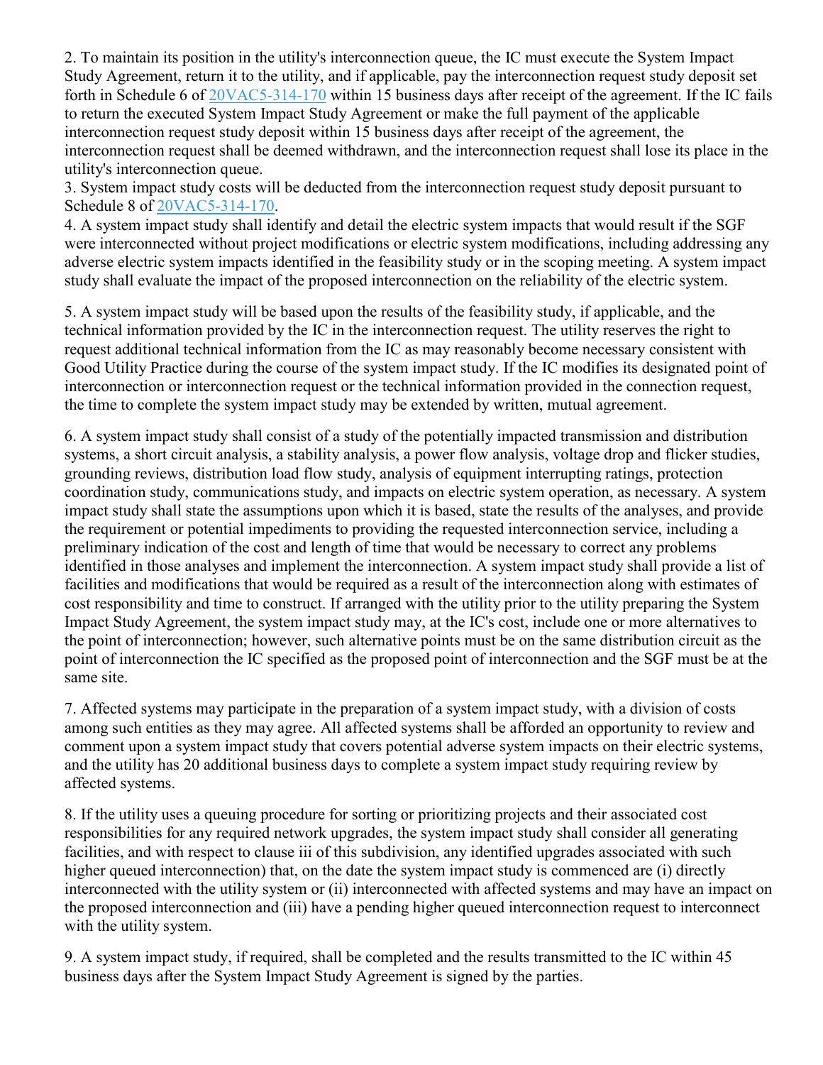2. To maintain its position in the utility's interconnection queue, the IC must execute the System Impact Study Agreement, return it to the utility, and if applicable, pay the interconnection request study deposit set forth in Schedule 6 of 20VAC5-314-170 within 15 business days after receipt of the agreement. If the IC fails to return the executed System Impact Study Agreement or make the full payment of the applicable interconnection request study deposit within 15 business days after receipt of the agreement, the interconnection request shall be deemed withdrawn, and the interconnection request shall lose its place in the utility's interconnection queue.

3. System impact study costs will be deducted from the interconnection request study deposit pursuant to Schedule 8 of 20VAC5-314-170.

4. A system impact study shall identify and detail the electric system impacts that would result if the SGF were interconnected without project modifications or electric system modifications, including addressing any adverse electric system impacts identified in the feasibility study or in the scoping meeting. A system impact study shall evaluate the impact of the proposed interconnection on the reliability of the electric system.

5. A system impact study will be based upon the results of the feasibility study, if applicable, and the technical information provided by the IC in the interconnection request. The utility reserves the right to request additional technical information from the IC as may reasonably become necessary consistent with Good Utility Practice during the course of the system impact study. If the IC modifies its designated point of interconnection or interconnection request or the technical information provided in the connection request, the time to complete the system impact study may be extended by written, mutual agreement.

6. A system impact study shall consist of a study of the potentially impacted transmission and distribution systems, a short circuit analysis, a stability analysis, a power flow analysis, voltage drop and flicker studies, grounding reviews, distribution load flow study, analysis of equipment interrupting ratings, protection coordination study, communications study, and impacts on electric system operation, as necessary. A system impact study shall state the assumptions upon which it is based, state the results of the analyses, and provide the requirement or potential impediments to providing the requested interconnection service, including a preliminary indication of the cost and length of time that would be necessary to correct any problems identified in those analyses and implement the interconnection. A system impact study shall provide a list of facilities and modifications that would be required as a result of the interconnection along with estimates of cost responsibility and time to construct. If arranged with the utility prior to the utility preparing the System Impact Study Agreement, the system impact study may, at the IC's cost, include one or more alternatives to the point of interconnection; however, such alternative points must be on the same distribution circuit as the point of interconnection the IC specified as the proposed point of interconnection and the SGF must be at the same site.

7. Affected systems may participate in the preparation of a system impact study, with a division of costs among such entities as they may agree. All affected systems shall be afforded an opportunity to review and comment upon a system impact study that covers potential adverse system impacts on their electric systems, and the utility has 20 additional business days to complete a system impact study requiring review by affected systems.

8. If the utility uses a queuing procedure for sorting or prioritizing projects and their associated cost responsibilities for any required network upgrades, the system impact study shall consider all generating facilities, and with respect to clause iii of this subdivision, any identified upgrades associated with such higher queued interconnection) that, on the date the system impact study is commenced are (i) directly interconnected with the utility system or (ii) interconnected with affected systems and may have an impact on the proposed interconnection and (iii) have a pending higher queued interconnection request to interconnect with the utility system.

9. A system impact study, if required, shall be completed and the results transmitted to the IC within 45 business days after the System Impact Study Agreement is signed by the parties.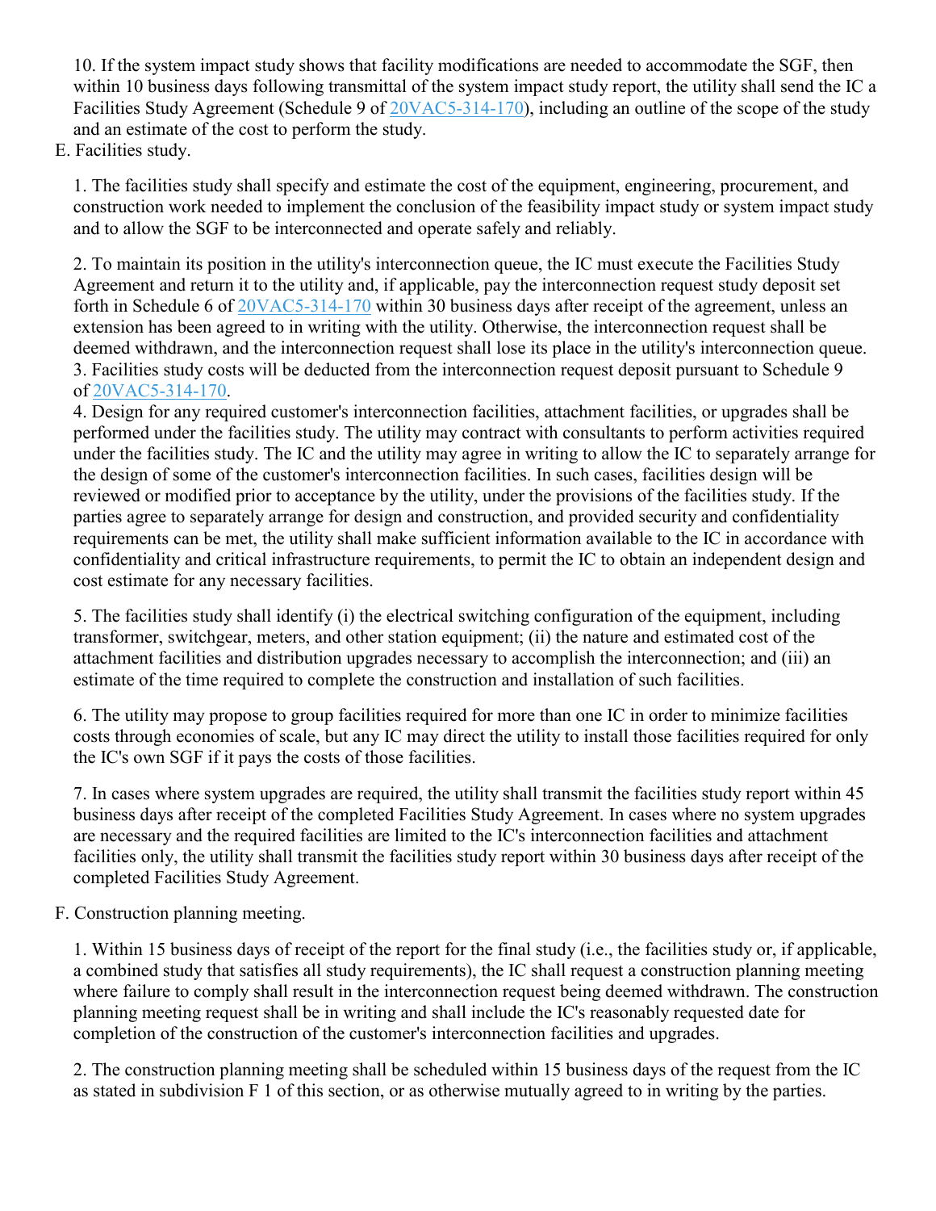10. If the system impact study shows that facility modifications are needed to accommodate the SGF, then within 10 business days following transmittal of the system impact study report, the utility shall send the IC a Facilities Study Agreement (Schedule 9 of 20VAC5-314-170), including an outline of the scope of the study and an estimate of the cost to perform the study.

E. Facilities study.

1. The facilities study shall specify and estimate the cost of the equipment, engineering, procurement, and construction work needed to implement the conclusion of the feasibility impact study or system impact study and to allow the SGF to be interconnected and operate safely and reliably.

2. To maintain its position in the utility's interconnection queue, the IC must execute the Facilities Study Agreement and return it to the utility and, if applicable, pay the interconnection request study deposit set forth in Schedule 6 of 20VAC5-314-170 within 30 business days after receipt of the agreement, unless an extension has been agreed to in writing with the utility. Otherwise, the interconnection request shall be deemed withdrawn, and the interconnection request shall lose its place in the utility's interconnection queue.

3. Facilities study costs will be deducted from the interconnection request deposit pursuant to Schedule 9 of 20VAC5-314-170.

4. Design for any required customer's interconnection facilities, attachment facilities, or upgrades shall be performed under the facilities study. The utility may contract with consultants to perform activities required under the facilities study. The IC and the utility may agree in writing to allow the IC to separately arrange for the design of some of the customer's interconnection facilities. In such cases, facilities design will be reviewed or modified prior to acceptance by the utility, under the provisions of the facilities study. If the parties agree to separately arrange for design and construction, and provided security and confidentiality requirements can be met, the utility shall make sufficient information available to the IC in accordance with confidentiality and critical infrastructure requirements, to permit the IC to obtain an independent design and cost estimate for any necessary facilities.

5. The facilities study shall identify (i) the electrical switching configuration of the equipment, including transformer, switchgear, meters, and other station equipment; (ii) the nature and estimated cost of the attachment facilities and distribution upgrades necessary to accomplish the interconnection; and (iii) an estimate of the time required to complete the construction and installation of such facilities.

6. The utility may propose to group facilities required for more than one IC in order to minimize facilities costs through economies of scale, but any IC may direct the utility to install those facilities required for only the IC's own SGF if it pays the costs of those facilities.

7. In cases where system upgrades are required, the utility shall transmit the facilities study report within 45 business days after receipt of the completed Facilities Study Agreement. In cases where no system upgrades are necessary and the required facilities are limited to the IC's interconnection facilities and attachment facilities only, the utility shall transmit the facilities study report within 30 business days after receipt of the completed Facilities Study Agreement.

F. Construction planning meeting.

1. Within 15 business days of receipt of the report for the final study (i.e., the facilities study or, if applicable, a combined study that satisfies all study requirements), the IC shall request a construction planning meeting where failure to comply shall result in the interconnection request being deemed withdrawn. The construction planning meeting request shall be in writing and shall include the IC's reasonably requested date for completion of the construction of the customer's interconnection facilities and upgrades.

2. The construction planning meeting shall be scheduled within 15 business days of the request from the IC as stated in subdivision F 1 of this section, or as otherwise mutually agreed to in writing by the parties.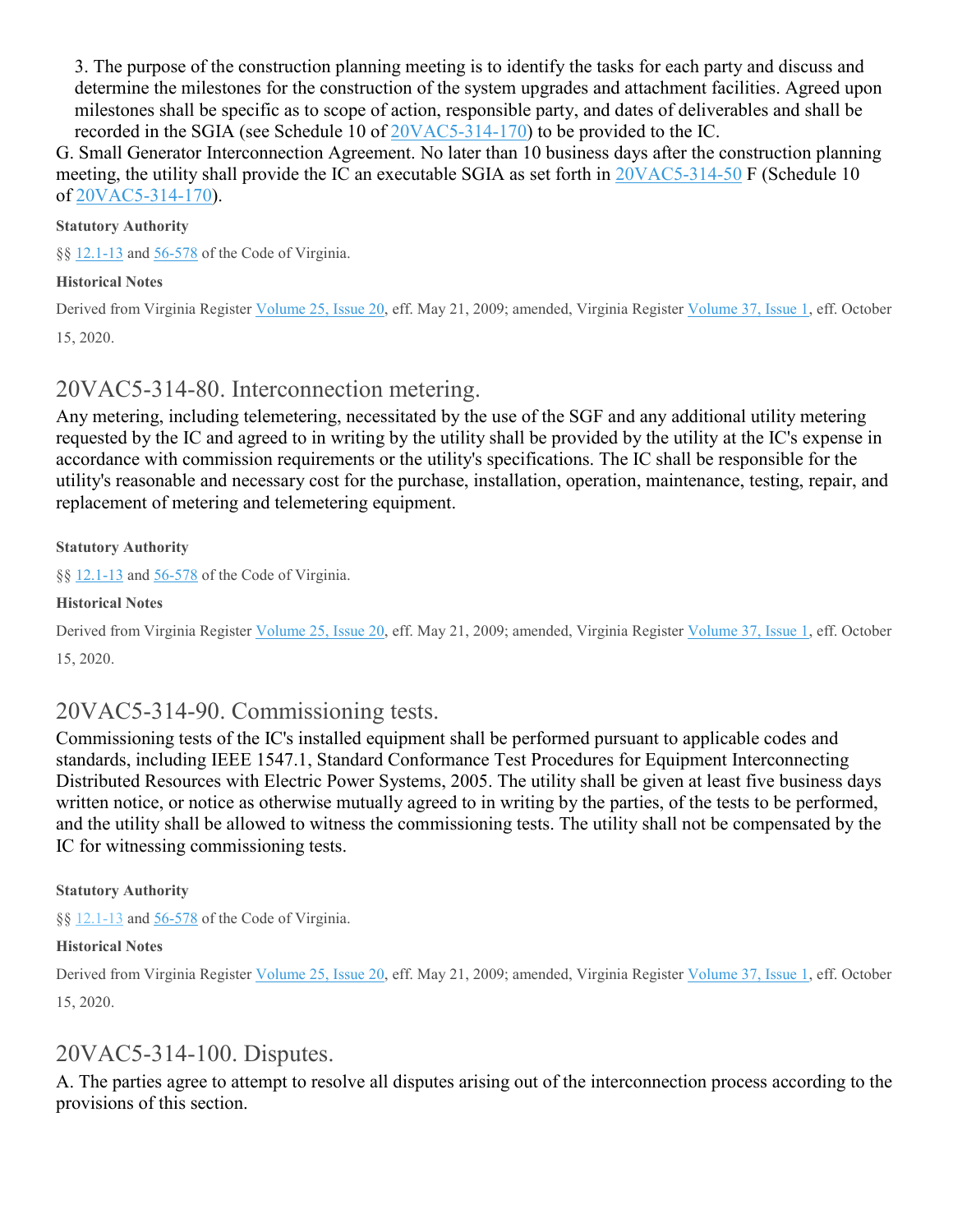3. The purpose of the construction planning meeting is to identify the tasks for each party and discuss and determine the milestones for the construction of the system upgrades and attachment facilities. Agreed upon milestones shall be specific as to scope of action, responsible party, and dates of deliverables and shall be recorded in the SGIA (see Schedule 10 of 20VAC5-314-170) to be provided to the IC.

G. Small Generator Interconnection Agreement. No later than 10 business days after the construction planning meeting, the utility shall provide the IC an executable SGIA as set forth in 20VAC5-314-50 F (Schedule 10 of 20VAC5-314-170).

**Statutory Authority**

§§ 12.1-13 and 56-578 of the Code of Virginia.

**Historical Notes**

Derived from Virginia Register Volume 25, Issue 20, eff. May 21, 2009; amended, Virginia Register Volume 37, Issue 1, eff. October 15, 2020.

## 20VAC5-314-80. Interconnection metering.

Any metering, including telemetering, necessitated by the use of the SGF and any additional utility metering requested by the IC and agreed to in writing by the utility shall be provided by the utility at the IC's expense in accordance with commission requirements or the utility's specifications. The IC shall be responsible for the utility's reasonable and necessary cost for the purchase, installation, operation, maintenance, testing, repair, and replacement of metering and telemetering equipment.

**Statutory Authority**

§§ 12.1-13 and 56-578 of the Code of Virginia.

**Historical Notes**

Derived from Virginia Register Volume 25, Issue 20, eff. May 21, 2009; amended, Virginia Register Volume 37, Issue 1, eff. October 15, 2020.

## 20VAC5-314-90. Commissioning tests.

Commissioning tests of the IC's installed equipment shall be performed pursuant to applicable codes and standards, including IEEE 1547.1, Standard Conformance Test Procedures for Equipment Interconnecting Distributed Resources with Electric Power Systems, 2005. The utility shall be given at least five business days written notice, or notice as otherwise mutually agreed to in writing by the parties, of the tests to be performed, and the utility shall be allowed to witness the commissioning tests. The utility shall not be compensated by the IC for witnessing commissioning tests.

**Statutory Authority**

§§ 12.1-13 and 56-578 of the Code of Virginia.

**Historical Notes**

Derived from Virginia Register Volume 25, Issue 20, eff. May 21, 2009; amended, Virginia Register Volume 37, Issue 1, eff. October 15, 2020.

## 20VAC5-314-100. Disputes.

A. The parties agree to attempt to resolve all disputes arising out of the interconnection process according to the provisions of this section.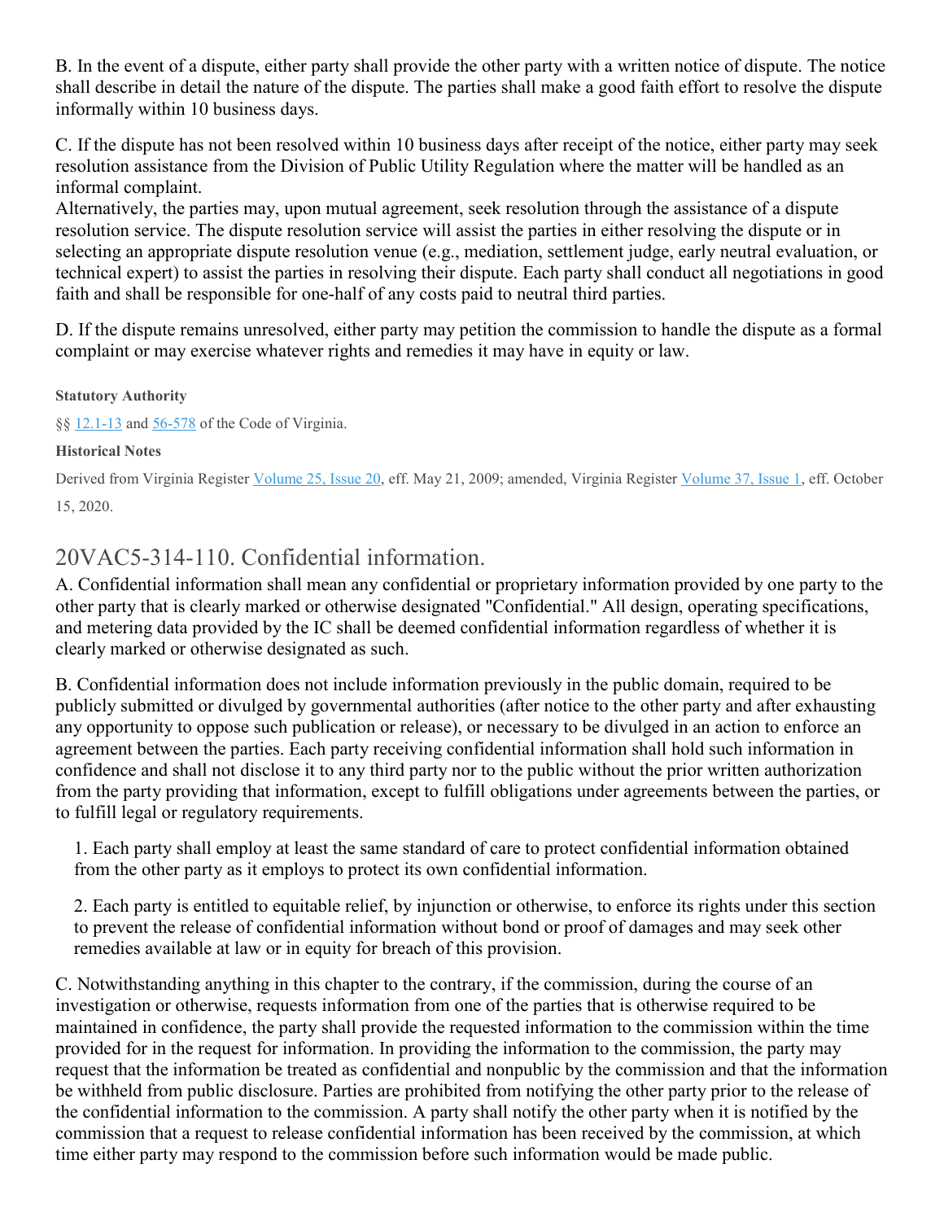B. In the event of a dispute, either party shall provide the other party with a written notice of dispute. The notice shall describe in detail the nature of the dispute. The parties shall make a good faith effort to resolve the dispute informally within 10 business days.

C. If the dispute has not been resolved within 10 business days after receipt of the notice, either party may seek resolution assistance from the Division of Public Utility Regulation where the matter will be handled as an informal complaint.
Alternatively, the parties may, upon mutual agreement, seek resolution through the assistance of a dispute resolution service. The dispute resolution service will assist the parties in either resolving the dispute or in selecting an appropriate dispute resolution venue (e.g., mediation, settlement judge, early neutral evaluation, or technical expert) to assist the parties in resolving their dispute. Each party shall conduct all negotiations in good faith and shall be responsible for one-half of any costs paid to neutral third parties.

D. If the dispute remains unresolved, either party may petition the commission to handle the dispute as a formal complaint or may exercise whatever rights and remedies it may have in equity or law.

**Statutory Authority**

§§ 12.1-13 and 56-578 of the Code of Virginia.

**Historical Notes**

Derived from Virginia Register Volume 25, Issue 20, eff. May 21, 2009; amended, Virginia Register Volume 37, Issue 1, eff. October 15, 2020.

## 20VAC5-314-110. Confidential information.

A. Confidential information shall mean any confidential or proprietary information provided by one party to the other party that is clearly marked or otherwise designated "Confidential." All design, operating specifications, and metering data provided by the IC shall be deemed confidential information regardless of whether it is clearly marked or otherwise designated as such.

B. Confidential information does not include information previously in the public domain, required to be publicly submitted or divulged by governmental authorities (after notice to the other party and after exhausting any opportunity to oppose such publication or release), or necessary to be divulged in an action to enforce an agreement between the parties. Each party receiving confidential information shall hold such information in confidence and shall not disclose it to any third party nor to the public without the prior written authorization from the party providing that information, except to fulfill obligations under agreements between the parties, or to fulfill legal or regulatory requirements.

1. Each party shall employ at least the same standard of care to protect confidential information obtained from the other party as it employs to protect its own confidential information.

2. Each party is entitled to equitable relief, by injunction or otherwise, to enforce its rights under this section to prevent the release of confidential information without bond or proof of damages and may seek other remedies available at law or in equity for breach of this provision.

C. Notwithstanding anything in this chapter to the contrary, if the commission, during the course of an investigation or otherwise, requests information from one of the parties that is otherwise required to be maintained in confidence, the party shall provide the requested information to the commission within the time provided for in the request for information. In providing the information to the commission, the party may request that the information be treated as confidential and nonpublic by the commission and that the information be withheld from public disclosure. Parties are prohibited from notifying the other party prior to the release of the confidential information to the commission. A party shall notify the other party when it is notified by the commission that a request to release confidential information has been received by the commission, at which time either party may respond to the commission before such information would be made public.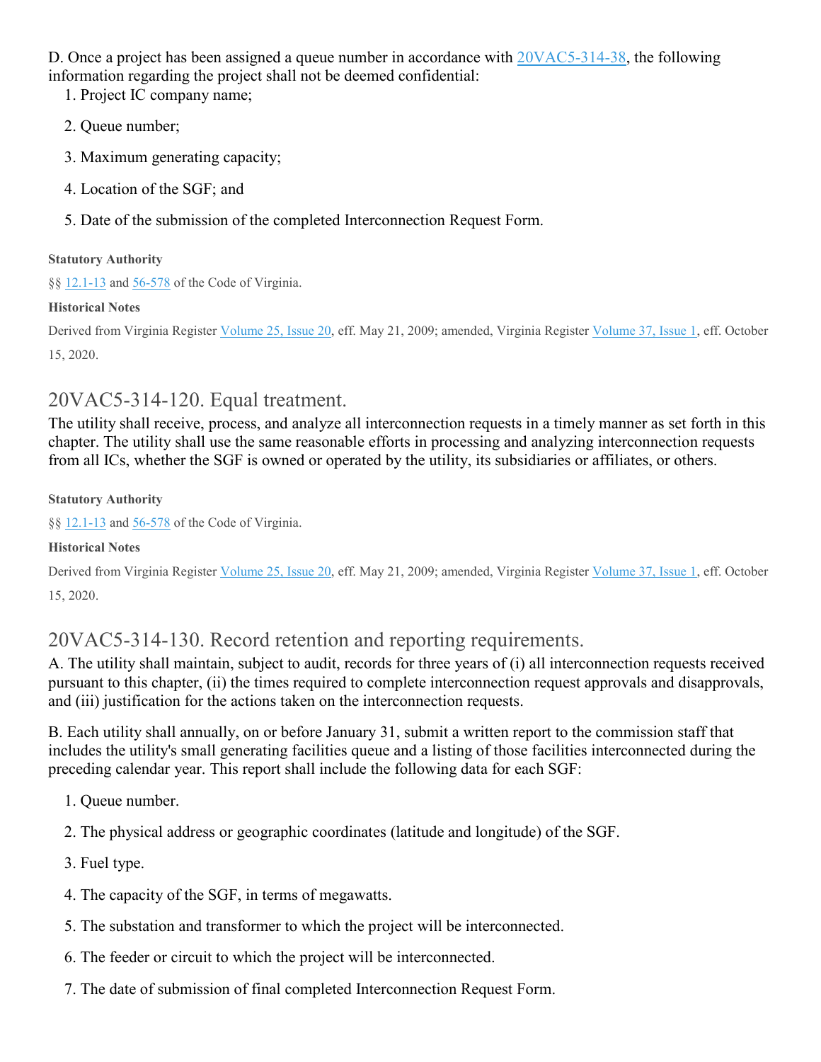D. Once a project has been assigned a queue number in accordance with 20VAC5-314-38, the following information regarding the project shall not be deemed confidential:

1. Project IC company name;
2. Queue number;
3. Maximum generating capacity;
4. Location of the SGF; and
5. Date of the submission of the completed Interconnection Request Form.

**Statutory Authority**

§§ 12.1-13 and 56-578 of the Code of Virginia.

**Historical Notes**

Derived from Virginia Register Volume 25, Issue 20, eff. May 21, 2009; amended, Virginia Register Volume 37, Issue 1, eff. October 15, 2020.

## 20VAC5-314-120. Equal treatment.

The utility shall receive, process, and analyze all interconnection requests in a timely manner as set forth in this chapter. The utility shall use the same reasonable efforts in processing and analyzing interconnection requests from all ICs, whether the SGF is owned or operated by the utility, its subsidiaries or affiliates, or others.

**Statutory Authority**

§§ 12.1-13 and 56-578 of the Code of Virginia.

**Historical Notes**

Derived from Virginia Register Volume 25, Issue 20, eff. May 21, 2009; amended, Virginia Register Volume 37, Issue 1, eff. October 15, 2020.

## 20VAC5-314-130. Record retention and reporting requirements.

A. The utility shall maintain, subject to audit, records for three years of (i) all interconnection requests received pursuant to this chapter, (ii) the times required to complete interconnection request approvals and disapprovals, and (iii) justification for the actions taken on the interconnection requests.

B. Each utility shall annually, on or before January 31, submit a written report to the commission staff that includes the utility's small generating facilities queue and a listing of those facilities interconnected during the preceding calendar year. This report shall include the following data for each SGF:

1. Queue number.
2. The physical address or geographic coordinates (latitude and longitude) of the SGF.
3. Fuel type.
4. The capacity of the SGF, in terms of megawatts.
5. The substation and transformer to which the project will be interconnected.
6. The feeder or circuit to which the project will be interconnected.
7. The date of submission of final completed Interconnection Request Form.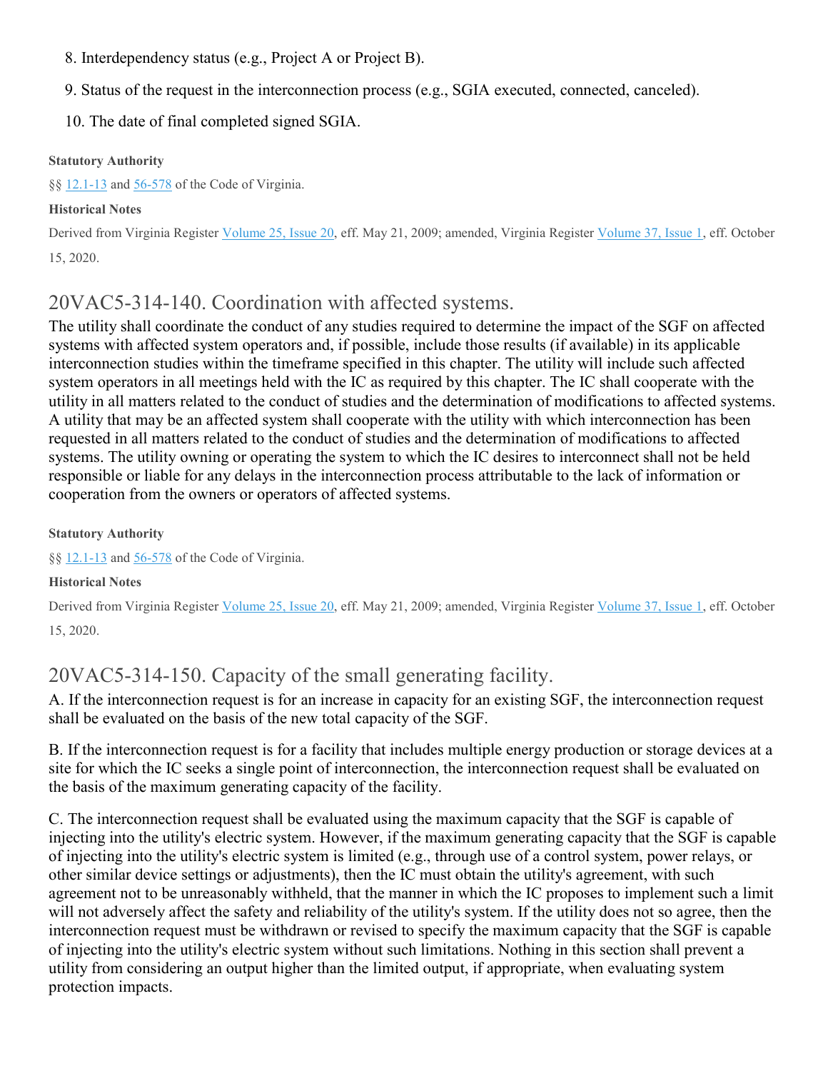8. Interdependency status (e.g., Project A or Project B).

9. Status of the request in the interconnection process (e.g., SGIA executed, connected, canceled).

10. The date of final completed signed SGIA.

**Statutory Authority**

§§ 12.1-13 and 56-578 of the Code of Virginia.

**Historical Notes**

Derived from Virginia Register Volume 25, Issue 20, eff. May 21, 2009; amended, Virginia Register Volume 37, Issue 1, eff. October 15, 2020.

## 20VAC5-314-140. Coordination with affected systems.

The utility shall coordinate the conduct of any studies required to determine the impact of the SGF on affected systems with affected system operators and, if possible, include those results (if available) in its applicable interconnection studies within the timeframe specified in this chapter. The utility will include such affected system operators in all meetings held with the IC as required by this chapter. The IC shall cooperate with the utility in all matters related to the conduct of studies and the determination of modifications to affected systems. A utility that may be an affected system shall cooperate with the utility with which interconnection has been requested in all matters related to the conduct of studies and the determination of modifications to affected systems. The utility owning or operating the system to which the IC desires to interconnect shall not be held responsible or liable for any delays in the interconnection process attributable to the lack of information or cooperation from the owners or operators of affected systems.

**Statutory Authority**

§§ 12.1-13 and 56-578 of the Code of Virginia.

**Historical Notes**

Derived from Virginia Register Volume 25, Issue 20, eff. May 21, 2009; amended, Virginia Register Volume 37, Issue 1, eff. October 15, 2020.

## 20VAC5-314-150. Capacity of the small generating facility.

A. If the interconnection request is for an increase in capacity for an existing SGF, the interconnection request shall be evaluated on the basis of the new total capacity of the SGF.

B. If the interconnection request is for a facility that includes multiple energy production or storage devices at a site for which the IC seeks a single point of interconnection, the interconnection request shall be evaluated on the basis of the maximum generating capacity of the facility.

C. The interconnection request shall be evaluated using the maximum capacity that the SGF is capable of injecting into the utility's electric system. However, if the maximum generating capacity that the SGF is capable of injecting into the utility's electric system is limited (e.g., through use of a control system, power relays, or other similar device settings or adjustments), then the IC must obtain the utility's agreement, with such agreement not to be unreasonably withheld, that the manner in which the IC proposes to implement such a limit will not adversely affect the safety and reliability of the utility's system. If the utility does not so agree, then the interconnection request must be withdrawn or revised to specify the maximum capacity that the SGF is capable of injecting into the utility's electric system without such limitations. Nothing in this section shall prevent a utility from considering an output higher than the limited output, if appropriate, when evaluating system protection impacts.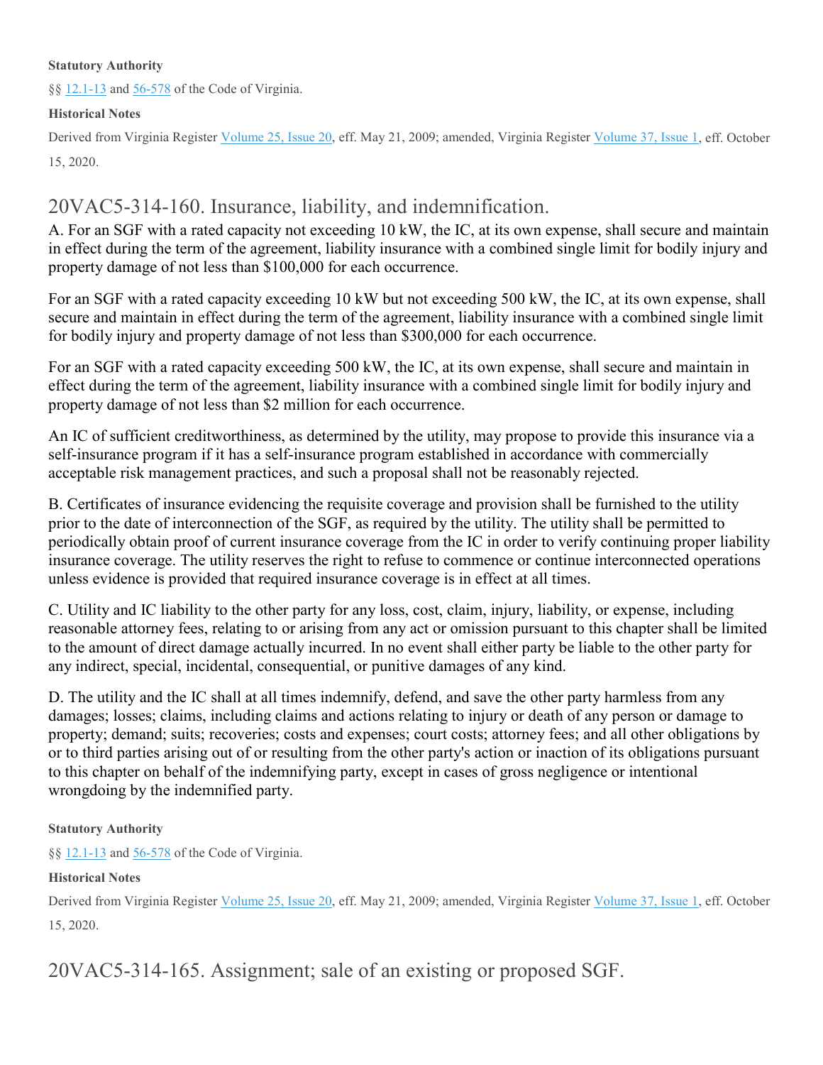**Statutory Authority**

§§ 12.1-13 and 56-578 of the Code of Virginia.

**Historical Notes**

Derived from Virginia Register Volume 25, Issue 20, eff. May 21, 2009; amended, Virginia Register Volume 37, Issue 1, eff. October 15, 2020.

## 20VAC5-314-160. Insurance, liability, and indemnification.

A. For an SGF with a rated capacity not exceeding 10 kW, the IC, at its own expense, shall secure and maintain in effect during the term of the agreement, liability insurance with a combined single limit for bodily injury and property damage of not less than $100,000 for each occurrence.

For an SGF with a rated capacity exceeding 10 kW but not exceeding 500 kW, the IC, at its own expense, shall secure and maintain in effect during the term of the agreement, liability insurance with a combined single limit for bodily injury and property damage of not less than $300,000 for each occurrence.

For an SGF with a rated capacity exceeding 500 kW, the IC, at its own expense, shall secure and maintain in effect during the term of the agreement, liability insurance with a combined single limit for bodily injury and property damage of not less than $2 million for each occurrence.

An IC of sufficient creditworthiness, as determined by the utility, may propose to provide this insurance via a self-insurance program if it has a self-insurance program established in accordance with commercially acceptable risk management practices, and such a proposal shall not be reasonably rejected.

B. Certificates of insurance evidencing the requisite coverage and provision shall be furnished to the utility prior to the date of interconnection of the SGF, as required by the utility. The utility shall be permitted to periodically obtain proof of current insurance coverage from the IC in order to verify continuing proper liability insurance coverage. The utility reserves the right to refuse to commence or continue interconnected operations unless evidence is provided that required insurance coverage is in effect at all times.

C. Utility and IC liability to the other party for any loss, cost, claim, injury, liability, or expense, including reasonable attorney fees, relating to or arising from any act or omission pursuant to this chapter shall be limited to the amount of direct damage actually incurred. In no event shall either party be liable to the other party for any indirect, special, incidental, consequential, or punitive damages of any kind.

D. The utility and the IC shall at all times indemnify, defend, and save the other party harmless from any damages; losses; claims, including claims and actions relating to injury or death of any person or damage to property; demand; suits; recoveries; costs and expenses; court costs; attorney fees; and all other obligations by or to third parties arising out of or resulting from the other party's action or inaction of its obligations pursuant to this chapter on behalf of the indemnifying party, except in cases of gross negligence or intentional wrongdoing by the indemnified party.

**Statutory Authority**

§§ 12.1-13 and 56-578 of the Code of Virginia.

**Historical Notes**

Derived from Virginia Register Volume 25, Issue 20, eff. May 21, 2009; amended, Virginia Register Volume 37, Issue 1, eff. October 15, 2020.

## 20VAC5-314-165. Assignment; sale of an existing or proposed SGF.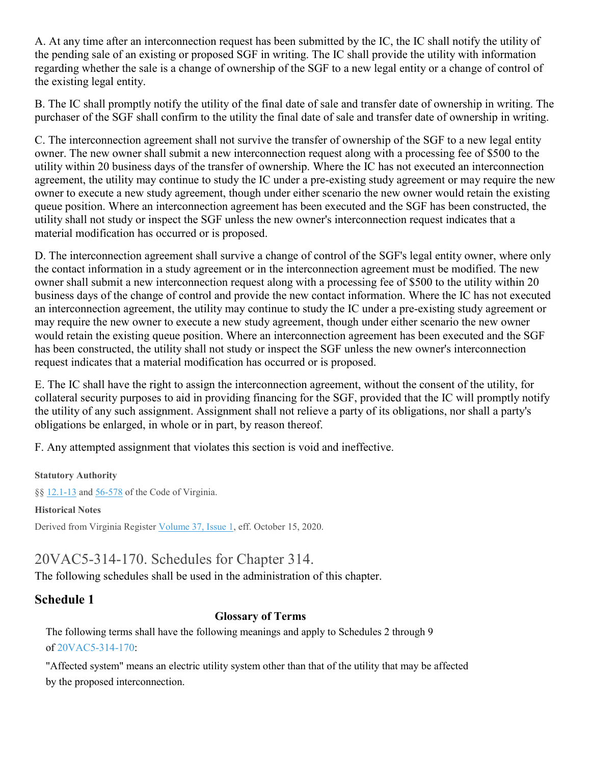A. At any time after an interconnection request has been submitted by the IC, the IC shall notify the utility of the pending sale of an existing or proposed SGF in writing. The IC shall provide the utility with information regarding whether the sale is a change of ownership of the SGF to a new legal entity or a change of control of the existing legal entity.

B. The IC shall promptly notify the utility of the final date of sale and transfer date of ownership in writing. The purchaser of the SGF shall confirm to the utility the final date of sale and transfer date of ownership in writing.

C. The interconnection agreement shall not survive the transfer of ownership of the SGF to a new legal entity owner. The new owner shall submit a new interconnection request along with a processing fee of $500 to the utility within 20 business days of the transfer of ownership. Where the IC has not executed an interconnection agreement, the utility may continue to study the IC under a pre-existing study agreement or may require the new owner to execute a new study agreement, though under either scenario the new owner would retain the existing queue position. Where an interconnection agreement has been executed and the SGF has been constructed, the utility shall not study or inspect the SGF unless the new owner's interconnection request indicates that a material modification has occurred or is proposed.

D. The interconnection agreement shall survive a change of control of the SGF's legal entity owner, where only the contact information in a study agreement or in the interconnection agreement must be modified. The new owner shall submit a new interconnection request along with a processing fee of $500 to the utility within 20 business days of the change of control and provide the new contact information. Where the IC has not executed an interconnection agreement, the utility may continue to study the IC under a pre-existing study agreement or may require the new owner to execute a new study agreement, though under either scenario the new owner would retain the existing queue position. Where an interconnection agreement has been executed and the SGF has been constructed, the utility shall not study or inspect the SGF unless the new owner's interconnection request indicates that a material modification has occurred or is proposed.

E. The IC shall have the right to assign the interconnection agreement, without the consent of the utility, for collateral security purposes to aid in providing financing for the SGF, provided that the IC will promptly notify the utility of any such assignment. Assignment shall not relieve a party of its obligations, nor shall a party's obligations be enlarged, in whole or in part, by reason thereof.

F. Any attempted assignment that violates this section is void and ineffective.

**Statutory Authority**

§§ 12.1-13 and 56-578 of the Code of Virginia.

**Historical Notes**

Derived from Virginia Register Volume 37, Issue 1, eff. October 15, 2020.

## 20VAC5-314-170. Schedules for Chapter 314.

The following schedules shall be used in the administration of this chapter.

### Schedule 1

**Glossary of Terms**

The following terms shall have the following meanings and apply to Schedules 2 through 9 of 20VAC5-314-170:

"Affected system" means an electric utility system other than that of the utility that may be affected by the proposed interconnection.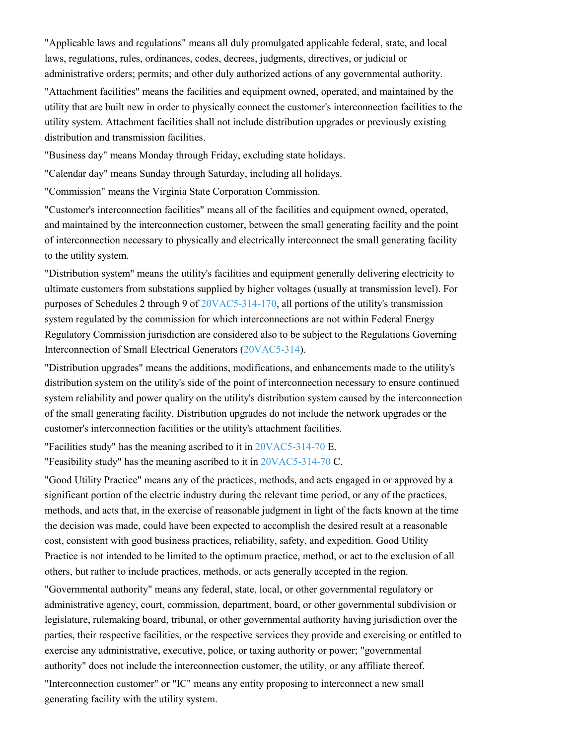"Applicable laws and regulations" means all duly promulgated applicable federal, state, and local laws, regulations, rules, ordinances, codes, decrees, judgments, directives, or judicial or administrative orders; permits; and other duly authorized actions of any governmental authority.

"Attachment facilities" means the facilities and equipment owned, operated, and maintained by the utility that are built new in order to physically connect the customer's interconnection facilities to the utility system. Attachment facilities shall not include distribution upgrades or previously existing distribution and transmission facilities.

"Business day" means Monday through Friday, excluding state holidays.

"Calendar day" means Sunday through Saturday, including all holidays.

"Commission" means the Virginia State Corporation Commission.

"Customer's interconnection facilities" means all of the facilities and equipment owned, operated, and maintained by the interconnection customer, between the small generating facility and the point of interconnection necessary to physically and electrically interconnect the small generating facility to the utility system.

"Distribution system" means the utility's facilities and equipment generally delivering electricity to ultimate customers from substations supplied by higher voltages (usually at transmission level). For purposes of Schedules 2 through 9 of 20VAC5-314-170, all portions of the utility's transmission system regulated by the commission for which interconnections are not within Federal Energy Regulatory Commission jurisdiction are considered also to be subject to the Regulations Governing Interconnection of Small Electrical Generators (20VAC5-314).

"Distribution upgrades" means the additions, modifications, and enhancements made to the utility's distribution system on the utility's side of the point of interconnection necessary to ensure continued system reliability and power quality on the utility's distribution system caused by the interconnection of the small generating facility. Distribution upgrades do not include the network upgrades or the customer's interconnection facilities or the utility's attachment facilities.

"Facilities study" has the meaning ascribed to it in 20VAC5-314-70 E.

"Feasibility study" has the meaning ascribed to it in 20VAC5-314-70 C.

"Good Utility Practice" means any of the practices, methods, and acts engaged in or approved by a significant portion of the electric industry during the relevant time period, or any of the practices, methods, and acts that, in the exercise of reasonable judgment in light of the facts known at the time the decision was made, could have been expected to accomplish the desired result at a reasonable cost, consistent with good business practices, reliability, safety, and expedition. Good Utility Practice is not intended to be limited to the optimum practice, method, or act to the exclusion of all others, but rather to include practices, methods, or acts generally accepted in the region.

"Governmental authority" means any federal, state, local, or other governmental regulatory or administrative agency, court, commission, department, board, or other governmental subdivision or legislature, rulemaking board, tribunal, or other governmental authority having jurisdiction over the parties, their respective facilities, or the respective services they provide and exercising or entitled to exercise any administrative, executive, police, or taxing authority or power; "governmental authority" does not include the interconnection customer, the utility, or any affiliate thereof.

"Interconnection customer" or "IC" means any entity proposing to interconnect a new small generating facility with the utility system.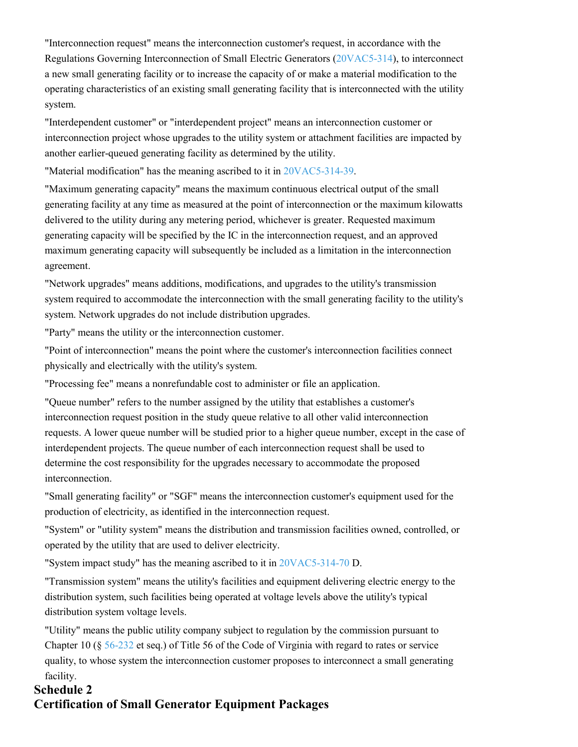"Interconnection request" means the interconnection customer's request, in accordance with the Regulations Governing Interconnection of Small Electric Generators (20VAC5-314), to interconnect a new small generating facility or to increase the capacity of or make a material modification to the operating characteristics of an existing small generating facility that is interconnected with the utility system.

"Interdependent customer" or "interdependent project" means an interconnection customer or interconnection project whose upgrades to the utility system or attachment facilities are impacted by another earlier-queued generating facility as determined by the utility.

"Material modification" has the meaning ascribed to it in 20VAC5-314-39.

"Maximum generating capacity" means the maximum continuous electrical output of the small generating facility at any time as measured at the point of interconnection or the maximum kilowatts delivered to the utility during any metering period, whichever is greater. Requested maximum generating capacity will be specified by the IC in the interconnection request, and an approved maximum generating capacity will subsequently be included as a limitation in the interconnection agreement.

"Network upgrades" means additions, modifications, and upgrades to the utility's transmission system required to accommodate the interconnection with the small generating facility to the utility's system. Network upgrades do not include distribution upgrades.

"Party" means the utility or the interconnection customer.

"Point of interconnection" means the point where the customer's interconnection facilities connect physically and electrically with the utility's system.

"Processing fee" means a nonrefundable cost to administer or file an application.

"Queue number" refers to the number assigned by the utility that establishes a customer's interconnection request position in the study queue relative to all other valid interconnection requests. A lower queue number will be studied prior to a higher queue number, except in the case of interdependent projects. The queue number of each interconnection request shall be used to determine the cost responsibility for the upgrades necessary to accommodate the proposed interconnection.

"Small generating facility" or "SGF" means the interconnection customer's equipment used for the production of electricity, as identified in the interconnection request.

"System" or "utility system" means the distribution and transmission facilities owned, controlled, or operated by the utility that are used to deliver electricity.

"System impact study" has the meaning ascribed to it in 20VAC5-314-70 D.

"Transmission system" means the utility's facilities and equipment delivering electric energy to the distribution system, such facilities being operated at voltage levels above the utility's typical distribution system voltage levels.

"Utility" means the public utility company subject to regulation by the commission pursuant to Chapter 10 (§ 56-232 et seq.) of Title 56 of the Code of Virginia with regard to rates or service quality, to whose system the interconnection customer proposes to interconnect a small generating facility.

## Schedule 2
## Certification of Small Generator Equipment Packages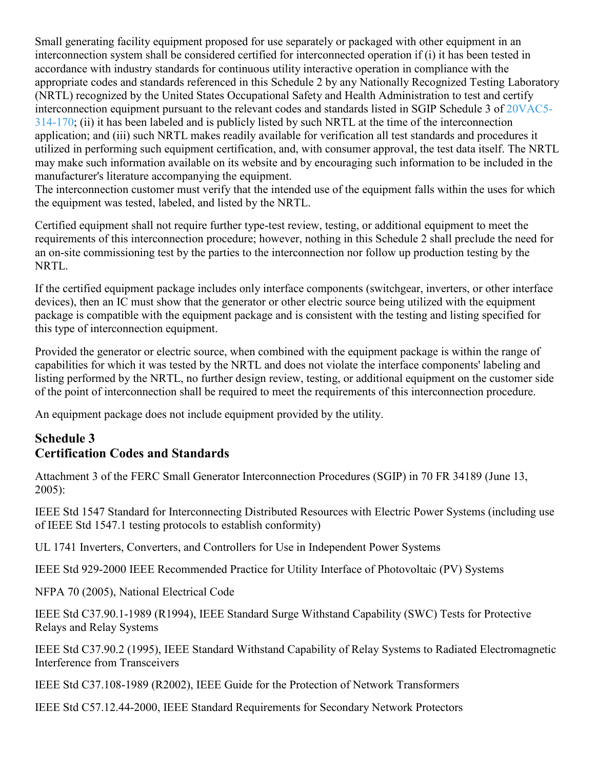Small generating facility equipment proposed for use separately or packaged with other equipment in an interconnection system shall be considered certified for interconnected operation if (i) it has been tested in accordance with industry standards for continuous utility interactive operation in compliance with the appropriate codes and standards referenced in this Schedule 2 by any Nationally Recognized Testing Laboratory (NRTL) recognized by the United States Occupational Safety and Health Administration to test and certify interconnection equipment pursuant to the relevant codes and standards listed in SGIP Schedule 3 of 20VAC5-314-170; (ii) it has been labeled and is publicly listed by such NRTL at the time of the interconnection application; and (iii) such NRTL makes readily available for verification all test standards and procedures it utilized in performing such equipment certification, and, with consumer approval, the test data itself. The NRTL may make such information available on its website and by encouraging such information to be included in the manufacturer's literature accompanying the equipment.
The interconnection customer must verify that the intended use of the equipment falls within the uses for which the equipment was tested, labeled, and listed by the NRTL.

Certified equipment shall not require further type-test review, testing, or additional equipment to meet the requirements of this interconnection procedure; however, nothing in this Schedule 2 shall preclude the need for an on-site commissioning test by the parties to the interconnection nor follow up production testing by the NRTL.

If the certified equipment package includes only interface components (switchgear, inverters, or other interface devices), then an IC must show that the generator or other electric source being utilized with the equipment package is compatible with the equipment package and is consistent with the testing and listing specified for this type of interconnection equipment.

Provided the generator or electric source, when combined with the equipment package is within the range of capabilities for which it was tested by the NRTL and does not violate the interface components' labeling and listing performed by the NRTL, no further design review, testing, or additional equipment on the customer side of the point of interconnection shall be required to meet the requirements of this interconnection procedure.

An equipment package does not include equipment provided by the utility.

## Schedule 3
## Certification Codes and Standards

Attachment 3 of the FERC Small Generator Interconnection Procedures (SGIP) in 70 FR 34189 (June 13, 2005):

IEEE Std 1547 Standard for Interconnecting Distributed Resources with Electric Power Systems (including use of IEEE Std 1547.1 testing protocols to establish conformity)

UL 1741 Inverters, Converters, and Controllers for Use in Independent Power Systems

IEEE Std 929-2000 IEEE Recommended Practice for Utility Interface of Photovoltaic (PV) Systems

NFPA 70 (2005), National Electrical Code

IEEE Std C37.90.1-1989 (R1994), IEEE Standard Surge Withstand Capability (SWC) Tests for Protective Relays and Relay Systems

IEEE Std C37.90.2 (1995), IEEE Standard Withstand Capability of Relay Systems to Radiated Electromagnetic Interference from Transceivers

IEEE Std C37.108-1989 (R2002), IEEE Guide for the Protection of Network Transformers

IEEE Std C57.12.44-2000, IEEE Standard Requirements for Secondary Network Protectors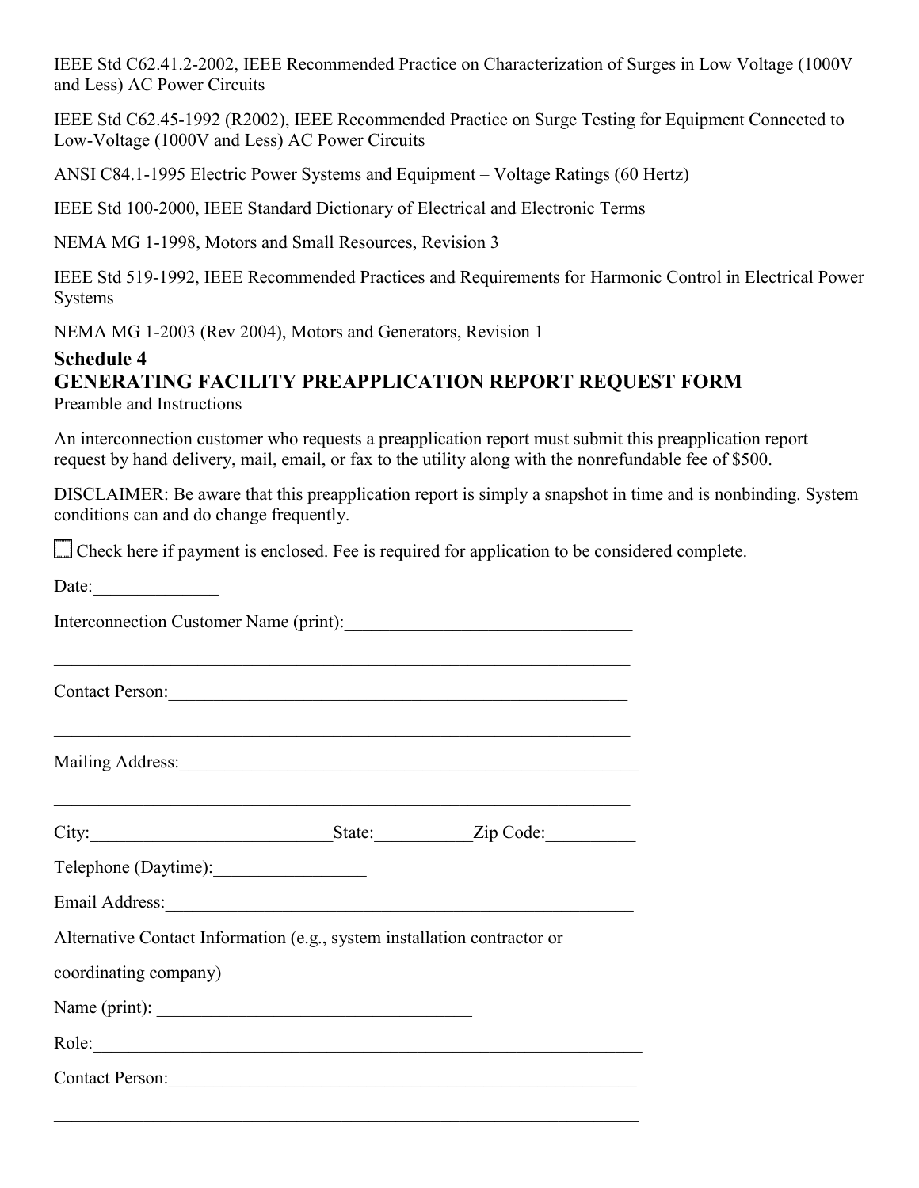IEEE Std C62.41.2-2002, IEEE Recommended Practice on Characterization of Surges in Low Voltage (1000V and Less) AC Power Circuits

IEEE Std C62.45-1992 (R2002), IEEE Recommended Practice on Surge Testing for Equipment Connected to Low-Voltage (1000V and Less) AC Power Circuits

ANSI C84.1-1995 Electric Power Systems and Equipment – Voltage Ratings (60 Hertz)

IEEE Std 100-2000, IEEE Standard Dictionary of Electrical and Electronic Terms

NEMA MG 1-1998, Motors and Small Resources, Revision 3

IEEE Std 519-1992, IEEE Recommended Practices and Requirements for Harmonic Control in Electrical Power Systems

NEMA MG 1-2003 (Rev 2004), Motors and Generators, Revision 1

## Schedule 4
## GENERATING FACILITY PREAPPLICATION REPORT REQUEST FORM

Preamble and Instructions

An interconnection customer who requests a preapplication report must submit this preapplication report request by hand delivery, mail, email, or fax to the utility along with the nonrefundable fee of $500.

DISCLAIMER: Be aware that this preapplication report is simply a snapshot in time and is nonbinding. System conditions can and do change frequently.

☐ Check here if payment is enclosed. Fee is required for application to be considered complete.

Date:______________

Interconnection Customer Name (print):________________________________

_________________________________________________________________

Contact Person:_____________________________________________________

_________________________________________________________________

Mailing Address:____________________________________________________

_________________________________________________________________

City:___________________________State:___________Zip Code:__________

Telephone (Daytime):_________________

Email Address:______________________________________________________

Alternative Contact Information (e.g., system installation contractor or coordinating company)

Name (print): ___________________________________

Role:______________________________________________________________

Contact Person:_____________________________________________________

_________________________________________________________________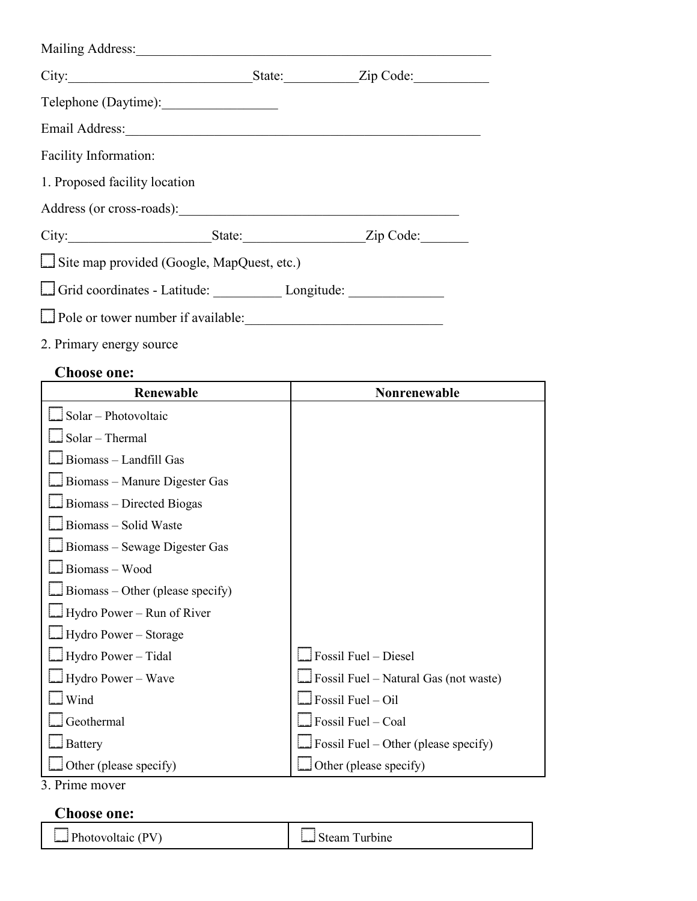Mailing Address:______________________________________________________

City:__________________________State:___________Zip Code:___________

Telephone (Daytime):_________________

Email Address:______________________________________________________

Facility Information:

1. Proposed facility location

Address (or cross-roads):__________________________________________

City:_____________________State:_________________Zip Code:_______

☐ Site map provided (Google, MapQuest, etc.)

☐ Grid coordinates - Latitude: __________ Longitude: _____________

☐ Pole or tower number if available:____________________________

2. Primary energy source

**Choose one:**

| Renewable | Nonrenewable |
|---|---|
| ☐ Solar – Photovoltaic | |
| ☐ Solar – Thermal | |
| ☐ Biomass – Landfill Gas | |
| ☐ Biomass – Manure Digester Gas | |
| ☐ Biomass – Directed Biogas | |
| ☐ Biomass – Solid Waste | |
| ☐ Biomass – Sewage Digester Gas | |
| ☐ Biomass – Wood | |
| ☐ Biomass – Other (please specify) | |
| ☐ Hydro Power – Run of River | |
| ☐ Hydro Power – Storage | |
| ☐ Hydro Power – Tidal | ☐ Fossil Fuel – Diesel |
| ☐ Hydro Power – Wave | ☐ Fossil Fuel – Natural Gas (not waste) |
| ☐ Wind | ☐ Fossil Fuel – Oil |
| ☐ Geothermal | ☐ Fossil Fuel – Coal |
| ☐ Battery | ☐ Fossil Fuel – Other (please specify) |
| ☐ Other (please specify) | ☐ Other (please specify) |

3. Prime mover

**Choose one:**

| | |
|---|---|
| ☐ Photovoltaic (PV) | ☐ Steam Turbine |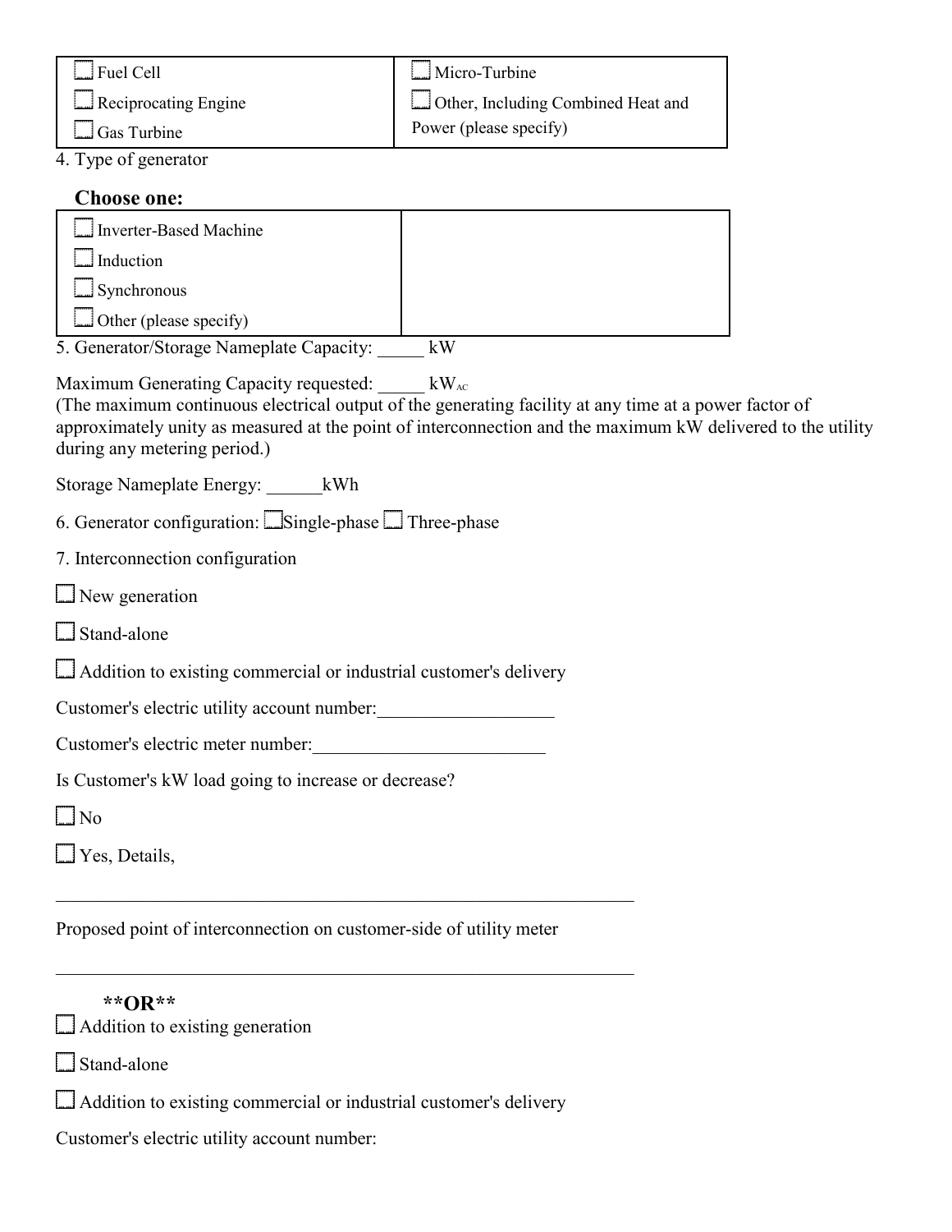| | |
|---|---|
| ☐ Fuel Cell | ☐ Micro-Turbine |
| ☐ Reciprocating Engine | ☐ Other, Including Combined Heat and Power (please specify) |
| ☐ Gas Turbine | |

4. Type of generator

**Choose one:**

| | |
|---|---|
| ☐ Inverter-Based Machine<br>☐ Induction<br>☐ Synchronous<br>☐ Other (please specify) | |

5. Generator/Storage Nameplate Capacity: _____ kW

Maximum Generating Capacity requested: _____ $kW_{AC}$
(The maximum continuous electrical output of the generating facility at any time at a power factor of approximately unity as measured at the point of interconnection and the maximum kW delivered to the utility during any metering period.)

Storage Nameplate Energy: ______kWh

6. Generator configuration: ☐ Single-phase ☐ Three-phase

7. Interconnection configuration

☐ New generation

☐ Stand-alone

☐ Addition to existing commercial or industrial customer's delivery

Customer's electric utility account number:___________________

Customer's electric meter number:_________________________

Is Customer's kW load going to increase or decrease?

☐ No

☐ Yes, Details,

_______________________________________________________________

Proposed point of interconnection on customer-side of utility meter

_______________________________________________________________

**\*\*OR\*\***

☐ Addition to existing generation

☐ Stand-alone

☐ Addition to existing commercial or industrial customer's delivery

Customer's electric utility account number: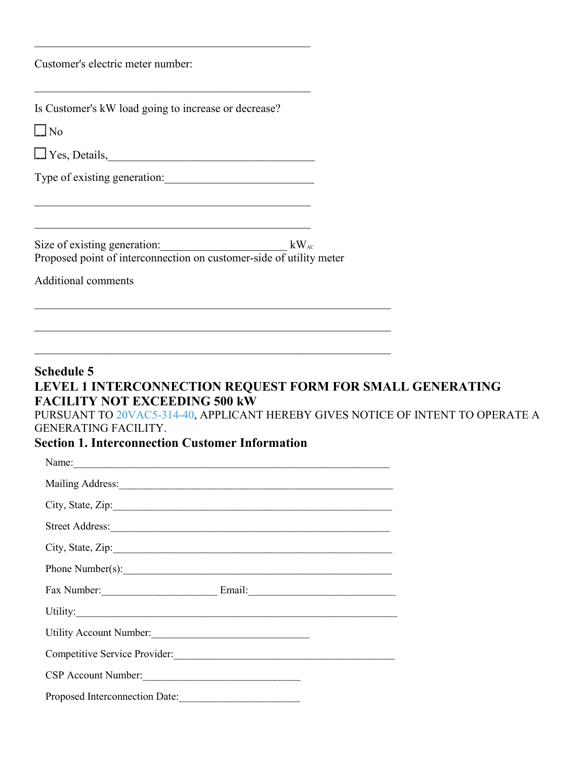\_\_\_\_\_\_\_\_\_\_\_\_\_\_\_\_\_\_\_\_\_\_\_\_\_\_\_\_\_\_\_\_\_\_\_\_\_\_\_\_\_\_\_\_\_\_\_\_\_\_

Customer's electric meter number:

\_\_\_\_\_\_\_\_\_\_\_\_\_\_\_\_\_\_\_\_\_\_\_\_\_\_\_\_\_\_\_\_\_\_\_\_\_\_\_\_\_\_\_\_\_\_\_\_\_\_

Is Customer's kW load going to increase or decrease?

☐ No

☐ Yes, Details,\_\_\_\_\_\_\_\_\_\_\_\_\_\_\_\_\_\_\_\_\_\_\_\_\_\_\_\_\_\_\_\_\_\_\_\_\_

Type of existing generation:\_\_\_\_\_\_\_\_\_\_\_\_\_\_\_\_\_\_\_\_\_\_\_\_\_\_\_

\_\_\_\_\_\_\_\_\_\_\_\_\_\_\_\_\_\_\_\_\_\_\_\_\_\_\_\_\_\_\_\_\_\_\_\_\_\_\_\_\_\_\_\_\_\_\_\_\_\_

\_\_\_\_\_\_\_\_\_\_\_\_\_\_\_\_\_\_\_\_\_\_\_\_\_\_\_\_\_\_\_\_\_\_\_\_\_\_\_\_\_\_\_\_\_\_\_\_\_\_

Size of existing generation:\_\_\_\_\_\_\_\_\_\_\_\_\_\_\_\_\_\_\_\_\_\_ $kW_{AC}$
Proposed point of interconnection on customer-side of utility meter

Additional comments

\_\_\_\_\_\_\_\_\_\_\_\_\_\_\_\_\_\_\_\_\_\_\_\_\_\_\_\_\_\_\_\_\_\_\_\_\_\_\_\_\_\_\_\_\_\_\_\_\_\_\_\_\_\_\_\_\_\_\_\_\_\_\_\_

\_\_\_\_\_\_\_\_\_\_\_\_\_\_\_\_\_\_\_\_\_\_\_\_\_\_\_\_\_\_\_\_\_\_\_\_\_\_\_\_\_\_\_\_\_\_\_\_\_\_\_\_\_\_\_\_\_\_\_\_\_\_\_\_

\_\_\_\_\_\_\_\_\_\_\_\_\_\_\_\_\_\_\_\_\_\_\_\_\_\_\_\_\_\_\_\_\_\_\_\_\_\_\_\_\_\_\_\_\_\_\_\_\_\_\_\_\_\_\_\_\_\_\_\_\_\_\_\_

## Schedule 5
## LEVEL 1 INTERCONNECTION REQUEST FORM FOR SMALL GENERATING FACILITY NOT EXCEEDING 500 kW

PURSUANT TO 20VAC5-314-40, APPLICANT HEREBY GIVES NOTICE OF INTENT TO OPERATE A GENERATING FACILITY.

### Section 1. Interconnection Customer Information

Name:\_\_\_\_\_\_\_\_\_\_\_\_\_\_\_\_\_\_\_\_\_\_\_\_\_\_\_\_\_\_\_\_\_\_\_\_\_\_\_\_\_\_\_\_\_\_\_\_\_\_\_\_\_\_\_\_\_\_

Mailing Address:\_\_\_\_\_\_\_\_\_\_\_\_\_\_\_\_\_\_\_\_\_\_\_\_\_\_\_\_\_\_\_\_\_\_\_\_\_\_\_\_\_\_\_\_\_\_\_\_\_

City, State, Zip:\_\_\_\_\_\_\_\_\_\_\_\_\_\_\_\_\_\_\_\_\_\_\_\_\_\_\_\_\_\_\_\_\_\_\_\_\_\_\_\_\_\_\_\_\_\_\_\_\_

Street Address:\_\_\_\_\_\_\_\_\_\_\_\_\_\_\_\_\_\_\_\_\_\_\_\_\_\_\_\_\_\_\_\_\_\_\_\_\_\_\_\_\_\_\_\_\_\_\_\_\_

City, State, Zip:\_\_\_\_\_\_\_\_\_\_\_\_\_\_\_\_\_\_\_\_\_\_\_\_\_\_\_\_\_\_\_\_\_\_\_\_\_\_\_\_\_\_\_\_\_\_\_\_\_

Phone Number(s):\_\_\_\_\_\_\_\_\_\_\_\_\_\_\_\_\_\_\_\_\_\_\_\_\_\_\_\_\_\_\_\_\_\_\_\_\_\_\_\_\_\_\_\_\_\_\_

Fax Number:\_\_\_\_\_\_\_\_\_\_\_\_\_\_\_\_\_\_\_\_\_ Email:\_\_\_\_\_\_\_\_\_\_\_\_\_\_\_\_\_\_\_\_\_\_\_\_\_\_\_

Utility:\_\_\_\_\_\_\_\_\_\_\_\_\_\_\_\_\_\_\_\_\_\_\_\_\_\_\_\_\_\_\_\_\_\_\_\_\_\_\_\_\_\_\_\_\_\_\_\_\_\_\_\_\_\_\_\_\_\_

Utility Account Number:\_\_\_\_\_\_\_\_\_\_\_\_\_\_\_\_\_\_\_\_\_\_\_\_\_\_\_\_\_

Competitive Service Provider:\_\_\_\_\_\_\_\_\_\_\_\_\_\_\_\_\_\_\_\_\_\_\_\_\_\_\_\_\_\_\_\_\_\_\_\_\_\_\_

CSP Account Number:\_\_\_\_\_\_\_\_\_\_\_\_\_\_\_\_\_\_\_\_\_\_\_\_\_\_\_\_\_

Proposed Interconnection Date:\_\_\_\_\_\_\_\_\_\_\_\_\_\_\_\_\_\_\_\_\_\_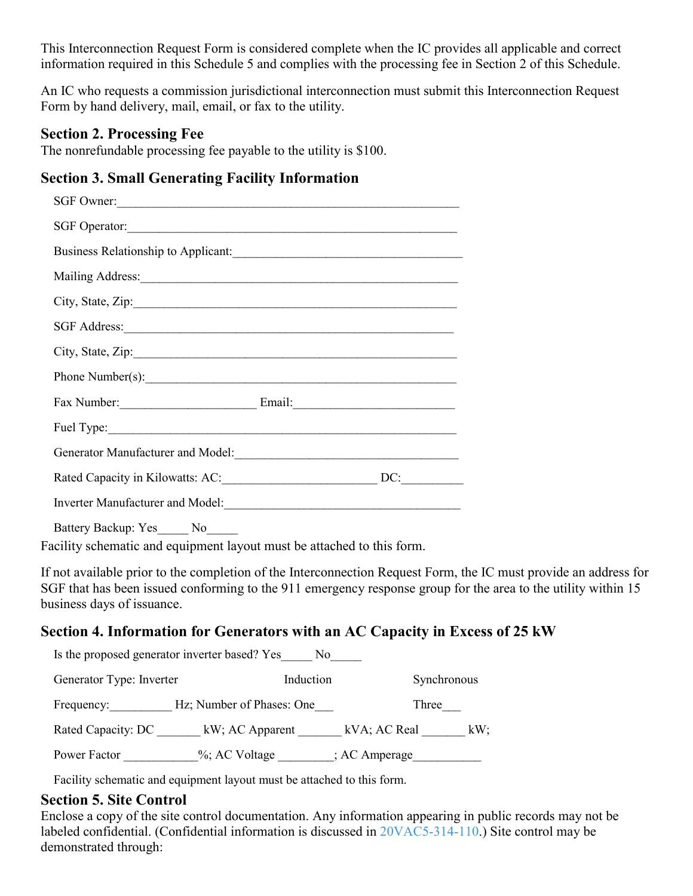This Interconnection Request Form is considered complete when the IC provides all applicable and correct information required in this Schedule 5 and complies with the processing fee in Section 2 of this Schedule.

An IC who requests a commission jurisdictional interconnection must submit this Interconnection Request Form by hand delivery, mail, email, or fax to the utility.

### Section 2. Processing Fee

The nonrefundable processing fee payable to the utility is $100.

### Section 3. Small Generating Facility Information

SGF Owner:\_\_\_\_\_\_\_\_\_\_\_\_\_\_\_\_\_\_\_\_\_\_\_\_\_\_\_\_\_\_\_\_\_\_\_\_\_\_\_\_\_\_\_\_\_\_\_\_\_\_

SGF Operator:\_\_\_\_\_\_\_\_\_\_\_\_\_\_\_\_\_\_\_\_\_\_\_\_\_\_\_\_\_\_\_\_\_\_\_\_\_\_\_\_\_\_\_\_\_\_\_

Business Relationship to Applicant:\_\_\_\_\_\_\_\_\_\_\_\_\_\_\_\_\_\_\_\_\_\_\_\_\_\_\_\_\_\_\_\_\_\_

Mailing Address:\_\_\_\_\_\_\_\_\_\_\_\_\_\_\_\_\_\_\_\_\_\_\_\_\_\_\_\_\_\_\_\_\_\_\_\_\_\_\_\_\_\_\_\_\_\_

City, State, Zip:\_\_\_\_\_\_\_\_\_\_\_\_\_\_\_\_\_\_\_\_\_\_\_\_\_\_\_\_\_\_\_\_\_\_\_\_\_\_\_\_\_\_\_\_\_\_

SGF Address:\_\_\_\_\_\_\_\_\_\_\_\_\_\_\_\_\_\_\_\_\_\_\_\_\_\_\_\_\_\_\_\_\_\_\_\_\_\_\_\_\_\_\_\_\_\_\_\_

City, State, Zip:\_\_\_\_\_\_\_\_\_\_\_\_\_\_\_\_\_\_\_\_\_\_\_\_\_\_\_\_\_\_\_\_\_\_\_\_\_\_\_\_\_\_\_\_\_\_

Phone Number(s):\_\_\_\_\_\_\_\_\_\_\_\_\_\_\_\_\_\_\_\_\_\_\_\_\_\_\_\_\_\_\_\_\_\_\_\_\_\_\_\_\_\_\_\_

Fax Number:\_\_\_\_\_\_\_\_\_\_\_\_\_\_\_\_\_\_\_\_ Email:\_\_\_\_\_\_\_\_\_\_\_\_\_\_\_\_\_\_\_\_\_\_\_\_

Fuel Type:\_\_\_\_\_\_\_\_\_\_\_\_\_\_\_\_\_\_\_\_\_\_\_\_\_\_\_\_\_\_\_\_\_\_\_\_\_\_\_\_\_\_\_\_\_\_\_\_\_\_\_

Generator Manufacturer and Model:\_\_\_\_\_\_\_\_\_\_\_\_\_\_\_\_\_\_\_\_\_\_\_\_\_\_\_\_\_\_\_\_\_\_

Rated Capacity in Kilowatts: AC:\_\_\_\_\_\_\_\_\_\_\_\_\_\_\_\_\_\_\_\_\_\_ DC:\_\_\_\_\_\_\_\_\_

Inverter Manufacturer and Model:\_\_\_\_\_\_\_\_\_\_\_\_\_\_\_\_\_\_\_\_\_\_\_\_\_\_\_\_\_\_\_\_\_\_\_

Battery Backup: Yes\_\_\_\_\_ No\_\_\_\_\_

Facility schematic and equipment layout must be attached to this form.

If not available prior to the completion of the Interconnection Request Form, the IC must provide an address for SGF that has been issued conforming to the 911 emergency response group for the area to the utility within 15 business days of issuance.

### Section 4. Information for Generators with an AC Capacity in Excess of 25 kW

Is the proposed generator inverter based? Yes\_\_\_\_\_ No\_\_\_\_\_

Generator Type: Inverter Induction Synchronous

Frequency:\_\_\_\_\_\_\_\_\_\_ Hz; Number of Phases: One\_\_\_ Three\_\_\_

Rated Capacity: DC \_\_\_\_\_\_\_ kW; AC Apparent \_\_\_\_\_\_\_ kVA; AC Real \_\_\_\_\_\_\_ kW;

Power Factor \_\_\_\_\_\_\_\_\_\_\_\_%; AC Voltage \_\_\_\_\_\_\_\_\_; AC Amperage\_\_\_\_\_\_\_\_\_\_\_

Facility schematic and equipment layout must be attached to this form.

### Section 5. Site Control

Enclose a copy of the site control documentation. Any information appearing in public records may not be labeled confidential. (Confidential information is discussed in 20VAC5-314-110.) Site control may be demonstrated through: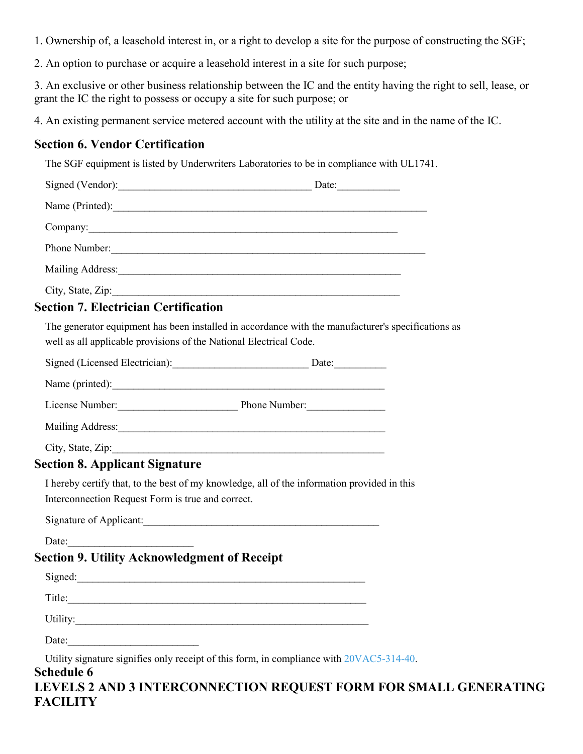1. Ownership of, a leasehold interest in, or a right to develop a site for the purpose of constructing the SGF;

2. An option to purchase or acquire a leasehold interest in a site for such purpose;

3. An exclusive or other business relationship between the IC and the entity having the right to sell, lease, or grant the IC the right to possess or occupy a site for such purpose; or

4. An existing permanent service metered account with the utility at the site and in the name of the IC.

## Section 6. Vendor Certification

The SGF equipment is listed by Underwriters Laboratories to be in compliance with UL1741.

Signed (Vendor):____________________________________ Date:____________

Name (Printed):_____________________________________________________________

Company:__________________________________________________________

Phone Number:_____________________________________________________________

Mailing Address:_____________________________________________________

City, State, Zip:______________________________________________________

## Section 7. Electrician Certification

The generator equipment has been installed in accordance with the manufacturer's specifications as well as all applicable provisions of the National Electrical Code.

Signed (Licensed Electrician):_________________________ Date:__________

Name (printed):___________________________________________________

License Number:______________________ Phone Number:_______________

Mailing Address:___________________________________________________

City, State, Zip:____________________________________________________

## Section 8. Applicant Signature

I hereby certify that, to the best of my knowledge, all of the information provided in this Interconnection Request Form is true and correct.

Signature of Applicant:_____________________________________________

Date:_______________________

## Section 9. Utility Acknowledgment of Receipt

Signed:_____________________________________________________

Title:_______________________________________________________

Utility:_____________________________________________________

Date:________________________

Utility signature signifies only receipt of this form, in compliance with 20VAC5-314-40.

## Schedule 6

## LEVELS 2 AND 3 INTERCONNECTION REQUEST FORM FOR SMALL GENERATING FACILITY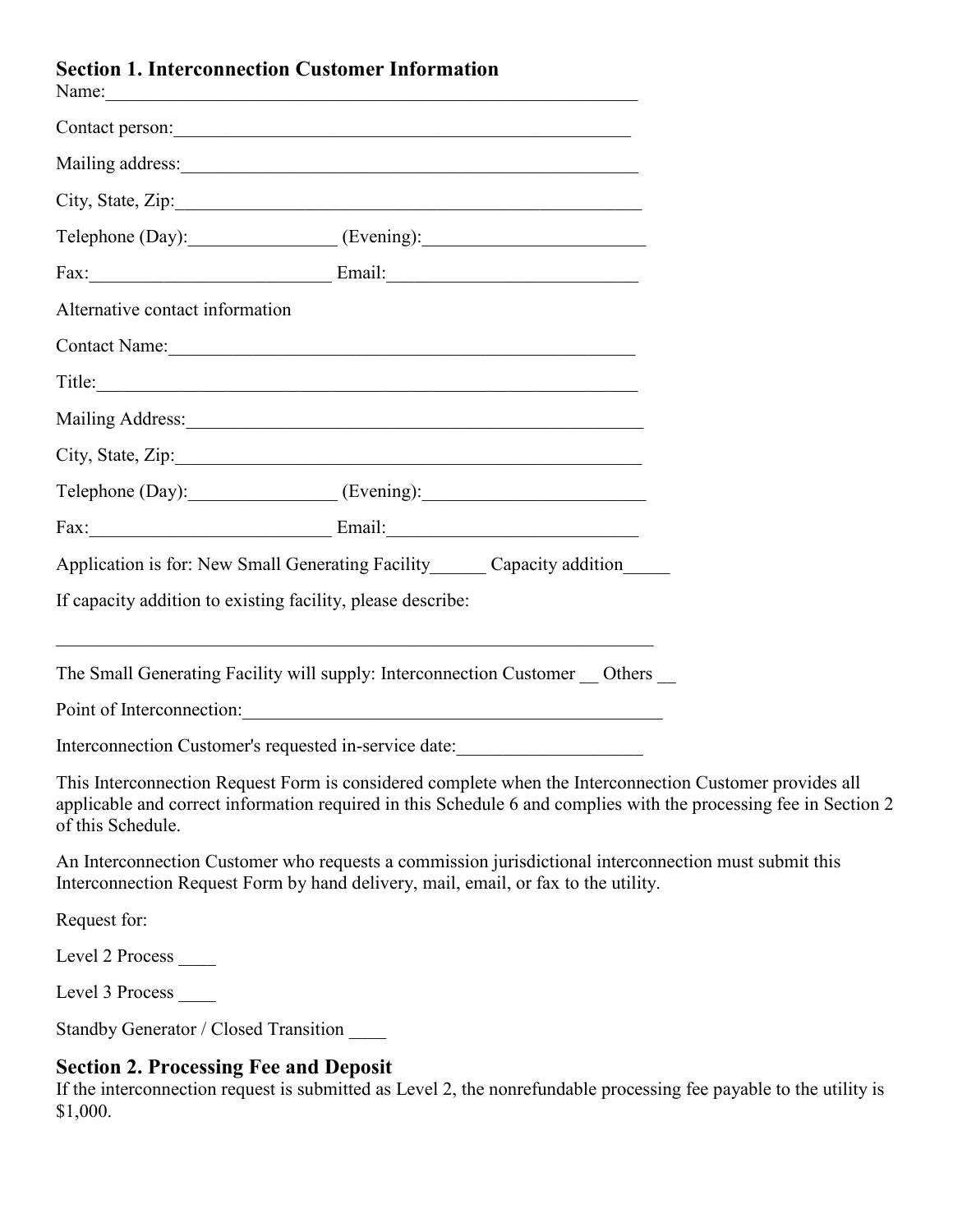## Section 1. Interconnection Customer Information

Name:\_\_\_\_\_\_\_\_\_\_\_\_\_\_\_\_\_\_\_\_\_\_\_\_\_\_\_\_\_\_\_\_\_\_\_\_\_\_\_\_\_\_\_\_\_\_\_\_\_\_\_\_\_\_\_\_\_\_\_\_

Contact person:\_\_\_\_\_\_\_\_\_\_\_\_\_\_\_\_\_\_\_\_\_\_\_\_\_\_\_\_\_\_\_\_\_\_\_\_\_\_\_\_\_\_\_\_\_\_\_\_\_\_\_

Mailing address:\_\_\_\_\_\_\_\_\_\_\_\_\_\_\_\_\_\_\_\_\_\_\_\_\_\_\_\_\_\_\_\_\_\_\_\_\_\_\_\_\_\_\_\_\_\_\_\_\_\_\_

City, State, Zip:\_\_\_\_\_\_\_\_\_\_\_\_\_\_\_\_\_\_\_\_\_\_\_\_\_\_\_\_\_\_\_\_\_\_\_\_\_\_\_\_\_\_\_\_\_\_\_\_\_\_\_

Telephone (Day):\_\_\_\_\_\_\_\_\_\_\_\_\_\_\_\_\_ (Evening):\_\_\_\_\_\_\_\_\_\_\_\_\_\_\_\_\_\_\_\_\_\_\_\_\_

Fax:\_\_\_\_\_\_\_\_\_\_\_\_\_\_\_\_\_\_\_\_\_\_\_\_\_\_\_ Email:\_\_\_\_\_\_\_\_\_\_\_\_\_\_\_\_\_\_\_\_\_\_\_\_\_\_\_\_

Alternative contact information

Contact Name:\_\_\_\_\_\_\_\_\_\_\_\_\_\_\_\_\_\_\_\_\_\_\_\_\_\_\_\_\_\_\_\_\_\_\_\_\_\_\_\_\_\_\_\_\_\_\_\_\_\_\_

Title:\_\_\_\_\_\_\_\_\_\_\_\_\_\_\_\_\_\_\_\_\_\_\_\_\_\_\_\_\_\_\_\_\_\_\_\_\_\_\_\_\_\_\_\_\_\_\_\_\_\_\_\_\_\_\_\_\_\_\_\_\_

Mailing Address:\_\_\_\_\_\_\_\_\_\_\_\_\_\_\_\_\_\_\_\_\_\_\_\_\_\_\_\_\_\_\_\_\_\_\_\_\_\_\_\_\_\_\_\_\_\_\_\_\_\_\_

City, State, Zip:\_\_\_\_\_\_\_\_\_\_\_\_\_\_\_\_\_\_\_\_\_\_\_\_\_\_\_\_\_\_\_\_\_\_\_\_\_\_\_\_\_\_\_\_\_\_\_\_\_\_\_

Telephone (Day):\_\_\_\_\_\_\_\_\_\_\_\_\_\_\_\_\_ (Evening):\_\_\_\_\_\_\_\_\_\_\_\_\_\_\_\_\_\_\_\_\_\_\_\_\_

Fax:\_\_\_\_\_\_\_\_\_\_\_\_\_\_\_\_\_\_\_\_\_\_\_\_\_\_\_ Email:\_\_\_\_\_\_\_\_\_\_\_\_\_\_\_\_\_\_\_\_\_\_\_\_\_\_\_\_

Application is for: New Small Generating Facility\_\_\_\_\_\_ Capacity addition\_\_\_\_\_

If capacity addition to existing facility, please describe:

\_\_\_\_\_\_\_\_\_\_\_\_\_\_\_\_\_\_\_\_\_\_\_\_\_\_\_\_\_\_\_\_\_\_\_\_\_\_\_\_\_\_\_\_\_\_\_\_\_\_\_\_\_\_\_\_\_\_\_\_\_\_\_\_\_\_

The Small Generating Facility will supply: Interconnection Customer \_\_ Others \_\_

Point of Interconnection:\_\_\_\_\_\_\_\_\_\_\_\_\_\_\_\_\_\_\_\_\_\_\_\_\_\_\_\_\_\_\_\_\_\_\_\_\_\_\_\_\_\_\_\_\_\_\_

Interconnection Customer's requested in-service date:\_\_\_\_\_\_\_\_\_\_\_\_\_\_\_\_\_\_\_\_

This Interconnection Request Form is considered complete when the Interconnection Customer provides all applicable and correct information required in this Schedule 6 and complies with the processing fee in Section 2 of this Schedule.

An Interconnection Customer who requests a commission jurisdictional interconnection must submit this Interconnection Request Form by hand delivery, mail, email, or fax to the utility.

Request for:

Level 2 Process \_\_\_\_

Level 3 Process \_\_\_\_

Standby Generator / Closed Transition \_\_\_\_

## Section 2. Processing Fee and Deposit

If the interconnection request is submitted as Level 2, the nonrefundable processing fee payable to the utility is $1,000.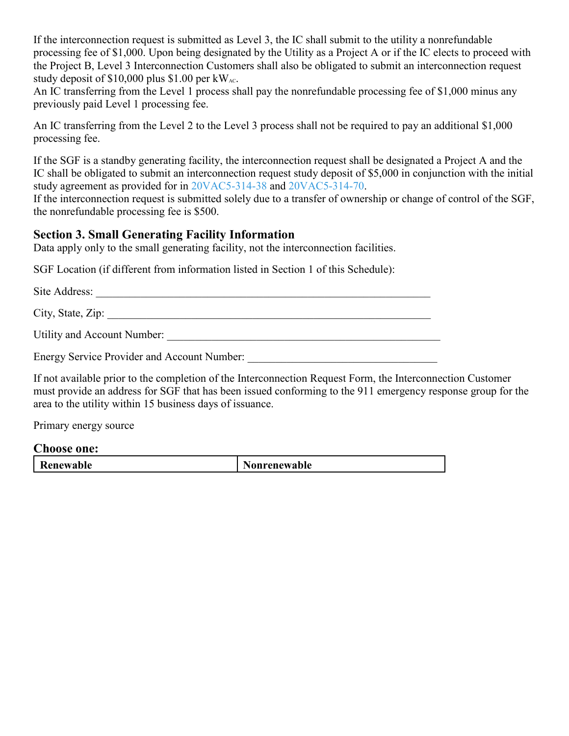If the interconnection request is submitted as Level 3, the IC shall submit to the utility a nonrefundable processing fee of $1,000. Upon being designated by the Utility as a Project A or if the IC elects to proceed with the Project B, Level 3 Interconnection Customers shall also be obligated to submit an interconnection request study deposit of $10,000 plus $1.00 per $kW_{AC}$.
An IC transferring from the Level 1 process shall pay the nonrefundable processing fee of $1,000 minus any previously paid Level 1 processing fee.

An IC transferring from the Level 2 to the Level 3 process shall not be required to pay an additional $1,000 processing fee.

If the SGF is a standby generating facility, the interconnection request shall be designated a Project A and the IC shall be obligated to submit an interconnection request study deposit of $5,000 in conjunction with the initial study agreement as provided for in 20VAC5-314-38 and 20VAC5-314-70.
If the interconnection request is submitted solely due to a transfer of ownership or change of control of the SGF, the nonrefundable processing fee is $500.

### Section 3. Small Generating Facility Information

Data apply only to the small generating facility, not the interconnection facilities.

SGF Location (if different from information listed in Section 1 of this Schedule):

Site Address: ______________________________________________________________

City, State, Zip: ____________________________________________________________

Utility and Account Number: _________________________________________________

Energy Service Provider and Account Number: __________________________________

If not available prior to the completion of the Interconnection Request Form, the Interconnection Customer must provide an address for SGF that has been issued conforming to the 911 emergency response group for the area to the utility within 15 business days of issuance.

Primary energy source

**Choose one:**

| **Renewable** | **Nonrenewable** |
|---|---|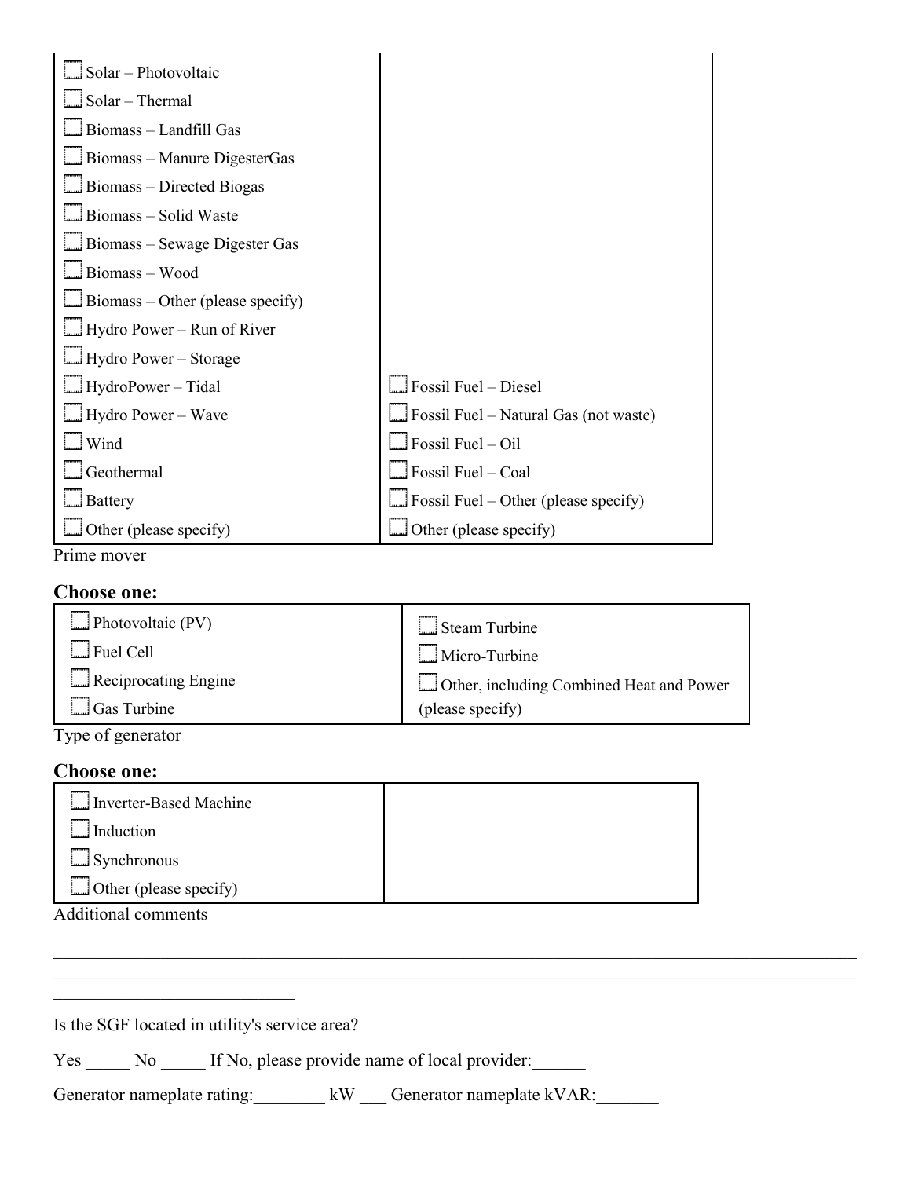| | |
|---|---|
| ☐ Solar – Photovoltaic<br>☐ Solar – Thermal<br>☐ Biomass – Landfill Gas<br>☐ Biomass – Manure DigesterGas<br>☐ Biomass – Directed Biogas<br>☐ Biomass – Solid Waste<br>☐ Biomass – Sewage Digester Gas<br>☐ Biomass – Wood<br>☐ Biomass – Other (please specify)<br>☐ Hydro Power – Run of River<br>☐ Hydro Power – Storage<br>☐ HydroPower – Tidal<br>☐ Hydro Power – Wave<br>☐ Wind<br>☐ Geothermal<br>☐ Battery<br>☐ Other (please specify) | ☐ Fossil Fuel – Diesel<br>☐ Fossil Fuel – Natural Gas (not waste)<br>☐ Fossil Fuel – Oil<br>☐ Fossil Fuel – Coal<br>☐ Fossil Fuel – Other (please specify)<br>☐ Other (please specify) |

Prime mover

### Choose one:

| | |
|---|---|
| ☐ Photovoltaic (PV)<br>☐ Fuel Cell<br>☐ Reciprocating Engine<br>☐ Gas Turbine | ☐ Steam Turbine<br>☐ Micro-Turbine<br>☐ Other, including Combined Heat and Power (please specify) |

Type of generator

### Choose one:

| | |
|---|---|
| ☐ Inverter-Based Machine<br>☐ Induction<br>☐ Synchronous<br>☐ Other (please specify) | |

Additional comments

______________________________________________________________________________
______________________________________________________________________________
______________________________

Is the SGF located in utility's service area?

Yes _____ No _____ If No, please provide name of local provider:______

Generator nameplate rating:________ kW ___ Generator nameplate kVAR:_______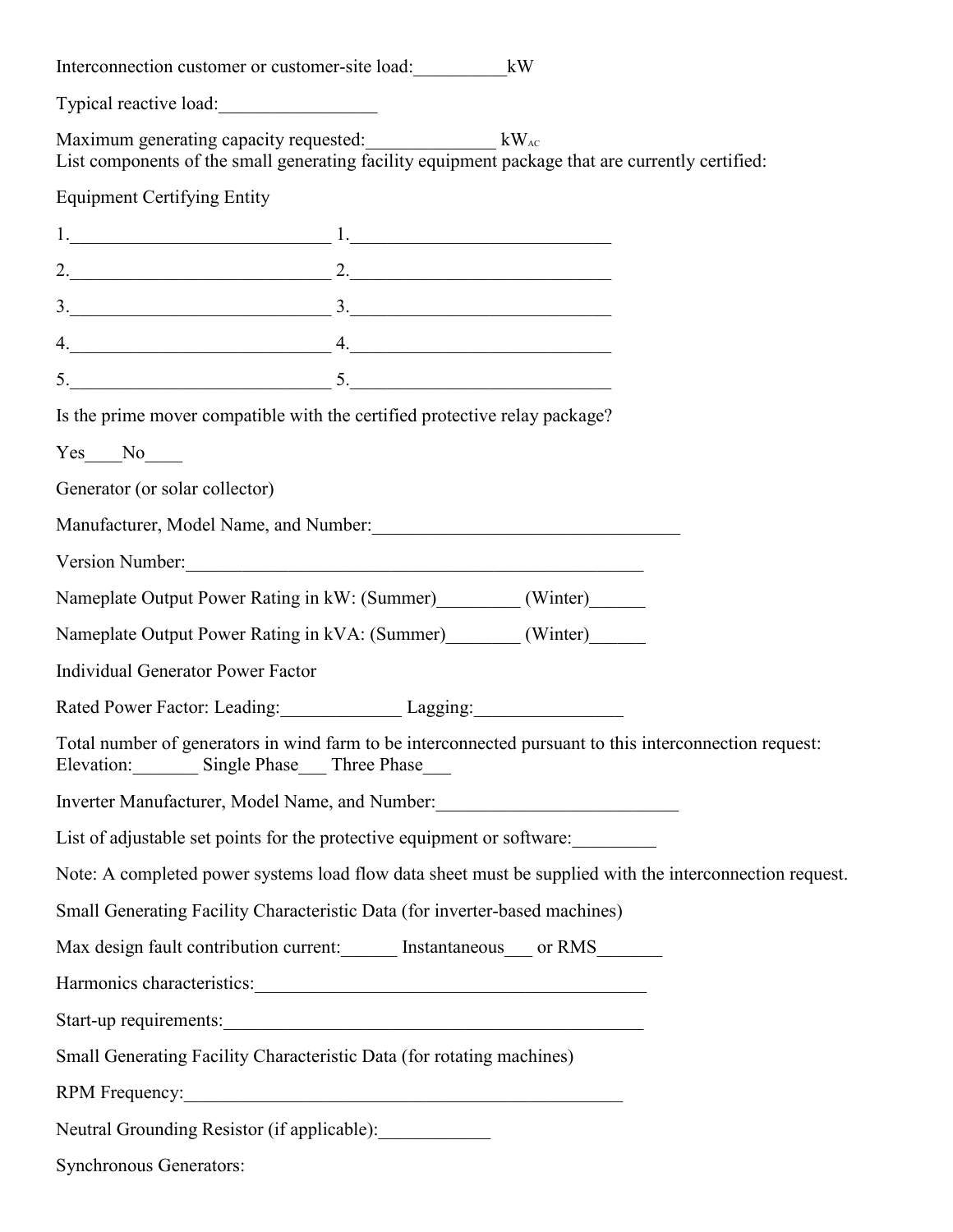Interconnection customer or customer-site load:__________kW

Typical reactive load:_________________

Maximum generating capacity requested:______________ $kW_{AC}$
List components of the small generating facility equipment package that are currently certified:

Equipment Certifying Entity

1.____________________________ 1.____________________________

2.____________________________ 2.____________________________

3.____________________________ 3.____________________________

4.____________________________ 4.____________________________

5.____________________________ 5.____________________________

Is the prime mover compatible with the certified protective relay package?

Yes____No____

Generator (or solar collector)

Manufacturer, Model Name, and Number:__________________________________

Version Number:____________________________________________________

Nameplate Output Power Rating in kW: (Summer)_________ (Winter)______

Nameplate Output Power Rating in kVA: (Summer)________ (Winter)______

Individual Generator Power Factor

Rated Power Factor: Leading:_____________ Lagging:________________

Total number of generators in wind farm to be interconnected pursuant to this interconnection request:
Elevation:_______ Single Phase___ Three Phase___

Inverter Manufacturer, Model Name, and Number:__________________________

List of adjustable set points for the protective equipment or software:_________

Note: A completed power systems load flow data sheet must be supplied with the interconnection request.

Small Generating Facility Characteristic Data (for inverter-based machines)

Max design fault contribution current:______ Instantaneous___ or RMS_______

Harmonics characteristics:__________________________________________

Start-up requirements:______________________________________________

Small Generating Facility Characteristic Data (for rotating machines)

RPM Frequency:_________________________________________________

Neutral Grounding Resistor (if applicable):____________

Synchronous Generators: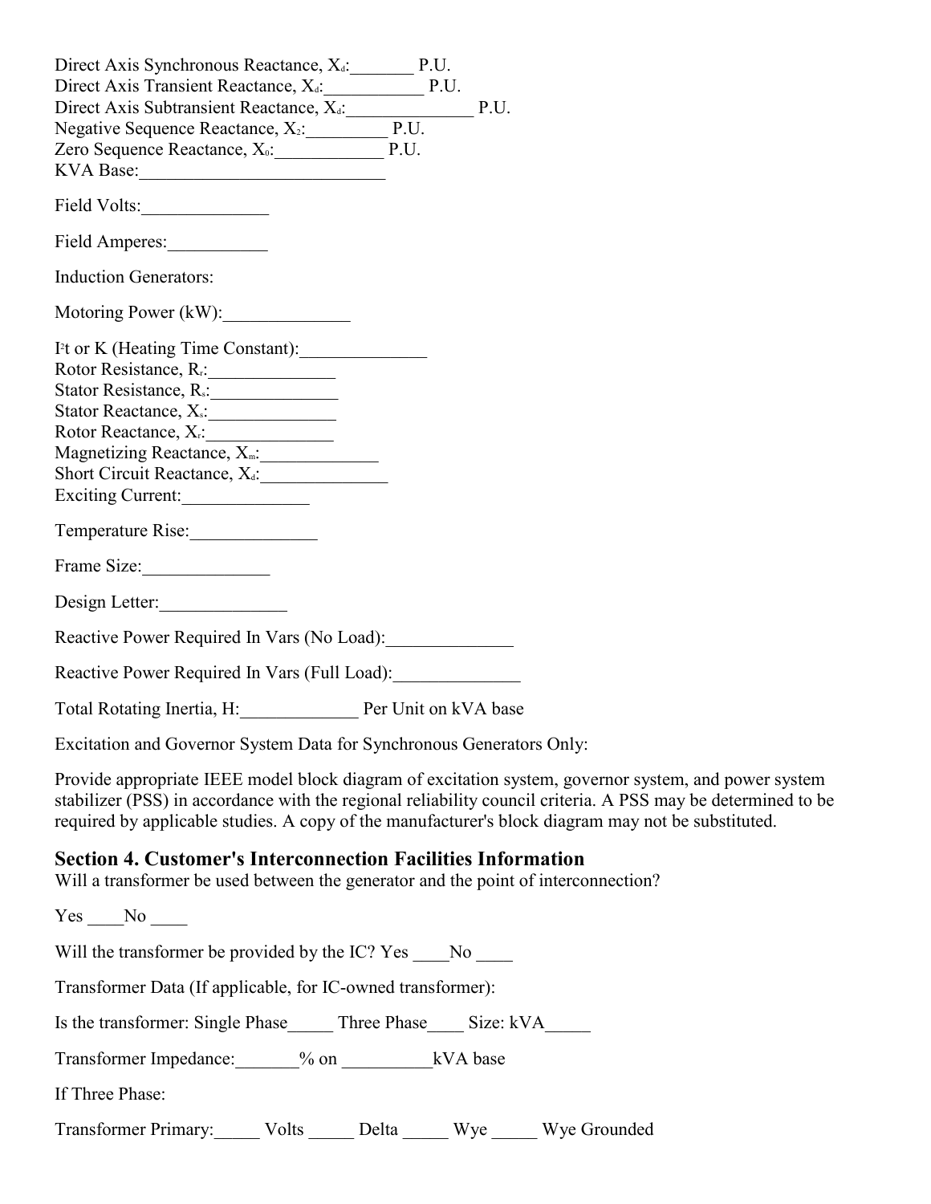Direct Axis Synchronous Reactance, $X_d$:_______ P.U.
Direct Axis Transient Reactance, $X_d$:___________ P.U.
Direct Axis Subtransient Reactance, $X_d$:______________ P.U.
Negative Sequence Reactance, $X_2$:_________ P.U.
Zero Sequence Reactance, $X_0$:____________ P.U.
KVA Base:___________________________

Field Volts:______________

Field Amperes:___________

Induction Generators:

Motoring Power (kW):______________

$I^2t$ or K (Heating Time Constant):______________
Rotor Resistance, $R_r$:______________
Stator Resistance, $R_s$:______________
Stator Reactance, $X_s$:______________
Rotor Reactance, $X_r$:______________
Magnetizing Reactance, $X_m$:_____________
Short Circuit Reactance, $X_d$:______________
Exciting Current:______________

Temperature Rise:______________

Frame Size:______________

Design Letter:______________

Reactive Power Required In Vars (No Load):______________

Reactive Power Required In Vars (Full Load):______________

Total Rotating Inertia, H:_____________ Per Unit on kVA base

Excitation and Governor System Data for Synchronous Generators Only:

Provide appropriate IEEE model block diagram of excitation system, governor system, and power system stabilizer (PSS) in accordance with the regional reliability council criteria. A PSS may be determined to be required by applicable studies. A copy of the manufacturer's block diagram may not be substituted.

## Section 4. Customer's Interconnection Facilities Information

Will a transformer be used between the generator and the point of interconnection?

Yes ____No ____

Will the transformer be provided by the IC? Yes ____No ____

Transformer Data (If applicable, for IC-owned transformer):

Is the transformer: Single Phase_____ Three Phase____ Size: kVA_____

Transformer Impedance:_______% on __________kVA base

If Three Phase:

Transformer Primary:_____ Volts _____ Delta _____ Wye _____ Wye Grounded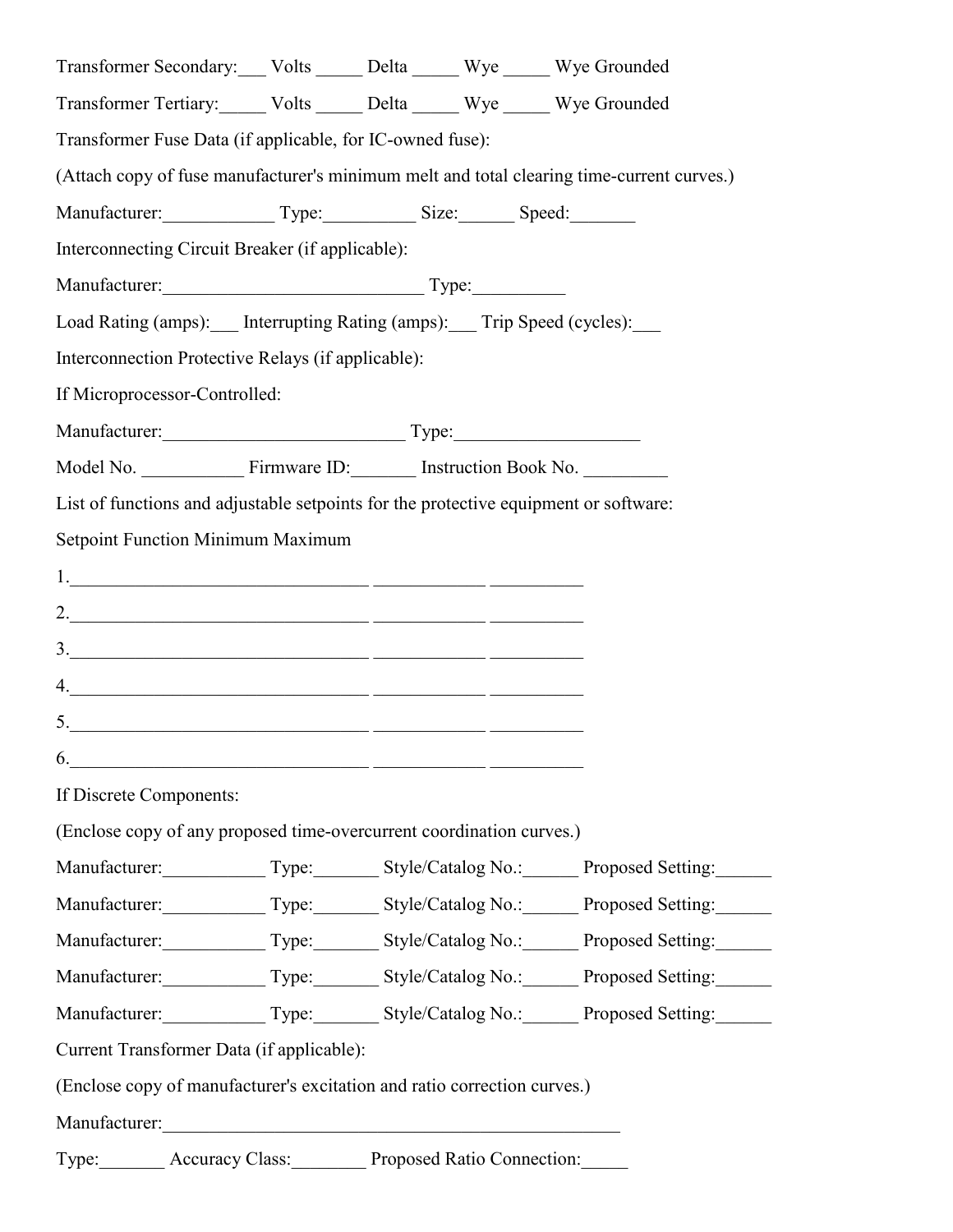Transformer Secondary:___ Volts _____ Delta _____ Wye _____ Wye Grounded

Transformer Tertiary:_____ Volts _____ Delta _____ Wye _____ Wye Grounded

Transformer Fuse Data (if applicable, for IC-owned fuse):

(Attach copy of fuse manufacturer's minimum melt and total clearing time-current curves.)

Manufacturer:____________ Type:__________ Size:______ Speed:_______

Interconnecting Circuit Breaker (if applicable):

Manufacturer:____________________________ Type:__________

Load Rating (amps):___ Interrupting Rating (amps):___ Trip Speed (cycles):___

Interconnection Protective Relays (if applicable):

If Microprocessor-Controlled:

Manufacturer:__________________________ Type:___________________

Model No. ___________ Firmware ID:_______ Instruction Book No. _________

List of functions and adjustable setpoints for the protective equipment or software:

Setpoint Function Minimum Maximum

1.________________________________ ____________ __________

2.________________________________ ____________ __________

3.________________________________ ____________ __________

4.________________________________ ____________ __________

5.________________________________ ____________ __________

6.________________________________ ____________ __________

If Discrete Components:

(Enclose copy of any proposed time-overcurrent coordination curves.)

Manufacturer:___________ Type:_______ Style/Catalog No.:______ Proposed Setting:______

Manufacturer:___________ Type:_______ Style/Catalog No.:______ Proposed Setting:______

Manufacturer:___________ Type:_______ Style/Catalog No.:______ Proposed Setting:______

Manufacturer:___________ Type:_______ Style/Catalog No.:______ Proposed Setting:______

Manufacturer:___________ Type:_______ Style/Catalog No.:______ Proposed Setting:______

Current Transformer Data (if applicable):

(Enclose copy of manufacturer's excitation and ratio correction curves.)

Manufacturer:____________________________________________________

Type:_______ Accuracy Class:________ Proposed Ratio Connection:_____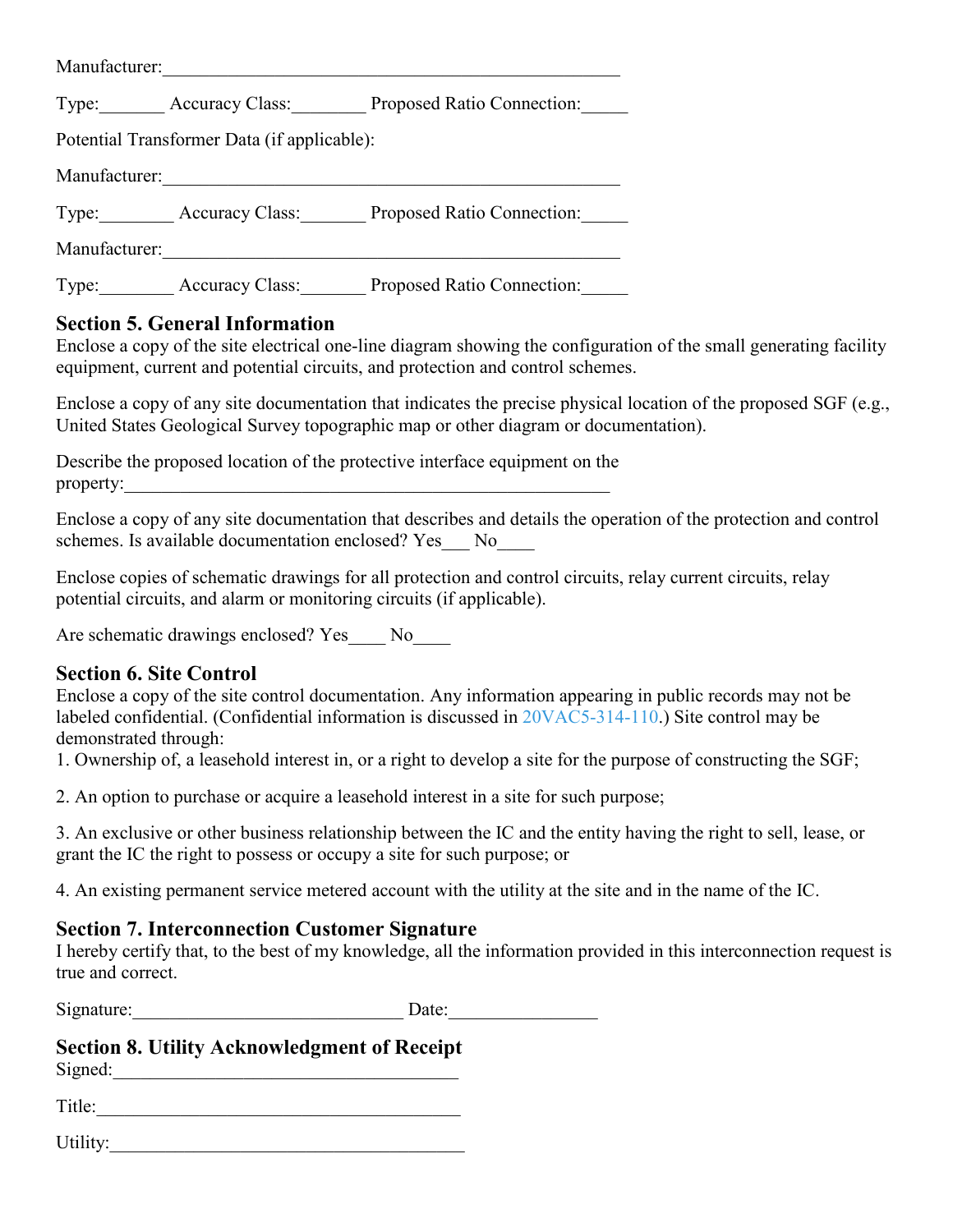Manufacturer:_______________________________________________

Type:_______ Accuracy Class:________ Proposed Ratio Connection:_____

Potential Transformer Data (if applicable):

Manufacturer:_______________________________________________

Type:________ Accuracy Class:_______ Proposed Ratio Connection:_____

Manufacturer:_______________________________________________

Type:________ Accuracy Class:_______ Proposed Ratio Connection:_____

### Section 5. General Information

Enclose a copy of the site electrical one-line diagram showing the configuration of the small generating facility equipment, current and potential circuits, and protection and control schemes.

Enclose a copy of any site documentation that indicates the precise physical location of the proposed SGF (e.g., United States Geological Survey topographic map or other diagram or documentation).

Describe the proposed location of the protective interface equipment on the property:_______________________________________________

Enclose a copy of any site documentation that describes and details the operation of the protection and control schemes. Is available documentation enclosed? Yes___ No____

Enclose copies of schematic drawings for all protection and control circuits, relay current circuits, relay potential circuits, and alarm or monitoring circuits (if applicable).

Are schematic drawings enclosed? Yes____ No____

### Section 6. Site Control

Enclose a copy of the site control documentation. Any information appearing in public records may not be labeled confidential. (Confidential information is discussed in 20VAC5-314-110.) Site control may be demonstrated through:

1. Ownership of, a leasehold interest in, or a right to develop a site for the purpose of constructing the SGF;

2. An option to purchase or acquire a leasehold interest in a site for such purpose;

3. An exclusive or other business relationship between the IC and the entity having the right to sell, lease, or grant the IC the right to possess or occupy a site for such purpose; or

4. An existing permanent service metered account with the utility at the site and in the name of the IC.

### Section 7. Interconnection Customer Signature

I hereby certify that, to the best of my knowledge, all the information provided in this interconnection request is true and correct.

Signature:_____________________________ Date:________________

### Section 8. Utility Acknowledgment of Receipt

Signed:_____________________________________

Title:______________________________________

Utility:_____________________________________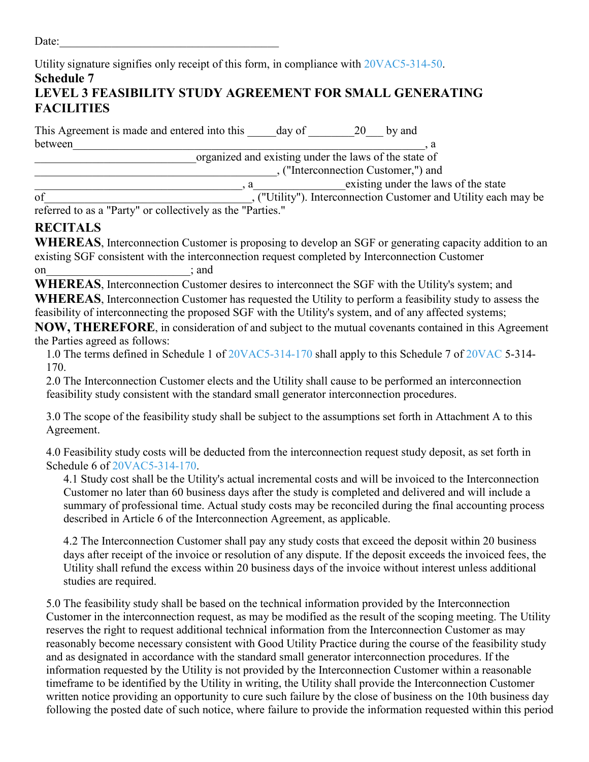Date:_______________________________________

Utility signature signifies only receipt of this form, in compliance with 20VAC5-314-50.

**Schedule 7**

## LEVEL 3 FEASIBILITY STUDY AGREEMENT FOR SMALL GENERATING FACILITIES

This Agreement is made and entered into this _____day of ________20___ by and between_________________________________________________________________, a ____________________________organized and existing under the laws of the state of ____________________________________________, ("Interconnection Customer,") and ____________________________________, a________________existing under the laws of the state of____________________________________, ("Utility"). Interconnection Customer and Utility each may be referred to as a "Party" or collectively as the "Parties."

## RECITALS

**WHEREAS**, Interconnection Customer is proposing to develop an SGF or generating capacity addition to an existing SGF consistent with the interconnection request completed by Interconnection Customer on_________________________; and

**WHEREAS**, Interconnection Customer desires to interconnect the SGF with the Utility's system; and

**WHEREAS**, Interconnection Customer has requested the Utility to perform a feasibility study to assess the feasibility of interconnecting the proposed SGF with the Utility's system, and of any affected systems;

**NOW, THEREFORE**, in consideration of and subject to the mutual covenants contained in this Agreement the Parties agreed as follows:

1.0 The terms defined in Schedule 1 of 20VAC5-314-170 shall apply to this Schedule 7 of 20VAC 5-314-170.

2.0 The Interconnection Customer elects and the Utility shall cause to be performed an interconnection feasibility study consistent with the standard small generator interconnection procedures.

3.0 The scope of the feasibility study shall be subject to the assumptions set forth in Attachment A to this Agreement.

4.0 Feasibility study costs will be deducted from the interconnection request study deposit, as set forth in Schedule 6 of 20VAC5-314-170.

4.1 Study cost shall be the Utility's actual incremental costs and will be invoiced to the Interconnection Customer no later than 60 business days after the study is completed and delivered and will include a summary of professional time. Actual study costs may be reconciled during the final accounting process described in Article 6 of the Interconnection Agreement, as applicable.

4.2 The Interconnection Customer shall pay any study costs that exceed the deposit within 20 business days after receipt of the invoice or resolution of any dispute. If the deposit exceeds the invoiced fees, the Utility shall refund the excess within 20 business days of the invoice without interest unless additional studies are required.

5.0 The feasibility study shall be based on the technical information provided by the Interconnection Customer in the interconnection request, as may be modified as the result of the scoping meeting. The Utility reserves the right to request additional technical information from the Interconnection Customer as may reasonably become necessary consistent with Good Utility Practice during the course of the feasibility study and as designated in accordance with the standard small generator interconnection procedures. If the information requested by the Utility is not provided by the Interconnection Customer within a reasonable timeframe to be identified by the Utility in writing, the Utility shall provide the Interconnection Customer written notice providing an opportunity to cure such failure by the close of business on the 10th business day following the posted date of such notice, where failure to provide the information requested within this period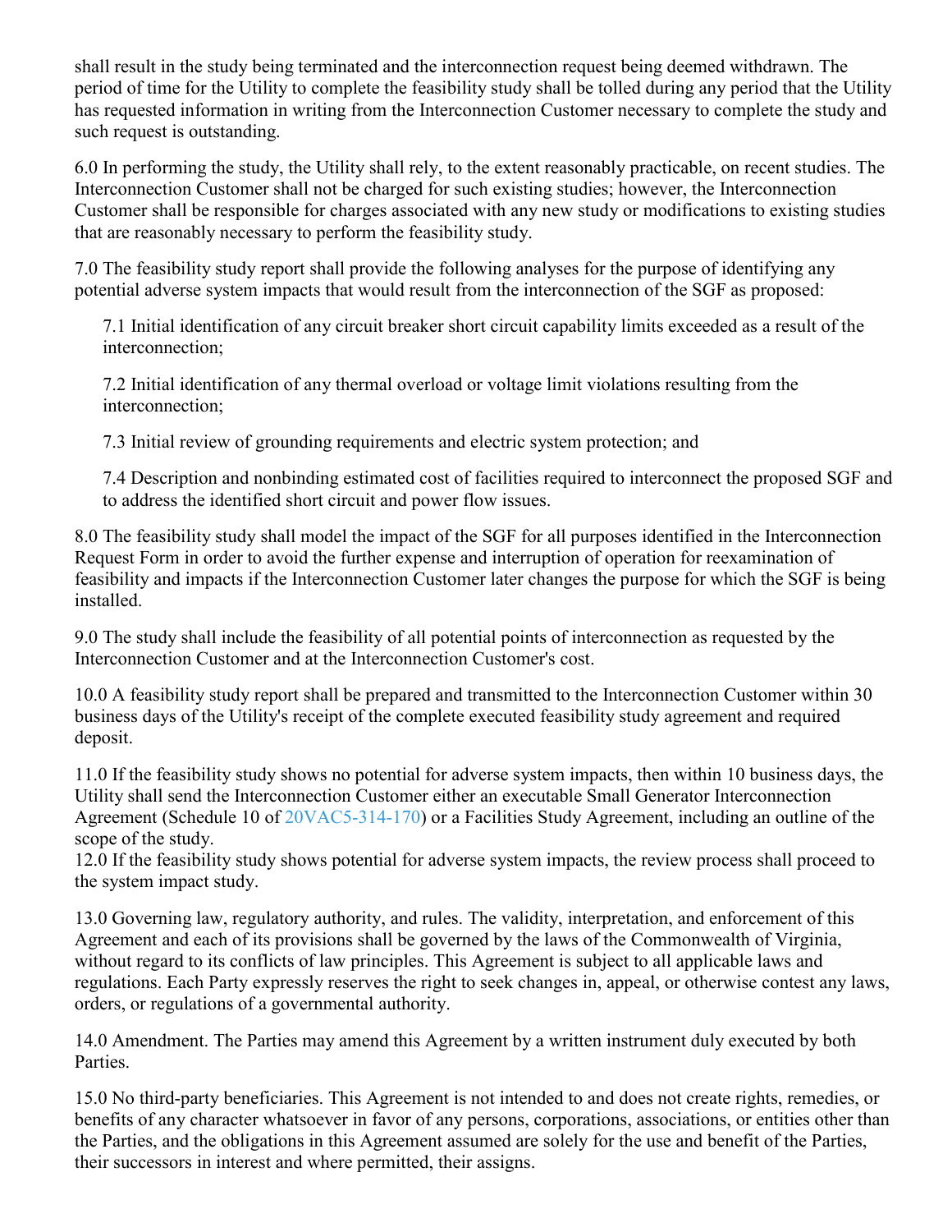shall result in the study being terminated and the interconnection request being deemed withdrawn. The period of time for the Utility to complete the feasibility study shall be tolled during any period that the Utility has requested information in writing from the Interconnection Customer necessary to complete the study and such request is outstanding.

6.0 In performing the study, the Utility shall rely, to the extent reasonably practicable, on recent studies. The Interconnection Customer shall not be charged for such existing studies; however, the Interconnection Customer shall be responsible for charges associated with any new study or modifications to existing studies that are reasonably necessary to perform the feasibility study.

7.0 The feasibility study report shall provide the following analyses for the purpose of identifying any potential adverse system impacts that would result from the interconnection of the SGF as proposed:

7.1 Initial identification of any circuit breaker short circuit capability limits exceeded as a result of the interconnection;

7.2 Initial identification of any thermal overload or voltage limit violations resulting from the interconnection;

7.3 Initial review of grounding requirements and electric system protection; and

7.4 Description and nonbinding estimated cost of facilities required to interconnect the proposed SGF and to address the identified short circuit and power flow issues.

8.0 The feasibility study shall model the impact of the SGF for all purposes identified in the Interconnection Request Form in order to avoid the further expense and interruption of operation for reexamination of feasibility and impacts if the Interconnection Customer later changes the purpose for which the SGF is being installed.

9.0 The study shall include the feasibility of all potential points of interconnection as requested by the Interconnection Customer and at the Interconnection Customer's cost.

10.0 A feasibility study report shall be prepared and transmitted to the Interconnection Customer within 30 business days of the Utility's receipt of the complete executed feasibility study agreement and required deposit.

11.0 If the feasibility study shows no potential for adverse system impacts, then within 10 business days, the Utility shall send the Interconnection Customer either an executable Small Generator Interconnection Agreement (Schedule 10 of 20VAC5-314-170) or a Facilities Study Agreement, including an outline of the scope of the study.

12.0 If the feasibility study shows potential for adverse system impacts, the review process shall proceed to the system impact study.

13.0 Governing law, regulatory authority, and rules. The validity, interpretation, and enforcement of this Agreement and each of its provisions shall be governed by the laws of the Commonwealth of Virginia, without regard to its conflicts of law principles. This Agreement is subject to all applicable laws and regulations. Each Party expressly reserves the right to seek changes in, appeal, or otherwise contest any laws, orders, or regulations of a governmental authority.

14.0 Amendment. The Parties may amend this Agreement by a written instrument duly executed by both Parties.

15.0 No third-party beneficiaries. This Agreement is not intended to and does not create rights, remedies, or benefits of any character whatsoever in favor of any persons, corporations, associations, or entities other than the Parties, and the obligations in this Agreement assumed are solely for the use and benefit of the Parties, their successors in interest and where permitted, their assigns.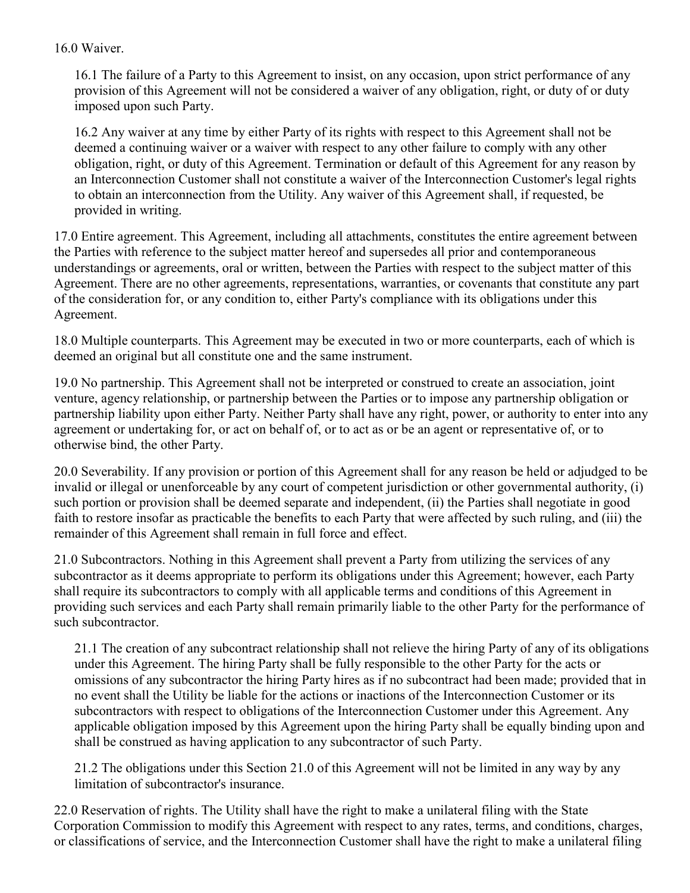16.0 Waiver.

16.1 The failure of a Party to this Agreement to insist, on any occasion, upon strict performance of any provision of this Agreement will not be considered a waiver of any obligation, right, or duty of or duty imposed upon such Party.

16.2 Any waiver at any time by either Party of its rights with respect to this Agreement shall not be deemed a continuing waiver or a waiver with respect to any other failure to comply with any other obligation, right, or duty of this Agreement. Termination or default of this Agreement for any reason by an Interconnection Customer shall not constitute a waiver of the Interconnection Customer's legal rights to obtain an interconnection from the Utility. Any waiver of this Agreement shall, if requested, be provided in writing.

17.0 Entire agreement. This Agreement, including all attachments, constitutes the entire agreement between the Parties with reference to the subject matter hereof and supersedes all prior and contemporaneous understandings or agreements, oral or written, between the Parties with respect to the subject matter of this Agreement. There are no other agreements, representations, warranties, or covenants that constitute any part of the consideration for, or any condition to, either Party's compliance with its obligations under this Agreement.

18.0 Multiple counterparts. This Agreement may be executed in two or more counterparts, each of which is deemed an original but all constitute one and the same instrument.

19.0 No partnership. This Agreement shall not be interpreted or construed to create an association, joint venture, agency relationship, or partnership between the Parties or to impose any partnership obligation or partnership liability upon either Party. Neither Party shall have any right, power, or authority to enter into any agreement or undertaking for, or act on behalf of, or to act as or be an agent or representative of, or to otherwise bind, the other Party.

20.0 Severability. If any provision or portion of this Agreement shall for any reason be held or adjudged to be invalid or illegal or unenforceable by any court of competent jurisdiction or other governmental authority, (i) such portion or provision shall be deemed separate and independent, (ii) the Parties shall negotiate in good faith to restore insofar as practicable the benefits to each Party that were affected by such ruling, and (iii) the remainder of this Agreement shall remain in full force and effect.

21.0 Subcontractors. Nothing in this Agreement shall prevent a Party from utilizing the services of any subcontractor as it deems appropriate to perform its obligations under this Agreement; however, each Party shall require its subcontractors to comply with all applicable terms and conditions of this Agreement in providing such services and each Party shall remain primarily liable to the other Party for the performance of such subcontractor.

21.1 The creation of any subcontract relationship shall not relieve the hiring Party of any of its obligations under this Agreement. The hiring Party shall be fully responsible to the other Party for the acts or omissions of any subcontractor the hiring Party hires as if no subcontract had been made; provided that in no event shall the Utility be liable for the actions or inactions of the Interconnection Customer or its subcontractors with respect to obligations of the Interconnection Customer under this Agreement. Any applicable obligation imposed by this Agreement upon the hiring Party shall be equally binding upon and shall be construed as having application to any subcontractor of such Party.

21.2 The obligations under this Section 21.0 of this Agreement will not be limited in any way by any limitation of subcontractor's insurance.

22.0 Reservation of rights. The Utility shall have the right to make a unilateral filing with the State Corporation Commission to modify this Agreement with respect to any rates, terms, and conditions, charges, or classifications of service, and the Interconnection Customer shall have the right to make a unilateral filing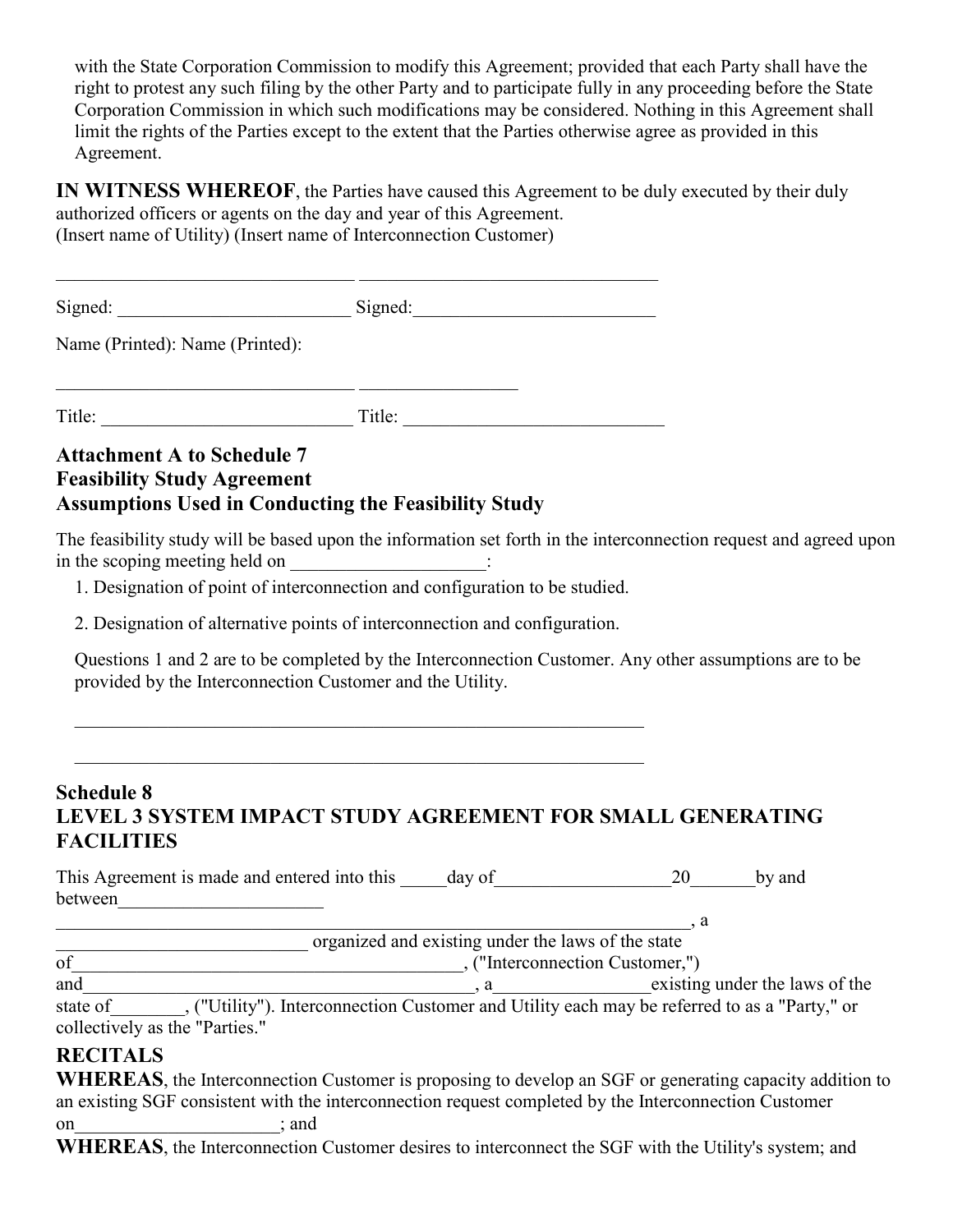with the State Corporation Commission to modify this Agreement; provided that each Party shall have the right to protest any such filing by the other Party and to participate fully in any proceeding before the State Corporation Commission in which such modifications may be considered. Nothing in this Agreement shall limit the rights of the Parties except to the extent that the Parties otherwise agree as provided in this Agreement.

**IN WITNESS WHEREOF**, the Parties have caused this Agreement to be duly executed by their duly authorized officers or agents on the day and year of this Agreement.
(Insert name of Utility) (Insert name of Interconnection Customer)

________________________________ ________________________________

Signed: _________________________ Signed:__________________________

Name (Printed): Name (Printed):

________________________________ ________________

Title: ___________________________ Title: ____________________________

### Attachment A to Schedule 7
### Feasibility Study Agreement
### Assumptions Used in Conducting the Feasibility Study

The feasibility study will be based upon the information set forth in the interconnection request and agreed upon in the scoping meeting held on ____________________:

1. Designation of point of interconnection and configuration to be studied.

2. Designation of alternative points of interconnection and configuration.

Questions 1 and 2 are to be completed by the Interconnection Customer. Any other assumptions are to be provided by the Interconnection Customer and the Utility.

______________________________________________________________

______________________________________________________________

### Schedule 8
### LEVEL 3 SYSTEM IMPACT STUDY AGREEMENT FOR SMALL GENERATING FACILITIES

This Agreement is made and entered into this _____day of__________________20_______by and between_____________________
______________________________________________________________________, a ___________________________ organized and existing under the laws of the state of____________________________________________, ("Interconnection Customer,") and___________________________________________, a________________existing under the laws of the state of________, ("Utility"). Interconnection Customer and Utility each may be referred to as a "Party," or collectively as the "Parties."

### RECITALS

**WHEREAS**, the Interconnection Customer is proposing to develop an SGF or generating capacity addition to an existing SGF consistent with the interconnection request completed by the Interconnection Customer on_____________________; and

**WHEREAS**, the Interconnection Customer desires to interconnect the SGF with the Utility's system; and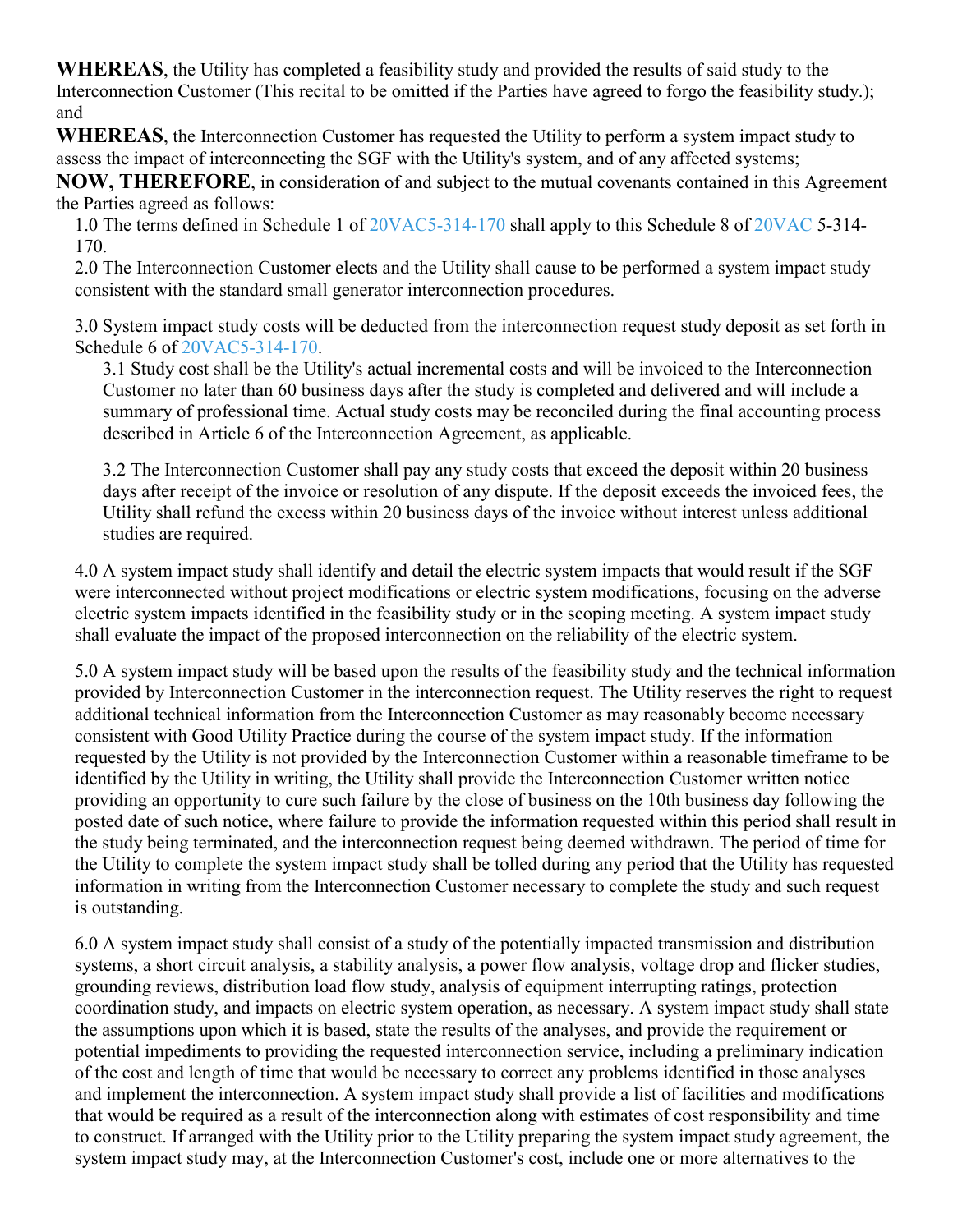**WHEREAS**, the Utility has completed a feasibility study and provided the results of said study to the Interconnection Customer (This recital to be omitted if the Parties have agreed to forgo the feasibility study.); and

**WHEREAS**, the Interconnection Customer has requested the Utility to perform a system impact study to assess the impact of interconnecting the SGF with the Utility's system, and of any affected systems;

**NOW, THEREFORE**, in consideration of and subject to the mutual covenants contained in this Agreement the Parties agreed as follows:

1.0 The terms defined in Schedule 1 of 20VAC5-314-170 shall apply to this Schedule 8 of 20VAC 5-314-170.

2.0 The Interconnection Customer elects and the Utility shall cause to be performed a system impact study consistent with the standard small generator interconnection procedures.

3.0 System impact study costs will be deducted from the interconnection request study deposit as set forth in Schedule 6 of 20VAC5-314-170.

3.1 Study cost shall be the Utility's actual incremental costs and will be invoiced to the Interconnection Customer no later than 60 business days after the study is completed and delivered and will include a summary of professional time. Actual study costs may be reconciled during the final accounting process described in Article 6 of the Interconnection Agreement, as applicable.

3.2 The Interconnection Customer shall pay any study costs that exceed the deposit within 20 business days after receipt of the invoice or resolution of any dispute. If the deposit exceeds the invoiced fees, the Utility shall refund the excess within 20 business days of the invoice without interest unless additional studies are required.

4.0 A system impact study shall identify and detail the electric system impacts that would result if the SGF were interconnected without project modifications or electric system modifications, focusing on the adverse electric system impacts identified in the feasibility study or in the scoping meeting. A system impact study shall evaluate the impact of the proposed interconnection on the reliability of the electric system.

5.0 A system impact study will be based upon the results of the feasibility study and the technical information provided by Interconnection Customer in the interconnection request. The Utility reserves the right to request additional technical information from the Interconnection Customer as may reasonably become necessary consistent with Good Utility Practice during the course of the system impact study. If the information requested by the Utility is not provided by the Interconnection Customer within a reasonable timeframe to be identified by the Utility in writing, the Utility shall provide the Interconnection Customer written notice providing an opportunity to cure such failure by the close of business on the 10th business day following the posted date of such notice, where failure to provide the information requested within this period shall result in the study being terminated, and the interconnection request being deemed withdrawn. The period of time for the Utility to complete the system impact study shall be tolled during any period that the Utility has requested information in writing from the Interconnection Customer necessary to complete the study and such request is outstanding.

6.0 A system impact study shall consist of a study of the potentially impacted transmission and distribution systems, a short circuit analysis, a stability analysis, a power flow analysis, voltage drop and flicker studies, grounding reviews, distribution load flow study, analysis of equipment interrupting ratings, protection coordination study, and impacts on electric system operation, as necessary. A system impact study shall state the assumptions upon which it is based, state the results of the analyses, and provide the requirement or potential impediments to providing the requested interconnection service, including a preliminary indication of the cost and length of time that would be necessary to correct any problems identified in those analyses and implement the interconnection. A system impact study shall provide a list of facilities and modifications that would be required as a result of the interconnection along with estimates of cost responsibility and time to construct. If arranged with the Utility prior to the Utility preparing the system impact study agreement, the system impact study may, at the Interconnection Customer's cost, include one or more alternatives to the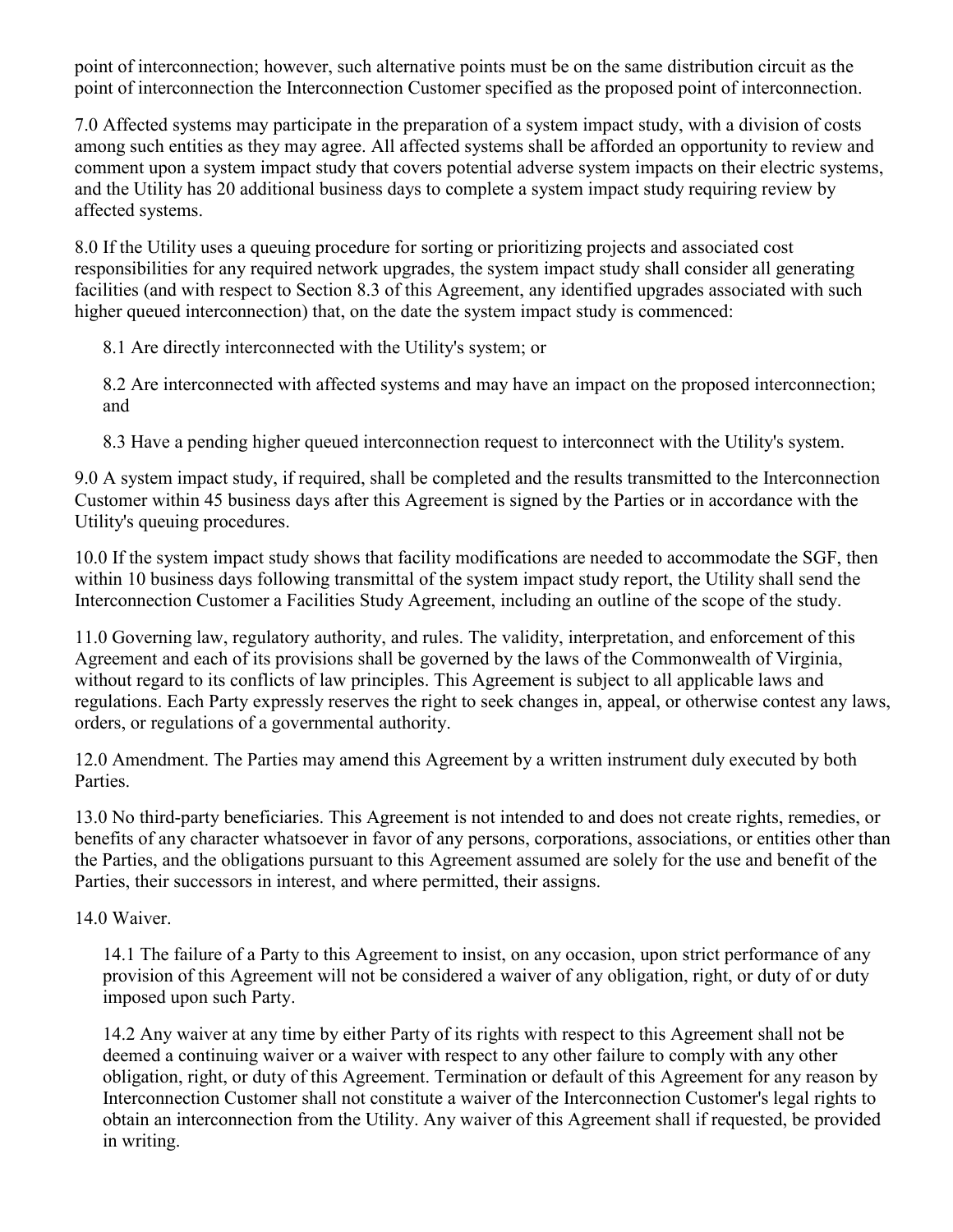point of interconnection; however, such alternative points must be on the same distribution circuit as the point of interconnection the Interconnection Customer specified as the proposed point of interconnection.

7.0 Affected systems may participate in the preparation of a system impact study, with a division of costs among such entities as they may agree. All affected systems shall be afforded an opportunity to review and comment upon a system impact study that covers potential adverse system impacts on their electric systems, and the Utility has 20 additional business days to complete a system impact study requiring review by affected systems.

8.0 If the Utility uses a queuing procedure for sorting or prioritizing projects and associated cost responsibilities for any required network upgrades, the system impact study shall consider all generating facilities (and with respect to Section 8.3 of this Agreement, any identified upgrades associated with such higher queued interconnection) that, on the date the system impact study is commenced:

8.1 Are directly interconnected with the Utility's system; or

8.2 Are interconnected with affected systems and may have an impact on the proposed interconnection; and

8.3 Have a pending higher queued interconnection request to interconnect with the Utility's system.

9.0 A system impact study, if required, shall be completed and the results transmitted to the Interconnection Customer within 45 business days after this Agreement is signed by the Parties or in accordance with the Utility's queuing procedures.

10.0 If the system impact study shows that facility modifications are needed to accommodate the SGF, then within 10 business days following transmittal of the system impact study report, the Utility shall send the Interconnection Customer a Facilities Study Agreement, including an outline of the scope of the study.

11.0 Governing law, regulatory authority, and rules. The validity, interpretation, and enforcement of this Agreement and each of its provisions shall be governed by the laws of the Commonwealth of Virginia, without regard to its conflicts of law principles. This Agreement is subject to all applicable laws and regulations. Each Party expressly reserves the right to seek changes in, appeal, or otherwise contest any laws, orders, or regulations of a governmental authority.

12.0 Amendment. The Parties may amend this Agreement by a written instrument duly executed by both Parties.

13.0 No third-party beneficiaries. This Agreement is not intended to and does not create rights, remedies, or benefits of any character whatsoever in favor of any persons, corporations, associations, or entities other than the Parties, and the obligations pursuant to this Agreement assumed are solely for the use and benefit of the Parties, their successors in interest, and where permitted, their assigns.

14.0 Waiver.

14.1 The failure of a Party to this Agreement to insist, on any occasion, upon strict performance of any provision of this Agreement will not be considered a waiver of any obligation, right, or duty of or duty imposed upon such Party.

14.2 Any waiver at any time by either Party of its rights with respect to this Agreement shall not be deemed a continuing waiver or a waiver with respect to any other failure to comply with any other obligation, right, or duty of this Agreement. Termination or default of this Agreement for any reason by Interconnection Customer shall not constitute a waiver of the Interconnection Customer's legal rights to obtain an interconnection from the Utility. Any waiver of this Agreement shall if requested, be provided in writing.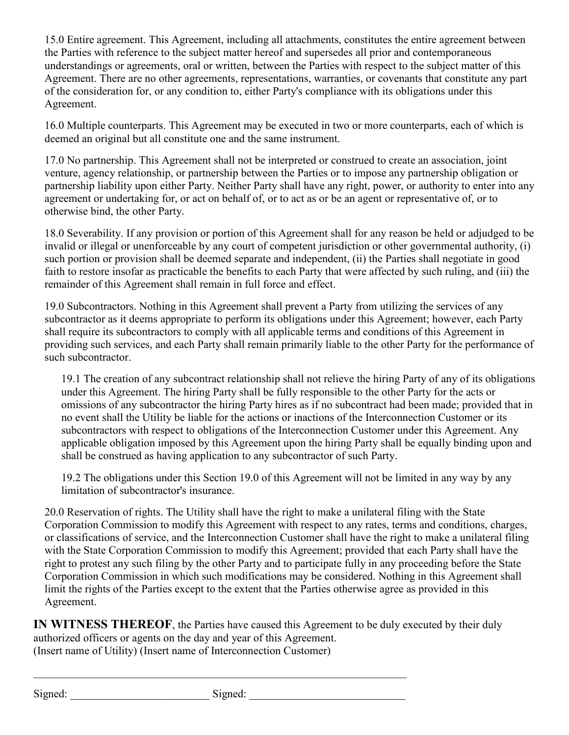15.0 Entire agreement. This Agreement, including all attachments, constitutes the entire agreement between the Parties with reference to the subject matter hereof and supersedes all prior and contemporaneous understandings or agreements, oral or written, between the Parties with respect to the subject matter of this Agreement. There are no other agreements, representations, warranties, or covenants that constitute any part of the consideration for, or any condition to, either Party's compliance with its obligations under this Agreement.

16.0 Multiple counterparts. This Agreement may be executed in two or more counterparts, each of which is deemed an original but all constitute one and the same instrument.

17.0 No partnership. This Agreement shall not be interpreted or construed to create an association, joint venture, agency relationship, or partnership between the Parties or to impose any partnership obligation or partnership liability upon either Party. Neither Party shall have any right, power, or authority to enter into any agreement or undertaking for, or act on behalf of, or to act as or be an agent or representative of, or to otherwise bind, the other Party.

18.0 Severability. If any provision or portion of this Agreement shall for any reason be held or adjudged to be invalid or illegal or unenforceable by any court of competent jurisdiction or other governmental authority, (i) such portion or provision shall be deemed separate and independent, (ii) the Parties shall negotiate in good faith to restore insofar as practicable the benefits to each Party that were affected by such ruling, and (iii) the remainder of this Agreement shall remain in full force and effect.

19.0 Subcontractors. Nothing in this Agreement shall prevent a Party from utilizing the services of any subcontractor as it deems appropriate to perform its obligations under this Agreement; however, each Party shall require its subcontractors to comply with all applicable terms and conditions of this Agreement in providing such services, and each Party shall remain primarily liable to the other Party for the performance of such subcontractor.

19.1 The creation of any subcontract relationship shall not relieve the hiring Party of any of its obligations under this Agreement. The hiring Party shall be fully responsible to the other Party for the acts or omissions of any subcontractor the hiring Party hires as if no subcontract had been made; provided that in no event shall the Utility be liable for the actions or inactions of the Interconnection Customer or its subcontractors with respect to obligations of the Interconnection Customer under this Agreement. Any applicable obligation imposed by this Agreement upon the hiring Party shall be equally binding upon and shall be construed as having application to any subcontractor of such Party.

19.2 The obligations under this Section 19.0 of this Agreement will not be limited in any way by any limitation of subcontractor's insurance.

20.0 Reservation of rights. The Utility shall have the right to make a unilateral filing with the State Corporation Commission to modify this Agreement with respect to any rates, terms and conditions, charges, or classifications of service, and the Interconnection Customer shall have the right to make a unilateral filing with the State Corporation Commission to modify this Agreement; provided that each Party shall have the right to protest any such filing by the other Party and to participate fully in any proceeding before the State Corporation Commission in which such modifications may be considered. Nothing in this Agreement shall limit the rights of the Parties except to the extent that the Parties otherwise agree as provided in this Agreement.

**IN WITNESS THEREOF**, the Parties have caused this Agreement to be duly executed by their duly authorized officers or agents on the day and year of this Agreement.
(Insert name of Utility) (Insert name of Interconnection Customer)

\_\_\_\_\_\_\_\_\_\_\_\_\_\_\_\_\_\_\_\_\_\_\_\_\_\_\_\_\_\_\_\_\_\_\_\_\_\_\_\_\_\_\_\_\_\_\_\_\_\_\_\_\_\_\_\_\_\_\_\_\_\_\_\_\_\_

Signed: \_\_\_\_\_\_\_\_\_\_\_\_\_\_\_\_\_\_\_\_\_\_\_\_ Signed: \_\_\_\_\_\_\_\_\_\_\_\_\_\_\_\_\_\_\_\_\_\_\_\_\_\_\_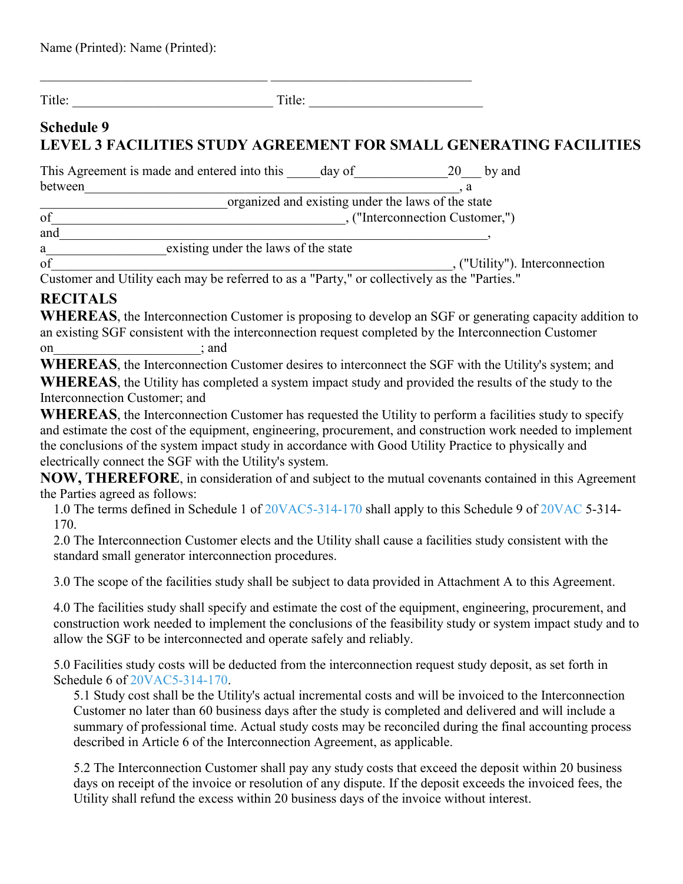Name (Printed): Name (Printed):

__________________________________ ______________________________

Title: ______________________________ Title: __________________________

## Schedule 9
## LEVEL 3 FACILITIES STUDY AGREEMENT FOR SMALL GENERATING FACILITIES

This Agreement is made and entered into this _____day of______________20___ by and between__________________________________________________________, a ____________________________organized and existing under the laws of the state of____________________________________________, ("Interconnection Customer,") and______________________________________________________________, a_________________existing under the laws of the state of____________________________________________________________, ("Utility"). Interconnection Customer and Utility each may be referred to as a "Party," or collectively as the "Parties."

## RECITALS

**WHEREAS**, the Interconnection Customer is proposing to develop an SGF or generating capacity addition to an existing SGF consistent with the interconnection request completed by the Interconnection Customer on______________________; and

**WHEREAS**, the Interconnection Customer desires to interconnect the SGF with the Utility's system; and

**WHEREAS**, the Utility has completed a system impact study and provided the results of the study to the Interconnection Customer; and

**WHEREAS**, the Interconnection Customer has requested the Utility to perform a facilities study to specify and estimate the cost of the equipment, engineering, procurement, and construction work needed to implement the conclusions of the system impact study in accordance with Good Utility Practice to physically and electrically connect the SGF with the Utility's system.

**NOW, THEREFORE**, in consideration of and subject to the mutual covenants contained in this Agreement the Parties agreed as follows:

1.0 The terms defined in Schedule 1 of 20VAC5-314-170 shall apply to this Schedule 9 of 20VAC 5-314-170.

2.0 The Interconnection Customer elects and the Utility shall cause a facilities study consistent with the standard small generator interconnection procedures.

3.0 The scope of the facilities study shall be subject to data provided in Attachment A to this Agreement.

4.0 The facilities study shall specify and estimate the cost of the equipment, engineering, procurement, and construction work needed to implement the conclusions of the feasibility study or system impact study and to allow the SGF to be interconnected and operate safely and reliably.

5.0 Facilities study costs will be deducted from the interconnection request study deposit, as set forth in Schedule 6 of 20VAC5-314-170.

5.1 Study cost shall be the Utility's actual incremental costs and will be invoiced to the Interconnection Customer no later than 60 business days after the study is completed and delivered and will include a summary of professional time. Actual study costs may be reconciled during the final accounting process described in Article 6 of the Interconnection Agreement, as applicable.

5.2 The Interconnection Customer shall pay any study costs that exceed the deposit within 20 business days on receipt of the invoice or resolution of any dispute. If the deposit exceeds the invoiced fees, the Utility shall refund the excess within 20 business days of the invoice without interest.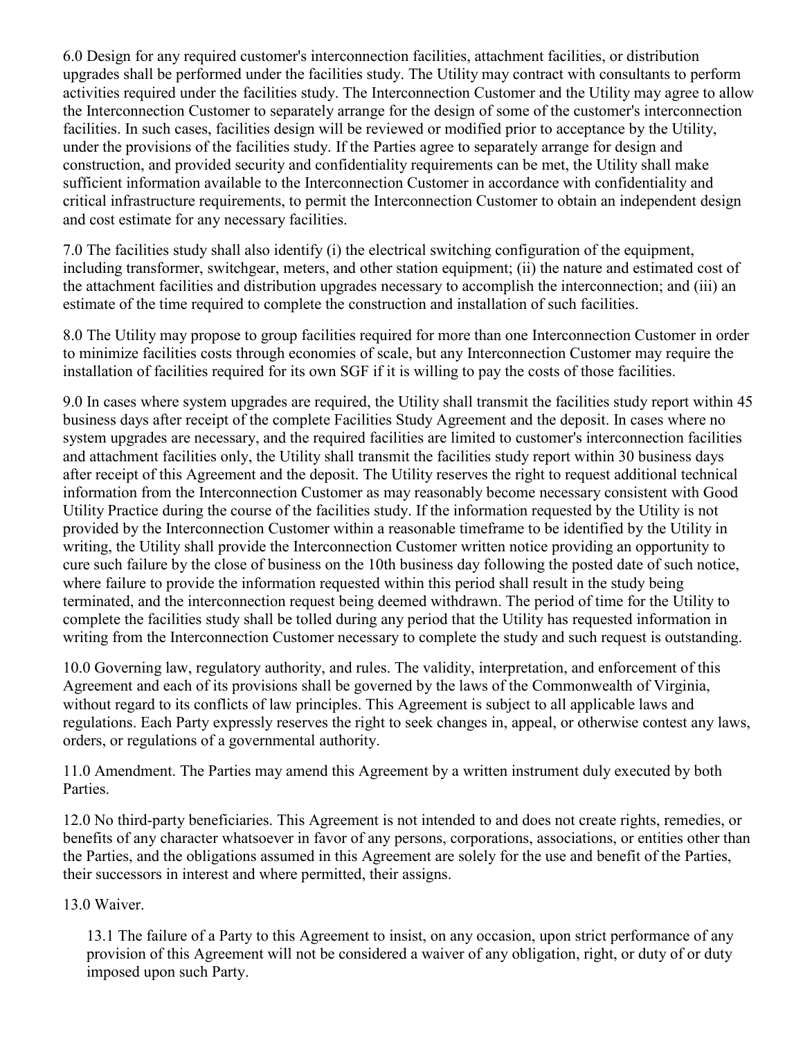6.0 Design for any required customer's interconnection facilities, attachment facilities, or distribution upgrades shall be performed under the facilities study. The Utility may contract with consultants to perform activities required under the facilities study. The Interconnection Customer and the Utility may agree to allow the Interconnection Customer to separately arrange for the design of some of the customer's interconnection facilities. In such cases, facilities design will be reviewed or modified prior to acceptance by the Utility, under the provisions of the facilities study. If the Parties agree to separately arrange for design and construction, and provided security and confidentiality requirements can be met, the Utility shall make sufficient information available to the Interconnection Customer in accordance with confidentiality and critical infrastructure requirements, to permit the Interconnection Customer to obtain an independent design and cost estimate for any necessary facilities.

7.0 The facilities study shall also identify (i) the electrical switching configuration of the equipment, including transformer, switchgear, meters, and other station equipment; (ii) the nature and estimated cost of the attachment facilities and distribution upgrades necessary to accomplish the interconnection; and (iii) an estimate of the time required to complete the construction and installation of such facilities.

8.0 The Utility may propose to group facilities required for more than one Interconnection Customer in order to minimize facilities costs through economies of scale, but any Interconnection Customer may require the installation of facilities required for its own SGF if it is willing to pay the costs of those facilities.

9.0 In cases where system upgrades are required, the Utility shall transmit the facilities study report within 45 business days after receipt of the complete Facilities Study Agreement and the deposit. In cases where no system upgrades are necessary, and the required facilities are limited to customer's interconnection facilities and attachment facilities only, the Utility shall transmit the facilities study report within 30 business days after receipt of this Agreement and the deposit. The Utility reserves the right to request additional technical information from the Interconnection Customer as may reasonably become necessary consistent with Good Utility Practice during the course of the facilities study. If the information requested by the Utility is not provided by the Interconnection Customer within a reasonable timeframe to be identified by the Utility in writing, the Utility shall provide the Interconnection Customer written notice providing an opportunity to cure such failure by the close of business on the 10th business day following the posted date of such notice, where failure to provide the information requested within this period shall result in the study being terminated, and the interconnection request being deemed withdrawn. The period of time for the Utility to complete the facilities study shall be tolled during any period that the Utility has requested information in writing from the Interconnection Customer necessary to complete the study and such request is outstanding.

10.0 Governing law, regulatory authority, and rules. The validity, interpretation, and enforcement of this Agreement and each of its provisions shall be governed by the laws of the Commonwealth of Virginia, without regard to its conflicts of law principles. This Agreement is subject to all applicable laws and regulations. Each Party expressly reserves the right to seek changes in, appeal, or otherwise contest any laws, orders, or regulations of a governmental authority.

11.0 Amendment. The Parties may amend this Agreement by a written instrument duly executed by both Parties.

12.0 No third-party beneficiaries. This Agreement is not intended to and does not create rights, remedies, or benefits of any character whatsoever in favor of any persons, corporations, associations, or entities other than the Parties, and the obligations assumed in this Agreement are solely for the use and benefit of the Parties, their successors in interest and where permitted, their assigns.

13.0 Waiver.

13.1 The failure of a Party to this Agreement to insist, on any occasion, upon strict performance of any provision of this Agreement will not be considered a waiver of any obligation, right, or duty of or duty imposed upon such Party.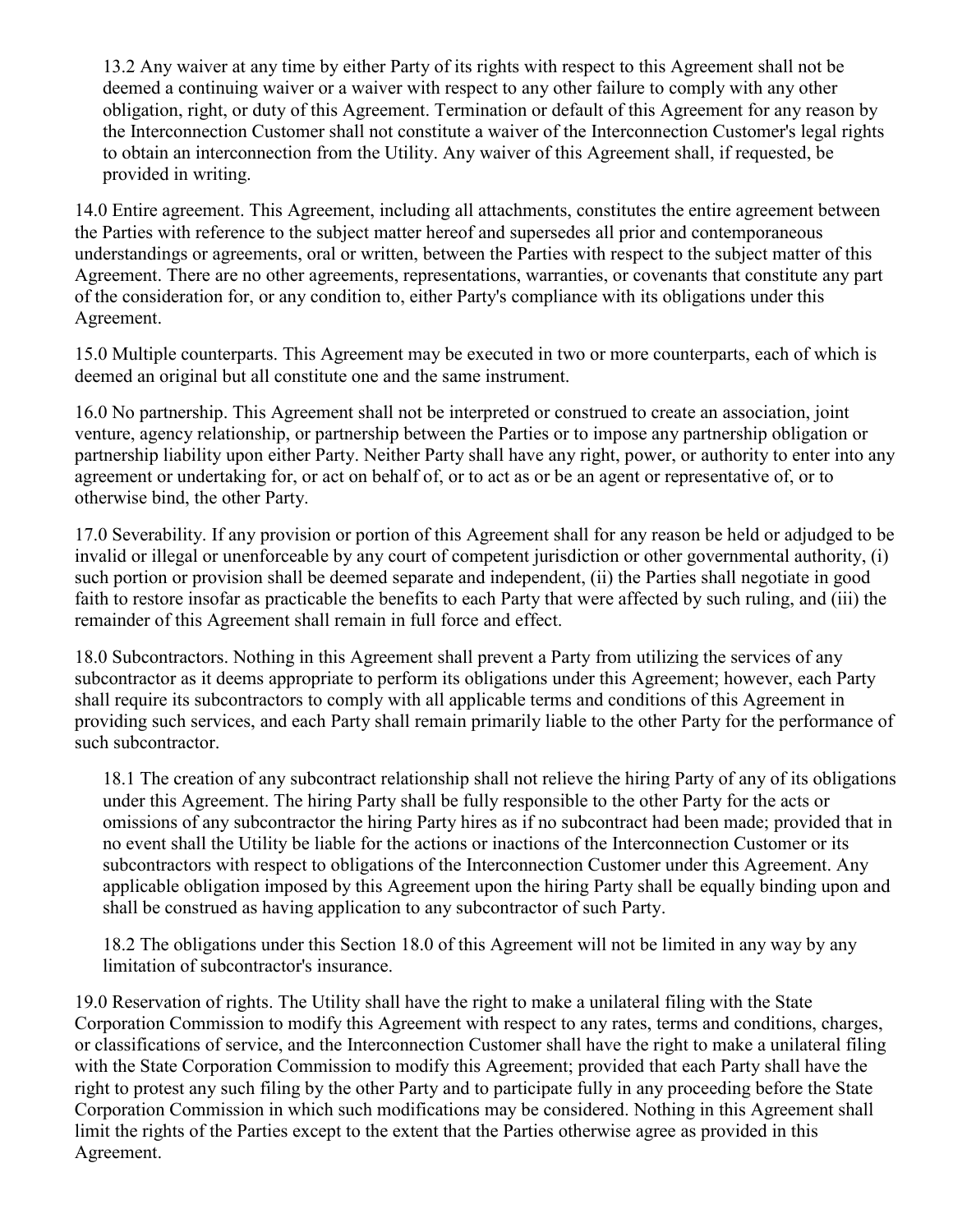13.2 Any waiver at any time by either Party of its rights with respect to this Agreement shall not be deemed a continuing waiver or a waiver with respect to any other failure to comply with any other obligation, right, or duty of this Agreement. Termination or default of this Agreement for any reason by the Interconnection Customer shall not constitute a waiver of the Interconnection Customer's legal rights to obtain an interconnection from the Utility. Any waiver of this Agreement shall, if requested, be provided in writing.

14.0 Entire agreement. This Agreement, including all attachments, constitutes the entire agreement between the Parties with reference to the subject matter hereof and supersedes all prior and contemporaneous understandings or agreements, oral or written, between the Parties with respect to the subject matter of this Agreement. There are no other agreements, representations, warranties, or covenants that constitute any part of the consideration for, or any condition to, either Party's compliance with its obligations under this Agreement.

15.0 Multiple counterparts. This Agreement may be executed in two or more counterparts, each of which is deemed an original but all constitute one and the same instrument.

16.0 No partnership. This Agreement shall not be interpreted or construed to create an association, joint venture, agency relationship, or partnership between the Parties or to impose any partnership obligation or partnership liability upon either Party. Neither Party shall have any right, power, or authority to enter into any agreement or undertaking for, or act on behalf of, or to act as or be an agent or representative of, or to otherwise bind, the other Party.

17.0 Severability. If any provision or portion of this Agreement shall for any reason be held or adjudged to be invalid or illegal or unenforceable by any court of competent jurisdiction or other governmental authority, (i) such portion or provision shall be deemed separate and independent, (ii) the Parties shall negotiate in good faith to restore insofar as practicable the benefits to each Party that were affected by such ruling, and (iii) the remainder of this Agreement shall remain in full force and effect.

18.0 Subcontractors. Nothing in this Agreement shall prevent a Party from utilizing the services of any subcontractor as it deems appropriate to perform its obligations under this Agreement; however, each Party shall require its subcontractors to comply with all applicable terms and conditions of this Agreement in providing such services, and each Party shall remain primarily liable to the other Party for the performance of such subcontractor.

18.1 The creation of any subcontract relationship shall not relieve the hiring Party of any of its obligations under this Agreement. The hiring Party shall be fully responsible to the other Party for the acts or omissions of any subcontractor the hiring Party hires as if no subcontract had been made; provided that in no event shall the Utility be liable for the actions or inactions of the Interconnection Customer or its subcontractors with respect to obligations of the Interconnection Customer under this Agreement. Any applicable obligation imposed by this Agreement upon the hiring Party shall be equally binding upon and shall be construed as having application to any subcontractor of such Party.

18.2 The obligations under this Section 18.0 of this Agreement will not be limited in any way by any limitation of subcontractor's insurance.

19.0 Reservation of rights. The Utility shall have the right to make a unilateral filing with the State Corporation Commission to modify this Agreement with respect to any rates, terms and conditions, charges, or classifications of service, and the Interconnection Customer shall have the right to make a unilateral filing with the State Corporation Commission to modify this Agreement; provided that each Party shall have the right to protest any such filing by the other Party and to participate fully in any proceeding before the State Corporation Commission in which such modifications may be considered. Nothing in this Agreement shall limit the rights of the Parties except to the extent that the Parties otherwise agree as provided in this Agreement.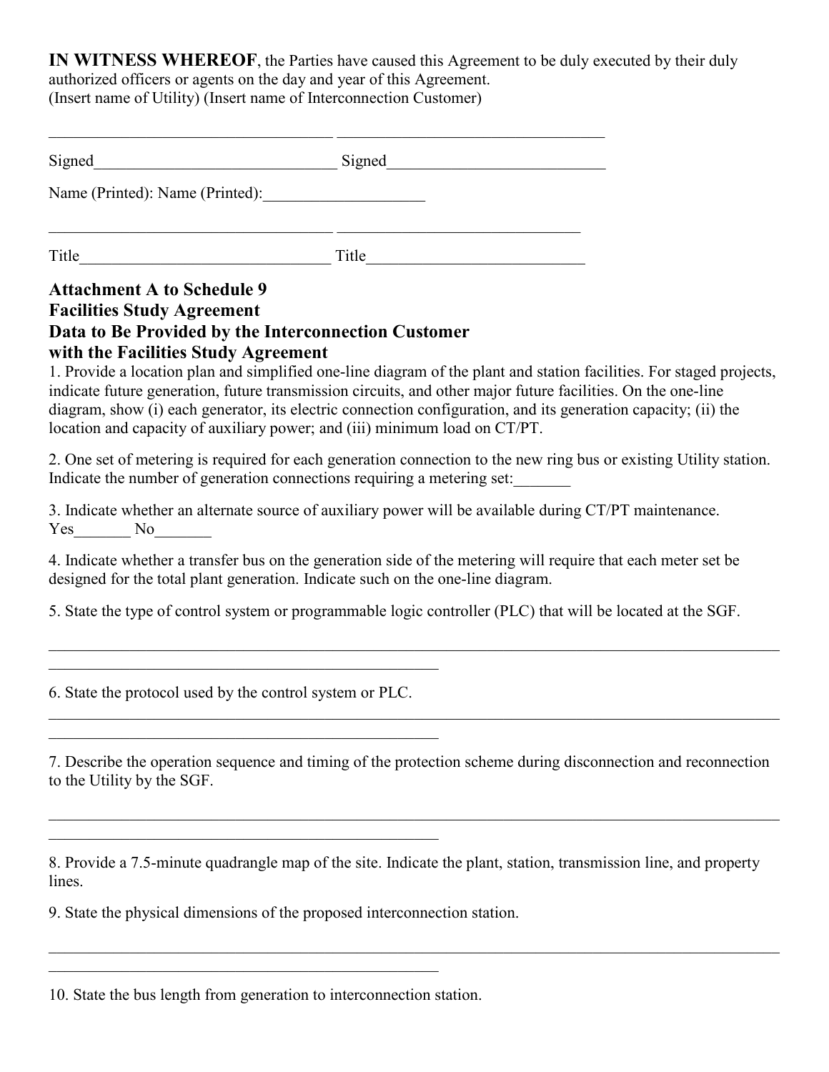**IN WITNESS WHEREOF**, the Parties have caused this Agreement to be duly executed by their duly authorized officers or agents on the day and year of this Agreement.
(Insert name of Utility) (Insert name of Interconnection Customer)

___________________________________ _________________________________

Signed______________________________ Signed___________________________

Name (Printed): Name (Printed):____________________

___________________________________ ______________________________

Title_______________________________ Title___________________________

### Attachment A to Schedule 9
### Facilities Study Agreement
### Data to Be Provided by the Interconnection Customer with the Facilities Study Agreement

1. Provide a location plan and simplified one-line diagram of the plant and station facilities. For staged projects, indicate future generation, future transmission circuits, and other major future facilities. On the one-line diagram, show (i) each generator, its electric connection configuration, and its generation capacity; (ii) the location and capacity of auxiliary power; and (iii) minimum load on CT/PT.

2. One set of metering is required for each generation connection to the new ring bus or existing Utility station. Indicate the number of generation connections requiring a metering set:_______

3. Indicate whether an alternate source of auxiliary power will be available during CT/PT maintenance.
Yes_______ No_______

4. Indicate whether a transfer bus on the generation side of the metering will require that each meter set be designed for the total plant generation. Indicate such on the one-line diagram.

5. State the type of control system or programmable logic controller (PLC) that will be located at the SGF.

_____________________________________________________________________________________________

________________________________________________

6. State the protocol used by the control system or PLC.

_____________________________________________________________________________________________

________________________________________________

7. Describe the operation sequence and timing of the protection scheme during disconnection and reconnection to the Utility by the SGF.

_____________________________________________________________________________________________

________________________________________________

8. Provide a 7.5-minute quadrangle map of the site. Indicate the plant, station, transmission line, and property lines.

9. State the physical dimensions of the proposed interconnection station.

_____________________________________________________________________________________________

________________________________________________

10. State the bus length from generation to interconnection station.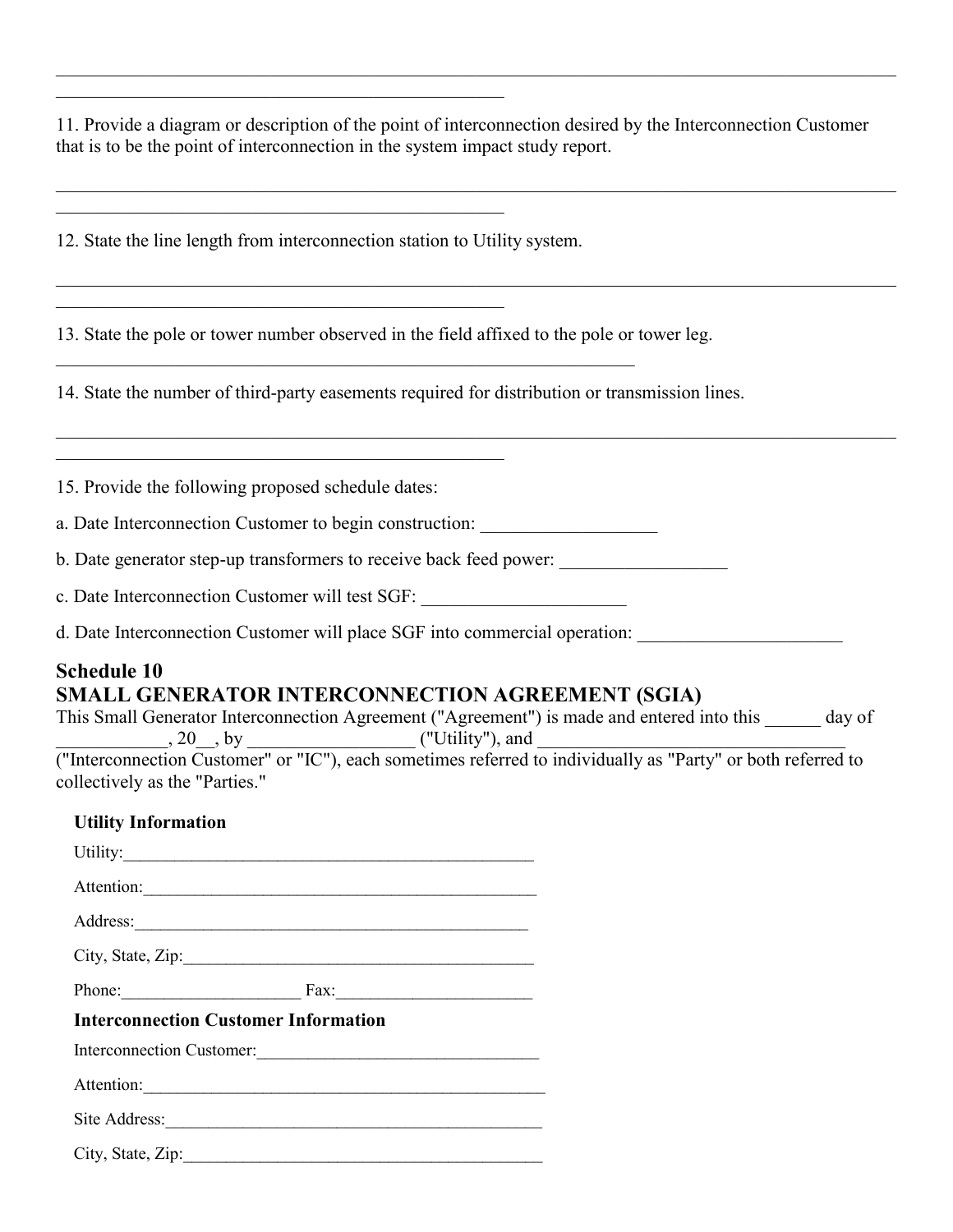\_\_\_\_\_\_\_\_\_\_\_\_\_\_\_\_\_\_\_\_\_\_\_\_\_\_\_\_\_\_\_\_\_\_\_\_\_\_\_\_\_\_\_\_\_\_\_\_\_\_\_\_\_\_\_\_\_\_\_\_\_\_\_\_\_\_\_\_\_\_\_\_\_\_\_\_\_\_\_\_\_\_\_\_\_\_\_\_\_\_\_\_\_\_\_\_\_\_\_\_\_\_\_\_\_\_\_\_\_\_\_\_\_\_\_\_\_\_\_\_\_\_\_\_\_\_\_\_\_\_\_\_\_\_\_\_\_\_\_\_\_\_\_\_\_\_\_\_\_\_\_\_\_\_\_\_\_\_\_\_\_\_\_\_\_\_

11. Provide a diagram or description of the point of interconnection desired by the Interconnection Customer that is to be the point of interconnection in the system impact study report.

\_\_\_\_\_\_\_\_\_\_\_\_\_\_\_\_\_\_\_\_\_\_\_\_\_\_\_\_\_\_\_\_\_\_\_\_\_\_\_\_\_\_\_\_\_\_\_\_\_\_\_\_\_\_\_\_\_\_\_\_\_\_\_\_\_\_\_\_\_\_\_\_\_\_\_\_\_\_\_\_\_\_\_\_\_\_\_\_\_\_\_\_\_\_\_\_\_\_\_\_\_\_\_\_\_\_\_\_\_\_\_\_\_\_\_\_\_\_\_\_\_\_\_\_\_\_\_\_\_\_\_\_\_\_\_\_\_\_\_\_\_\_\_\_\_\_\_\_\_\_\_\_\_\_\_\_\_\_\_\_\_\_\_\_\_\_

12. State the line length from interconnection station to Utility system.

\_\_\_\_\_\_\_\_\_\_\_\_\_\_\_\_\_\_\_\_\_\_\_\_\_\_\_\_\_\_\_\_\_\_\_\_\_\_\_\_\_\_\_\_\_\_\_\_\_\_\_\_\_\_\_\_\_\_\_\_\_\_\_\_\_\_\_\_\_\_\_\_\_\_\_\_\_\_\_\_\_\_\_\_\_\_\_\_\_\_\_\_\_\_\_\_\_\_\_\_\_\_\_\_\_\_\_\_\_\_\_\_\_\_\_\_\_\_\_\_\_\_\_\_\_\_\_\_\_\_\_\_\_\_\_\_\_\_\_\_\_\_\_\_\_\_\_\_\_\_\_\_\_\_\_\_\_\_\_\_\_\_\_\_\_\_

13. State the pole or tower number observed in the field affixed to the pole or tower leg.

\_\_\_\_\_\_\_\_\_\_\_\_\_\_\_\_\_\_\_\_\_\_\_\_\_\_\_\_\_\_\_\_\_\_\_\_\_\_\_\_\_\_\_\_\_\_\_\_\_\_\_\_\_\_\_\_\_\_\_\_\_\_\_\_

14. State the number of third-party easements required for distribution or transmission lines.

\_\_\_\_\_\_\_\_\_\_\_\_\_\_\_\_\_\_\_\_\_\_\_\_\_\_\_\_\_\_\_\_\_\_\_\_\_\_\_\_\_\_\_\_\_\_\_\_\_\_\_\_\_\_\_\_\_\_\_\_\_\_\_\_\_\_\_\_\_\_\_\_\_\_\_\_\_\_\_\_\_\_\_\_\_\_\_\_\_\_\_\_\_\_\_\_\_\_\_\_\_\_\_\_\_\_\_\_\_\_\_\_\_\_\_\_\_\_\_\_\_\_\_\_\_\_\_\_\_\_\_\_\_\_\_\_\_\_\_\_\_\_\_\_\_\_\_\_\_\_\_\_\_\_\_\_\_\_\_\_\_\_\_\_\_\_

15. Provide the following proposed schedule dates:

a. Date Interconnection Customer to begin construction: \_\_\_\_\_\_\_\_\_\_\_\_\_\_\_\_\_\_\_

b. Date generator step-up transformers to receive back feed power: \_\_\_\_\_\_\_\_\_\_\_\_\_\_\_\_\_\_

c. Date Interconnection Customer will test SGF: \_\_\_\_\_\_\_\_\_\_\_\_\_\_\_\_\_\_\_\_\_\_

d. Date Interconnection Customer will place SGF into commercial operation: \_\_\_\_\_\_\_\_\_\_\_\_\_\_\_\_\_\_\_\_\_\_

## Schedule 10
## SMALL GENERATOR INTERCONNECTION AGREEMENT (SGIA)

This Small Generator Interconnection Agreement ("Agreement") is made and entered into this \_\_\_\_\_\_ day of \_\_\_\_\_\_\_\_\_\_\_\_, 20\_\_, by \_\_\_\_\_\_\_\_\_\_\_\_\_\_\_\_\_\_ ("Utility"), and \_\_\_\_\_\_\_\_\_\_\_\_\_\_\_\_\_\_\_\_\_\_\_\_\_\_\_\_\_\_\_\_\_\_ ("Interconnection Customer" or "IC"), each sometimes referred to individually as "Party" or both referred to collectively as the "Parties."

**Utility Information**

Utility:\_\_\_\_\_\_\_\_\_\_\_\_\_\_\_\_\_\_\_\_\_\_\_\_\_\_\_\_\_\_\_\_\_\_\_\_\_\_\_\_\_\_\_\_\_\_\_\_\_

Attention:\_\_\_\_\_\_\_\_\_\_\_\_\_\_\_\_\_\_\_\_\_\_\_\_\_\_\_\_\_\_\_\_\_\_\_\_\_\_\_\_\_\_\_\_\_\_\_

Address:\_\_\_\_\_\_\_\_\_\_\_\_\_\_\_\_\_\_\_\_\_\_\_\_\_\_\_\_\_\_\_\_\_\_\_\_\_\_\_\_\_\_\_\_\_\_\_

City, State, Zip:\_\_\_\_\_\_\_\_\_\_\_\_\_\_\_\_\_\_\_\_\_\_\_\_\_\_\_\_\_\_\_\_\_\_\_\_\_\_\_\_\_\_\_

Phone:\_\_\_\_\_\_\_\_\_\_\_\_\_\_\_\_\_\_\_\_\_ Fax:\_\_\_\_\_\_\_\_\_\_\_\_\_\_\_\_\_\_\_\_\_\_\_

**Interconnection Customer Information**

Interconnection Customer:\_\_\_\_\_\_\_\_\_\_\_\_\_\_\_\_\_\_\_\_\_\_\_\_\_\_\_\_\_\_\_\_\_\_

Attention:\_\_\_\_\_\_\_\_\_\_\_\_\_\_\_\_\_\_\_\_\_\_\_\_\_\_\_\_\_\_\_\_\_\_\_\_\_\_\_\_\_\_\_\_\_\_\_\_\_

Site Address:\_\_\_\_\_\_\_\_\_\_\_\_\_\_\_\_\_\_\_\_\_\_\_\_\_\_\_\_\_\_\_\_\_\_\_\_\_\_\_\_\_\_\_\_\_\_

City, State, Zip:\_\_\_\_\_\_\_\_\_\_\_\_\_\_\_\_\_\_\_\_\_\_\_\_\_\_\_\_\_\_\_\_\_\_\_\_\_\_\_\_\_\_\_\_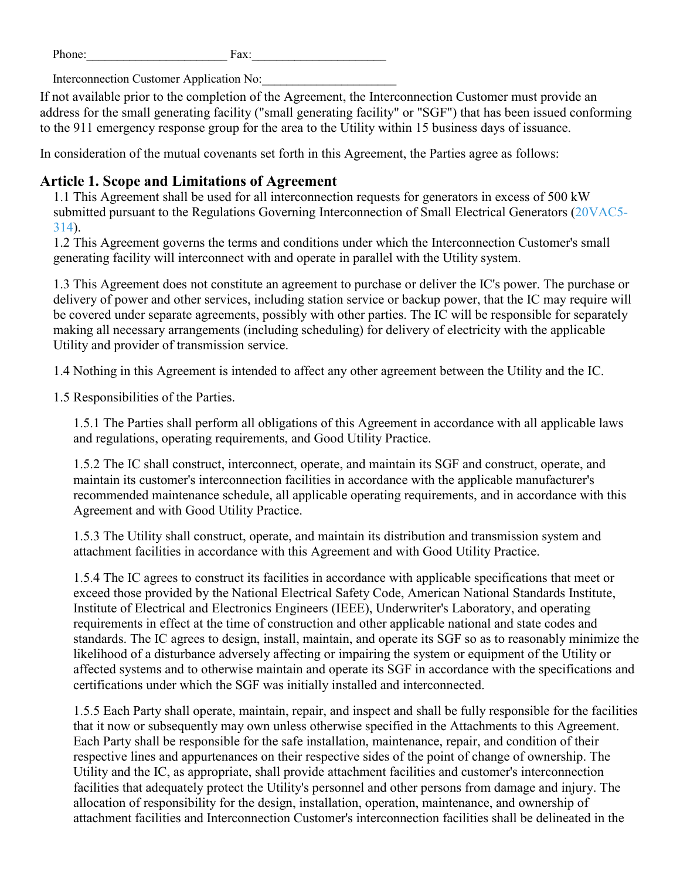Phone:______________________ Fax:_____________________

Interconnection Customer Application No:______________________

If not available prior to the completion of the Agreement, the Interconnection Customer must provide an address for the small generating facility ("small generating facility" or "SGF") that has been issued conforming to the 911 emergency response group for the area to the Utility within 15 business days of issuance.

In consideration of the mutual covenants set forth in this Agreement, the Parties agree as follows:

## Article 1. Scope and Limitations of Agreement

1.1 This Agreement shall be used for all interconnection requests for generators in excess of 500 kW submitted pursuant to the Regulations Governing Interconnection of Small Electrical Generators (20VAC5-314).

1.2 This Agreement governs the terms and conditions under which the Interconnection Customer's small generating facility will interconnect with and operate in parallel with the Utility system.

1.3 This Agreement does not constitute an agreement to purchase or deliver the IC's power. The purchase or delivery of power and other services, including station service or backup power, that the IC may require will be covered under separate agreements, possibly with other parties. The IC will be responsible for separately making all necessary arrangements (including scheduling) for delivery of electricity with the applicable Utility and provider of transmission service.

1.4 Nothing in this Agreement is intended to affect any other agreement between the Utility and the IC.

1.5 Responsibilities of the Parties.

1.5.1 The Parties shall perform all obligations of this Agreement in accordance with all applicable laws and regulations, operating requirements, and Good Utility Practice.

1.5.2 The IC shall construct, interconnect, operate, and maintain its SGF and construct, operate, and maintain its customer's interconnection facilities in accordance with the applicable manufacturer's recommended maintenance schedule, all applicable operating requirements, and in accordance with this Agreement and with Good Utility Practice.

1.5.3 The Utility shall construct, operate, and maintain its distribution and transmission system and attachment facilities in accordance with this Agreement and with Good Utility Practice.

1.5.4 The IC agrees to construct its facilities in accordance with applicable specifications that meet or exceed those provided by the National Electrical Safety Code, American National Standards Institute, Institute of Electrical and Electronics Engineers (IEEE), Underwriter's Laboratory, and operating requirements in effect at the time of construction and other applicable national and state codes and standards. The IC agrees to design, install, maintain, and operate its SGF so as to reasonably minimize the likelihood of a disturbance adversely affecting or impairing the system or equipment of the Utility or affected systems and to otherwise maintain and operate its SGF in accordance with the specifications and certifications under which the SGF was initially installed and interconnected.

1.5.5 Each Party shall operate, maintain, repair, and inspect and shall be fully responsible for the facilities that it now or subsequently may own unless otherwise specified in the Attachments to this Agreement. Each Party shall be responsible for the safe installation, maintenance, repair, and condition of their respective lines and appurtenances on their respective sides of the point of change of ownership. The Utility and the IC, as appropriate, shall provide attachment facilities and customer's interconnection facilities that adequately protect the Utility's personnel and other persons from damage and injury. The allocation of responsibility for the design, installation, operation, maintenance, and ownership of attachment facilities and Interconnection Customer's interconnection facilities shall be delineated in the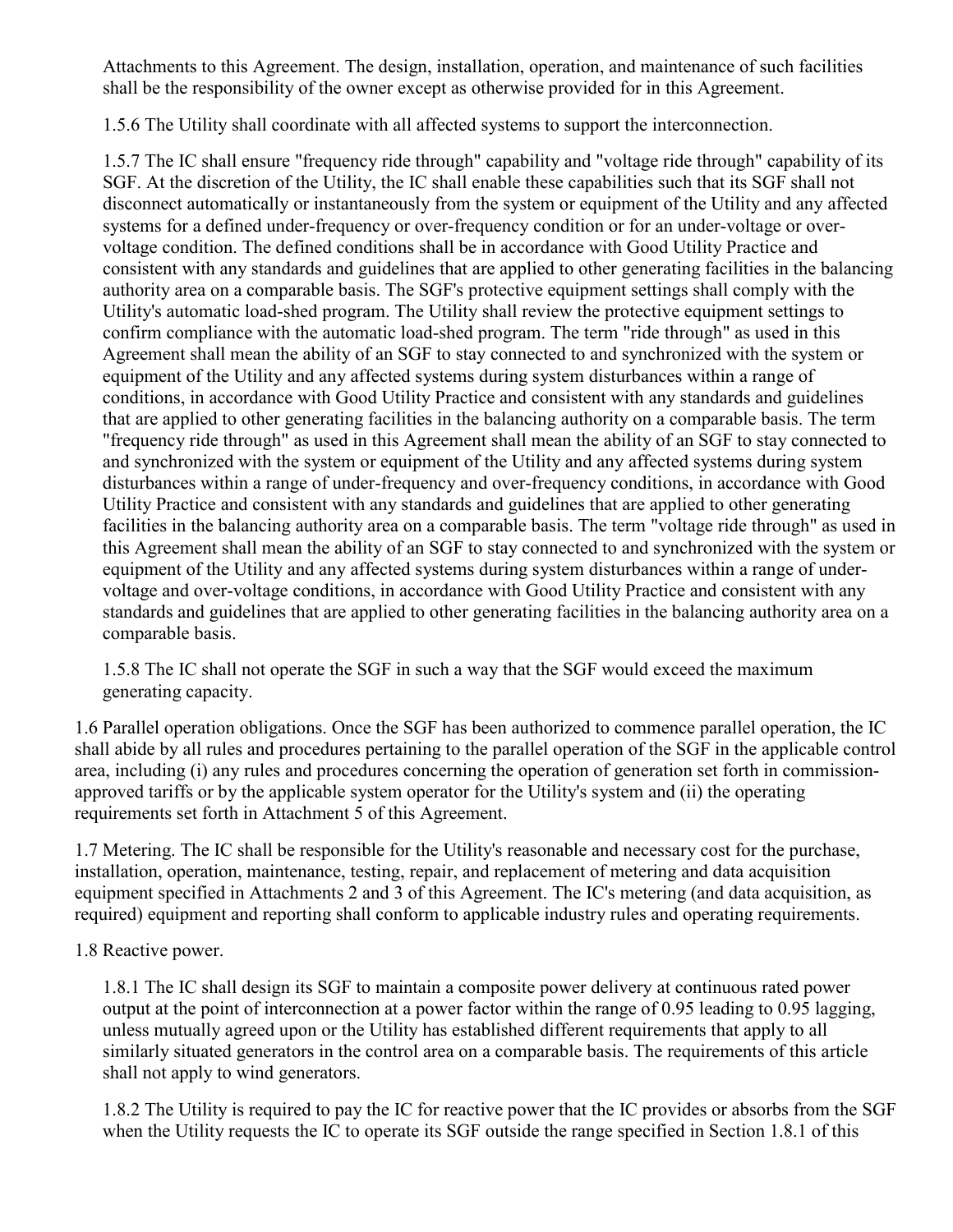Attachments to this Agreement. The design, installation, operation, and maintenance of such facilities shall be the responsibility of the owner except as otherwise provided for in this Agreement.

1.5.6 The Utility shall coordinate with all affected systems to support the interconnection.

1.5.7 The IC shall ensure "frequency ride through" capability and "voltage ride through" capability of its SGF. At the discretion of the Utility, the IC shall enable these capabilities such that its SGF shall not disconnect automatically or instantaneously from the system or equipment of the Utility and any affected systems for a defined under-frequency or over-frequency condition or for an under-voltage or over-voltage condition. The defined conditions shall be in accordance with Good Utility Practice and consistent with any standards and guidelines that are applied to other generating facilities in the balancing authority area on a comparable basis. The SGF's protective equipment settings shall comply with the Utility's automatic load-shed program. The Utility shall review the protective equipment settings to confirm compliance with the automatic load-shed program. The term "ride through" as used in this Agreement shall mean the ability of an SGF to stay connected to and synchronized with the system or equipment of the Utility and any affected systems during system disturbances within a range of conditions, in accordance with Good Utility Practice and consistent with any standards and guidelines that are applied to other generating facilities in the balancing authority on a comparable basis. The term "frequency ride through" as used in this Agreement shall mean the ability of an SGF to stay connected to and synchronized with the system or equipment of the Utility and any affected systems during system disturbances within a range of under-frequency and over-frequency conditions, in accordance with Good Utility Practice and consistent with any standards and guidelines that are applied to other generating facilities in the balancing authority area on a comparable basis. The term "voltage ride through" as used in this Agreement shall mean the ability of an SGF to stay connected to and synchronized with the system or equipment of the Utility and any affected systems during system disturbances within a range of under-voltage and over-voltage conditions, in accordance with Good Utility Practice and consistent with any standards and guidelines that are applied to other generating facilities in the balancing authority area on a comparable basis.

1.5.8 The IC shall not operate the SGF in such a way that the SGF would exceed the maximum generating capacity.

1.6 Parallel operation obligations. Once the SGF has been authorized to commence parallel operation, the IC shall abide by all rules and procedures pertaining to the parallel operation of the SGF in the applicable control area, including (i) any rules and procedures concerning the operation of generation set forth in commission-approved tariffs or by the applicable system operator for the Utility's system and (ii) the operating requirements set forth in Attachment 5 of this Agreement.

1.7 Metering. The IC shall be responsible for the Utility's reasonable and necessary cost for the purchase, installation, operation, maintenance, testing, repair, and replacement of metering and data acquisition equipment specified in Attachments 2 and 3 of this Agreement. The IC's metering (and data acquisition, as required) equipment and reporting shall conform to applicable industry rules and operating requirements.

1.8 Reactive power.

1.8.1 The IC shall design its SGF to maintain a composite power delivery at continuous rated power output at the point of interconnection at a power factor within the range of 0.95 leading to 0.95 lagging, unless mutually agreed upon or the Utility has established different requirements that apply to all similarly situated generators in the control area on a comparable basis. The requirements of this article shall not apply to wind generators.

1.8.2 The Utility is required to pay the IC for reactive power that the IC provides or absorbs from the SGF when the Utility requests the IC to operate its SGF outside the range specified in Section 1.8.1 of this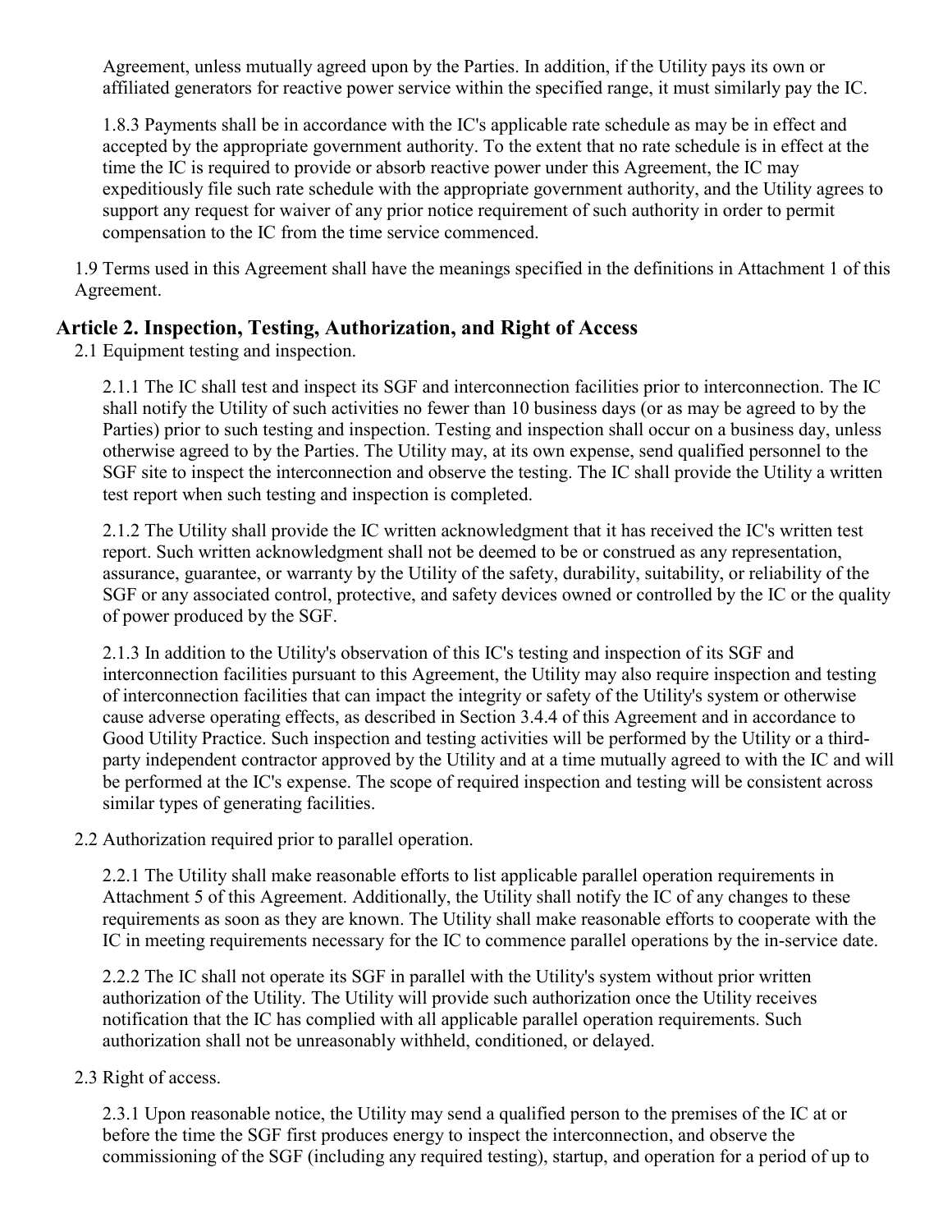Agreement, unless mutually agreed upon by the Parties. In addition, if the Utility pays its own or affiliated generators for reactive power service within the specified range, it must similarly pay the IC.

1.8.3 Payments shall be in accordance with the IC's applicable rate schedule as may be in effect and accepted by the appropriate government authority. To the extent that no rate schedule is in effect at the time the IC is required to provide or absorb reactive power under this Agreement, the IC may expeditiously file such rate schedule with the appropriate government authority, and the Utility agrees to support any request for waiver of any prior notice requirement of such authority in order to permit compensation to the IC from the time service commenced.

1.9 Terms used in this Agreement shall have the meanings specified in the definitions in Attachment 1 of this Agreement.

## Article 2. Inspection, Testing, Authorization, and Right of Access

2.1 Equipment testing and inspection.

2.1.1 The IC shall test and inspect its SGF and interconnection facilities prior to interconnection. The IC shall notify the Utility of such activities no fewer than 10 business days (or as may be agreed to by the Parties) prior to such testing and inspection. Testing and inspection shall occur on a business day, unless otherwise agreed to by the Parties. The Utility may, at its own expense, send qualified personnel to the SGF site to inspect the interconnection and observe the testing. The IC shall provide the Utility a written test report when such testing and inspection is completed.

2.1.2 The Utility shall provide the IC written acknowledgment that it has received the IC's written test report. Such written acknowledgment shall not be deemed to be or construed as any representation, assurance, guarantee, or warranty by the Utility of the safety, durability, suitability, or reliability of the SGF or any associated control, protective, and safety devices owned or controlled by the IC or the quality of power produced by the SGF.

2.1.3 In addition to the Utility's observation of this IC's testing and inspection of its SGF and interconnection facilities pursuant to this Agreement, the Utility may also require inspection and testing of interconnection facilities that can impact the integrity or safety of the Utility's system or otherwise cause adverse operating effects, as described in Section 3.4.4 of this Agreement and in accordance to Good Utility Practice. Such inspection and testing activities will be performed by the Utility or a third-party independent contractor approved by the Utility and at a time mutually agreed to with the IC and will be performed at the IC's expense. The scope of required inspection and testing will be consistent across similar types of generating facilities.

2.2 Authorization required prior to parallel operation.

2.2.1 The Utility shall make reasonable efforts to list applicable parallel operation requirements in Attachment 5 of this Agreement. Additionally, the Utility shall notify the IC of any changes to these requirements as soon as they are known. The Utility shall make reasonable efforts to cooperate with the IC in meeting requirements necessary for the IC to commence parallel operations by the in-service date.

2.2.2 The IC shall not operate its SGF in parallel with the Utility's system without prior written authorization of the Utility. The Utility will provide such authorization once the Utility receives notification that the IC has complied with all applicable parallel operation requirements. Such authorization shall not be unreasonably withheld, conditioned, or delayed.

2.3 Right of access.

2.3.1 Upon reasonable notice, the Utility may send a qualified person to the premises of the IC at or before the time the SGF first produces energy to inspect the interconnection, and observe the commissioning of the SGF (including any required testing), startup, and operation for a period of up to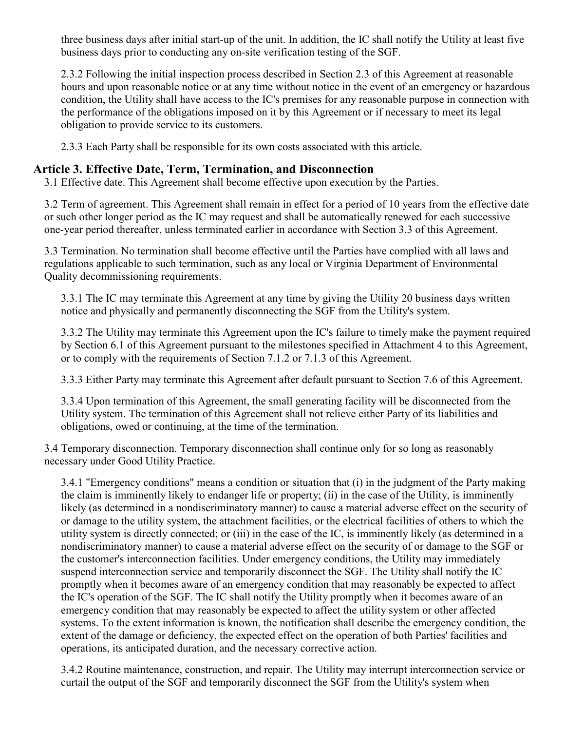three business days after initial start-up of the unit. In addition, the IC shall notify the Utility at least five business days prior to conducting any on-site verification testing of the SGF.

2.3.2 Following the initial inspection process described in Section 2.3 of this Agreement at reasonable hours and upon reasonable notice or at any time without notice in the event of an emergency or hazardous condition, the Utility shall have access to the IC's premises for any reasonable purpose in connection with the performance of the obligations imposed on it by this Agreement or if necessary to meet its legal obligation to provide service to its customers.

2.3.3 Each Party shall be responsible for its own costs associated with this article.

## Article 3. Effective Date, Term, Termination, and Disconnection

3.1 Effective date. This Agreement shall become effective upon execution by the Parties.

3.2 Term of agreement. This Agreement shall remain in effect for a period of 10 years from the effective date or such other longer period as the IC may request and shall be automatically renewed for each successive one-year period thereafter, unless terminated earlier in accordance with Section 3.3 of this Agreement.

3.3 Termination. No termination shall become effective until the Parties have complied with all laws and regulations applicable to such termination, such as any local or Virginia Department of Environmental Quality decommissioning requirements.

3.3.1 The IC may terminate this Agreement at any time by giving the Utility 20 business days written notice and physically and permanently disconnecting the SGF from the Utility's system.

3.3.2 The Utility may terminate this Agreement upon the IC's failure to timely make the payment required by Section 6.1 of this Agreement pursuant to the milestones specified in Attachment 4 to this Agreement, or to comply with the requirements of Section 7.1.2 or 7.1.3 of this Agreement.

3.3.3 Either Party may terminate this Agreement after default pursuant to Section 7.6 of this Agreement.

3.3.4 Upon termination of this Agreement, the small generating facility will be disconnected from the Utility system. The termination of this Agreement shall not relieve either Party of its liabilities and obligations, owed or continuing, at the time of the termination.

3.4 Temporary disconnection. Temporary disconnection shall continue only for so long as reasonably necessary under Good Utility Practice.

3.4.1 "Emergency conditions" means a condition or situation that (i) in the judgment of the Party making the claim is imminently likely to endanger life or property; (ii) in the case of the Utility, is imminently likely (as determined in a nondiscriminatory manner) to cause a material adverse effect on the security of or damage to the utility system, the attachment facilities, or the electrical facilities of others to which the utility system is directly connected; or (iii) in the case of the IC, is imminently likely (as determined in a nondiscriminatory manner) to cause a material adverse effect on the security of or damage to the SGF or the customer's interconnection facilities. Under emergency conditions, the Utility may immediately suspend interconnection service and temporarily disconnect the SGF. The Utility shall notify the IC promptly when it becomes aware of an emergency condition that may reasonably be expected to affect the IC's operation of the SGF. The IC shall notify the Utility promptly when it becomes aware of an emergency condition that may reasonably be expected to affect the utility system or other affected systems. To the extent information is known, the notification shall describe the emergency condition, the extent of the damage or deficiency, the expected effect on the operation of both Parties' facilities and operations, its anticipated duration, and the necessary corrective action.

3.4.2 Routine maintenance, construction, and repair. The Utility may interrupt interconnection service or curtail the output of the SGF and temporarily disconnect the SGF from the Utility's system when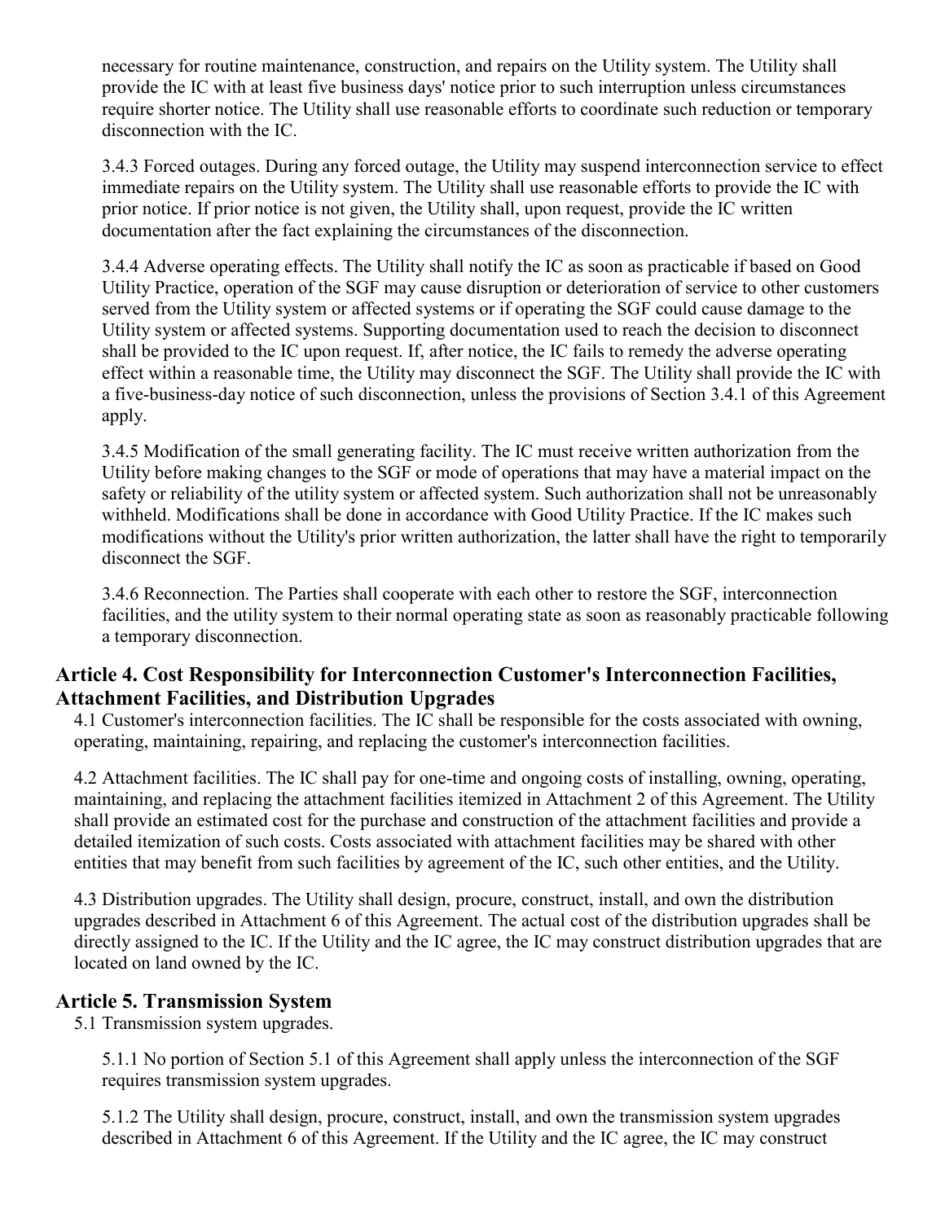necessary for routine maintenance, construction, and repairs on the Utility system. The Utility shall provide the IC with at least five business days' notice prior to such interruption unless circumstances require shorter notice. The Utility shall use reasonable efforts to coordinate such reduction or temporary disconnection with the IC.

3.4.3 Forced outages. During any forced outage, the Utility may suspend interconnection service to effect immediate repairs on the Utility system. The Utility shall use reasonable efforts to provide the IC with prior notice. If prior notice is not given, the Utility shall, upon request, provide the IC written documentation after the fact explaining the circumstances of the disconnection.

3.4.4 Adverse operating effects. The Utility shall notify the IC as soon as practicable if based on Good Utility Practice, operation of the SGF may cause disruption or deterioration of service to other customers served from the Utility system or affected systems or if operating the SGF could cause damage to the Utility system or affected systems. Supporting documentation used to reach the decision to disconnect shall be provided to the IC upon request. If, after notice, the IC fails to remedy the adverse operating effect within a reasonable time, the Utility may disconnect the SGF. The Utility shall provide the IC with a five-business-day notice of such disconnection, unless the provisions of Section 3.4.1 of this Agreement apply.

3.4.5 Modification of the small generating facility. The IC must receive written authorization from the Utility before making changes to the SGF or mode of operations that may have a material impact on the safety or reliability of the utility system or affected system. Such authorization shall not be unreasonably withheld. Modifications shall be done in accordance with Good Utility Practice. If the IC makes such modifications without the Utility's prior written authorization, the latter shall have the right to temporarily disconnect the SGF.

3.4.6 Reconnection. The Parties shall cooperate with each other to restore the SGF, interconnection facilities, and the utility system to their normal operating state as soon as reasonably practicable following a temporary disconnection.

## Article 4. Cost Responsibility for Interconnection Customer's Interconnection Facilities, Attachment Facilities, and Distribution Upgrades

4.1 Customer's interconnection facilities. The IC shall be responsible for the costs associated with owning, operating, maintaining, repairing, and replacing the customer's interconnection facilities.

4.2 Attachment facilities. The IC shall pay for one-time and ongoing costs of installing, owning, operating, maintaining, and replacing the attachment facilities itemized in Attachment 2 of this Agreement. The Utility shall provide an estimated cost for the purchase and construction of the attachment facilities and provide a detailed itemization of such costs. Costs associated with attachment facilities may be shared with other entities that may benefit from such facilities by agreement of the IC, such other entities, and the Utility.

4.3 Distribution upgrades. The Utility shall design, procure, construct, install, and own the distribution upgrades described in Attachment 6 of this Agreement. The actual cost of the distribution upgrades shall be directly assigned to the IC. If the Utility and the IC agree, the IC may construct distribution upgrades that are located on land owned by the IC.

## Article 5. Transmission System

5.1 Transmission system upgrades.

5.1.1 No portion of Section 5.1 of this Agreement shall apply unless the interconnection of the SGF requires transmission system upgrades.

5.1.2 The Utility shall design, procure, construct, install, and own the transmission system upgrades described in Attachment 6 of this Agreement. If the Utility and the IC agree, the IC may construct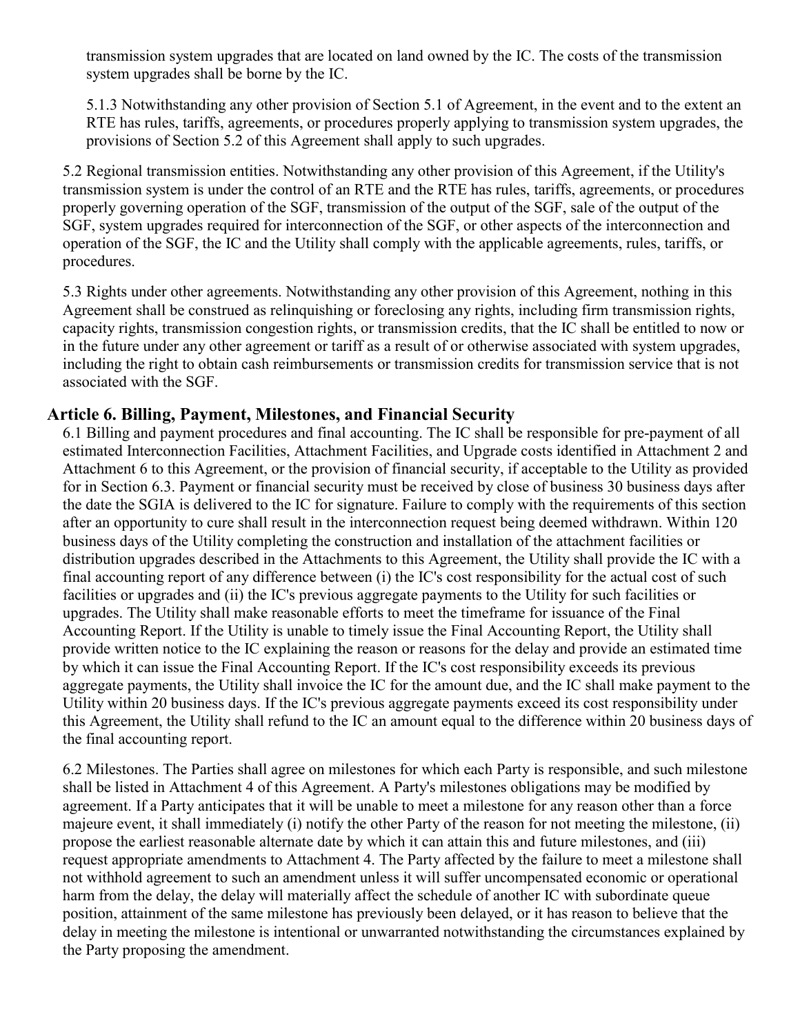transmission system upgrades that are located on land owned by the IC. The costs of the transmission system upgrades shall be borne by the IC.

5.1.3 Notwithstanding any other provision of Section 5.1 of Agreement, in the event and to the extent an RTE has rules, tariffs, agreements, or procedures properly applying to transmission system upgrades, the provisions of Section 5.2 of this Agreement shall apply to such upgrades.

5.2 Regional transmission entities. Notwithstanding any other provision of this Agreement, if the Utility's transmission system is under the control of an RTE and the RTE has rules, tariffs, agreements, or procedures properly governing operation of the SGF, transmission of the output of the SGF, sale of the output of the SGF, system upgrades required for interconnection of the SGF, or other aspects of the interconnection and operation of the SGF, the IC and the Utility shall comply with the applicable agreements, rules, tariffs, or procedures.

5.3 Rights under other agreements. Notwithstanding any other provision of this Agreement, nothing in this Agreement shall be construed as relinquishing or foreclosing any rights, including firm transmission rights, capacity rights, transmission congestion rights, or transmission credits, that the IC shall be entitled to now or in the future under any other agreement or tariff as a result of or otherwise associated with system upgrades, including the right to obtain cash reimbursements or transmission credits for transmission service that is not associated with the SGF.

## Article 6. Billing, Payment, Milestones, and Financial Security

6.1 Billing and payment procedures and final accounting. The IC shall be responsible for pre-payment of all estimated Interconnection Facilities, Attachment Facilities, and Upgrade costs identified in Attachment 2 and Attachment 6 to this Agreement, or the provision of financial security, if acceptable to the Utility as provided for in Section 6.3. Payment or financial security must be received by close of business 30 business days after the date the SGIA is delivered to the IC for signature. Failure to comply with the requirements of this section after an opportunity to cure shall result in the interconnection request being deemed withdrawn. Within 120 business days of the Utility completing the construction and installation of the attachment facilities or distribution upgrades described in the Attachments to this Agreement, the Utility shall provide the IC with a final accounting report of any difference between (i) the IC's cost responsibility for the actual cost of such facilities or upgrades and (ii) the IC's previous aggregate payments to the Utility for such facilities or upgrades. The Utility shall make reasonable efforts to meet the timeframe for issuance of the Final Accounting Report. If the Utility is unable to timely issue the Final Accounting Report, the Utility shall provide written notice to the IC explaining the reason or reasons for the delay and provide an estimated time by which it can issue the Final Accounting Report. If the IC's cost responsibility exceeds its previous aggregate payments, the Utility shall invoice the IC for the amount due, and the IC shall make payment to the Utility within 20 business days. If the IC's previous aggregate payments exceed its cost responsibility under this Agreement, the Utility shall refund to the IC an amount equal to the difference within 20 business days of the final accounting report.

6.2 Milestones. The Parties shall agree on milestones for which each Party is responsible, and such milestone shall be listed in Attachment 4 of this Agreement. A Party's milestones obligations may be modified by agreement. If a Party anticipates that it will be unable to meet a milestone for any reason other than a force majeure event, it shall immediately (i) notify the other Party of the reason for not meeting the milestone, (ii) propose the earliest reasonable alternate date by which it can attain this and future milestones, and (iii) request appropriate amendments to Attachment 4. The Party affected by the failure to meet a milestone shall not withhold agreement to such an amendment unless it will suffer uncompensated economic or operational harm from the delay, the delay will materially affect the schedule of another IC with subordinate queue position, attainment of the same milestone has previously been delayed, or it has reason to believe that the delay in meeting the milestone is intentional or unwarranted notwithstanding the circumstances explained by the Party proposing the amendment.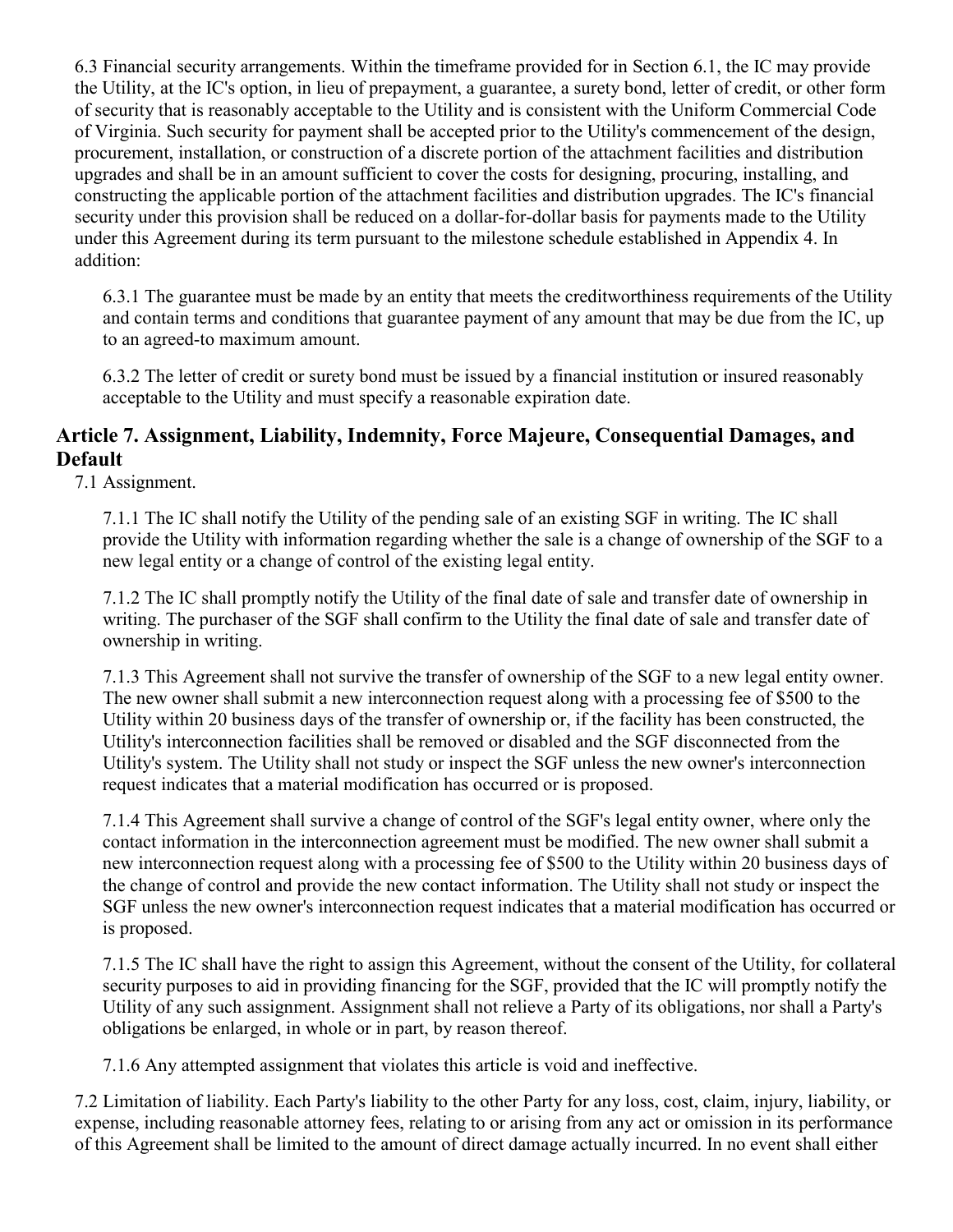6.3 Financial security arrangements. Within the timeframe provided for in Section 6.1, the IC may provide the Utility, at the IC's option, in lieu of prepayment, a guarantee, a surety bond, letter of credit, or other form of security that is reasonably acceptable to the Utility and is consistent with the Uniform Commercial Code of Virginia. Such security for payment shall be accepted prior to the Utility's commencement of the design, procurement, installation, or construction of a discrete portion of the attachment facilities and distribution upgrades and shall be in an amount sufficient to cover the costs for designing, procuring, installing, and constructing the applicable portion of the attachment facilities and distribution upgrades. The IC's financial security under this provision shall be reduced on a dollar-for-dollar basis for payments made to the Utility under this Agreement during its term pursuant to the milestone schedule established in Appendix 4. In addition:

6.3.1 The guarantee must be made by an entity that meets the creditworthiness requirements of the Utility and contain terms and conditions that guarantee payment of any amount that may be due from the IC, up to an agreed-to maximum amount.

6.3.2 The letter of credit or surety bond must be issued by a financial institution or insured reasonably acceptable to the Utility and must specify a reasonable expiration date.

## Article 7. Assignment, Liability, Indemnity, Force Majeure, Consequential Damages, and Default

7.1 Assignment.

7.1.1 The IC shall notify the Utility of the pending sale of an existing SGF in writing. The IC shall provide the Utility with information regarding whether the sale is a change of ownership of the SGF to a new legal entity or a change of control of the existing legal entity.

7.1.2 The IC shall promptly notify the Utility of the final date of sale and transfer date of ownership in writing. The purchaser of the SGF shall confirm to the Utility the final date of sale and transfer date of ownership in writing.

7.1.3 This Agreement shall not survive the transfer of ownership of the SGF to a new legal entity owner. The new owner shall submit a new interconnection request along with a processing fee of $500 to the Utility within 20 business days of the transfer of ownership or, if the facility has been constructed, the Utility's interconnection facilities shall be removed or disabled and the SGF disconnected from the Utility's system. The Utility shall not study or inspect the SGF unless the new owner's interconnection request indicates that a material modification has occurred or is proposed.

7.1.4 This Agreement shall survive a change of control of the SGF's legal entity owner, where only the contact information in the interconnection agreement must be modified. The new owner shall submit a new interconnection request along with a processing fee of $500 to the Utility within 20 business days of the change of control and provide the new contact information. The Utility shall not study or inspect the SGF unless the new owner's interconnection request indicates that a material modification has occurred or is proposed.

7.1.5 The IC shall have the right to assign this Agreement, without the consent of the Utility, for collateral security purposes to aid in providing financing for the SGF, provided that the IC will promptly notify the Utility of any such assignment. Assignment shall not relieve a Party of its obligations, nor shall a Party's obligations be enlarged, in whole or in part, by reason thereof.

7.1.6 Any attempted assignment that violates this article is void and ineffective.

7.2 Limitation of liability. Each Party's liability to the other Party for any loss, cost, claim, injury, liability, or expense, including reasonable attorney fees, relating to or arising from any act or omission in its performance of this Agreement shall be limited to the amount of direct damage actually incurred. In no event shall either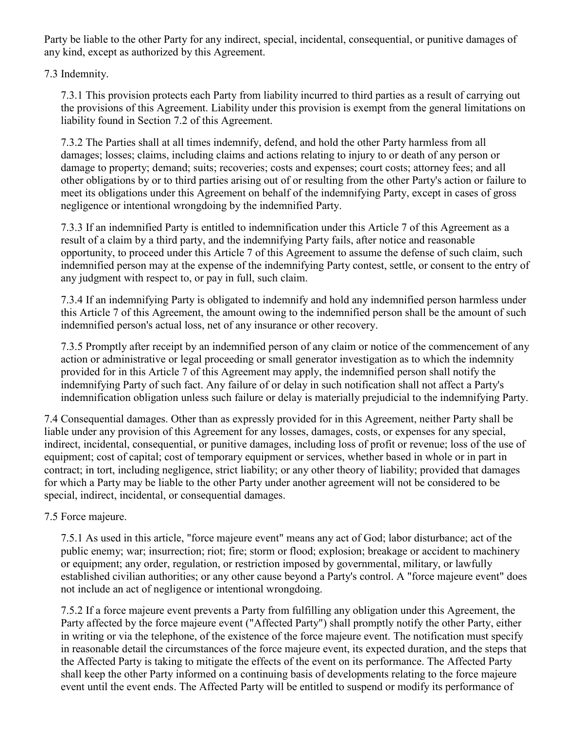Party be liable to the other Party for any indirect, special, incidental, consequential, or punitive damages of any kind, except as authorized by this Agreement.

7.3 Indemnity.

7.3.1 This provision protects each Party from liability incurred to third parties as a result of carrying out the provisions of this Agreement. Liability under this provision is exempt from the general limitations on liability found in Section 7.2 of this Agreement.

7.3.2 The Parties shall at all times indemnify, defend, and hold the other Party harmless from all damages; losses; claims, including claims and actions relating to injury to or death of any person or damage to property; demand; suits; recoveries; costs and expenses; court costs; attorney fees; and all other obligations by or to third parties arising out of or resulting from the other Party's action or failure to meet its obligations under this Agreement on behalf of the indemnifying Party, except in cases of gross negligence or intentional wrongdoing by the indemnified Party.

7.3.3 If an indemnified Party is entitled to indemnification under this Article 7 of this Agreement as a result of a claim by a third party, and the indemnifying Party fails, after notice and reasonable opportunity, to proceed under this Article 7 of this Agreement to assume the defense of such claim, such indemnified person may at the expense of the indemnifying Party contest, settle, or consent to the entry of any judgment with respect to, or pay in full, such claim.

7.3.4 If an indemnifying Party is obligated to indemnify and hold any indemnified person harmless under this Article 7 of this Agreement, the amount owing to the indemnified person shall be the amount of such indemnified person's actual loss, net of any insurance or other recovery.

7.3.5 Promptly after receipt by an indemnified person of any claim or notice of the commencement of any action or administrative or legal proceeding or small generator investigation as to which the indemnity provided for in this Article 7 of this Agreement may apply, the indemnified person shall notify the indemnifying Party of such fact. Any failure of or delay in such notification shall not affect a Party's indemnification obligation unless such failure or delay is materially prejudicial to the indemnifying Party.

7.4 Consequential damages. Other than as expressly provided for in this Agreement, neither Party shall be liable under any provision of this Agreement for any losses, damages, costs, or expenses for any special, indirect, incidental, consequential, or punitive damages, including loss of profit or revenue; loss of the use of equipment; cost of capital; cost of temporary equipment or services, whether based in whole or in part in contract; in tort, including negligence, strict liability; or any other theory of liability; provided that damages for which a Party may be liable to the other Party under another agreement will not be considered to be special, indirect, incidental, or consequential damages.

7.5 Force majeure.

7.5.1 As used in this article, "force majeure event" means any act of God; labor disturbance; act of the public enemy; war; insurrection; riot; fire; storm or flood; explosion; breakage or accident to machinery or equipment; any order, regulation, or restriction imposed by governmental, military, or lawfully established civilian authorities; or any other cause beyond a Party's control. A "force majeure event" does not include an act of negligence or intentional wrongdoing.

7.5.2 If a force majeure event prevents a Party from fulfilling any obligation under this Agreement, the Party affected by the force majeure event ("Affected Party") shall promptly notify the other Party, either in writing or via the telephone, of the existence of the force majeure event. The notification must specify in reasonable detail the circumstances of the force majeure event, its expected duration, and the steps that the Affected Party is taking to mitigate the effects of the event on its performance. The Affected Party shall keep the other Party informed on a continuing basis of developments relating to the force majeure event until the event ends. The Affected Party will be entitled to suspend or modify its performance of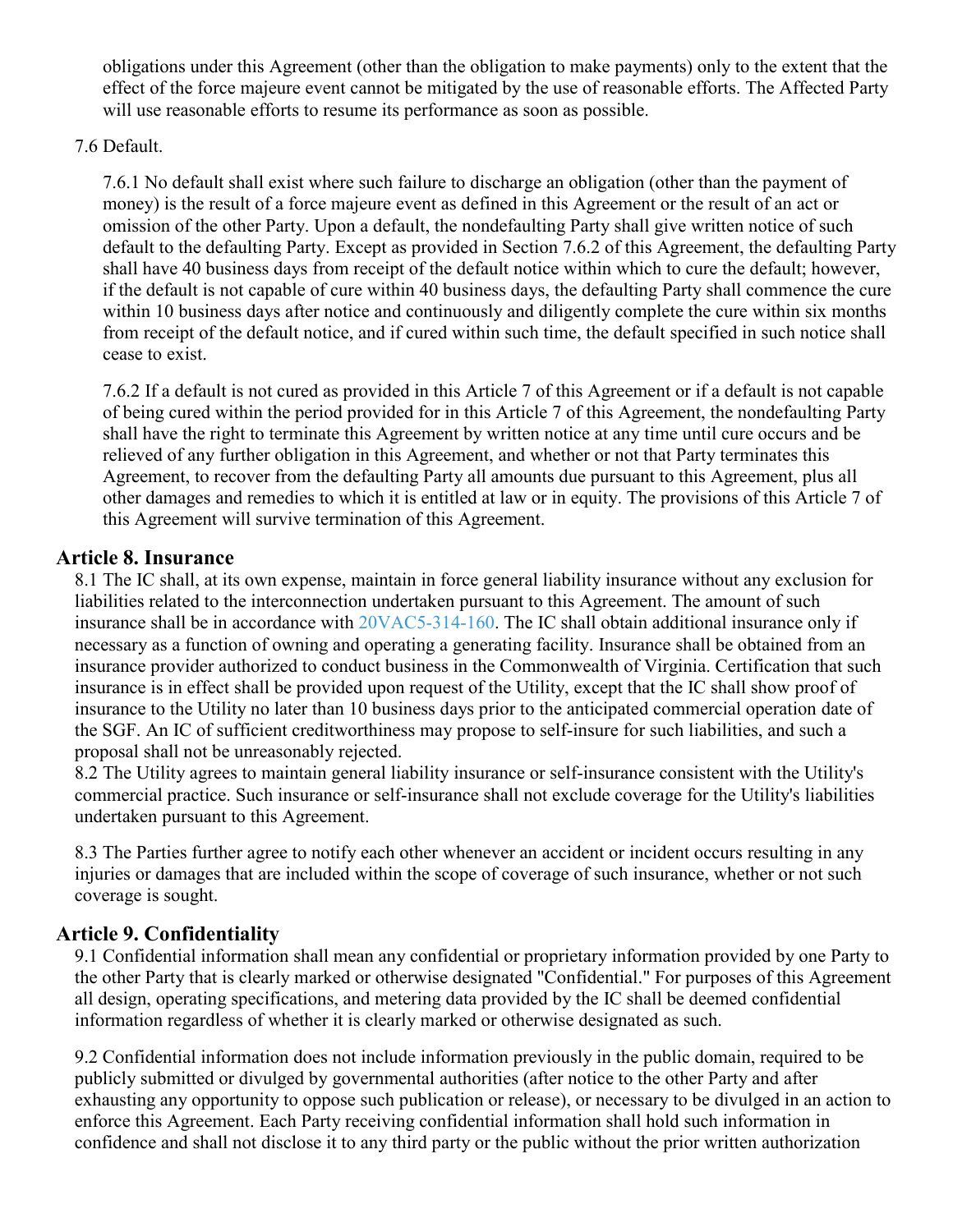obligations under this Agreement (other than the obligation to make payments) only to the extent that the effect of the force majeure event cannot be mitigated by the use of reasonable efforts. The Affected Party will use reasonable efforts to resume its performance as soon as possible.

7.6 Default.

7.6.1 No default shall exist where such failure to discharge an obligation (other than the payment of money) is the result of a force majeure event as defined in this Agreement or the result of an act or omission of the other Party. Upon a default, the nondefaulting Party shall give written notice of such default to the defaulting Party. Except as provided in Section 7.6.2 of this Agreement, the defaulting Party shall have 40 business days from receipt of the default notice within which to cure the default; however, if the default is not capable of cure within 40 business days, the defaulting Party shall commence the cure within 10 business days after notice and continuously and diligently complete the cure within six months from receipt of the default notice, and if cured within such time, the default specified in such notice shall cease to exist.

7.6.2 If a default is not cured as provided in this Article 7 of this Agreement or if a default is not capable of being cured within the period provided for in this Article 7 of this Agreement, the nondefaulting Party shall have the right to terminate this Agreement by written notice at any time until cure occurs and be relieved of any further obligation in this Agreement, and whether or not that Party terminates this Agreement, to recover from the defaulting Party all amounts due pursuant to this Agreement, plus all other damages and remedies to which it is entitled at law or in equity. The provisions of this Article 7 of this Agreement will survive termination of this Agreement.

## Article 8. Insurance

8.1 The IC shall, at its own expense, maintain in force general liability insurance without any exclusion for liabilities related to the interconnection undertaken pursuant to this Agreement. The amount of such insurance shall be in accordance with 20VAC5-314-160. The IC shall obtain additional insurance only if necessary as a function of owning and operating a generating facility. Insurance shall be obtained from an insurance provider authorized to conduct business in the Commonwealth of Virginia. Certification that such insurance is in effect shall be provided upon request of the Utility, except that the IC shall show proof of insurance to the Utility no later than 10 business days prior to the anticipated commercial operation date of the SGF. An IC of sufficient creditworthiness may propose to self-insure for such liabilities, and such a proposal shall not be unreasonably rejected.

8.2 The Utility agrees to maintain general liability insurance or self-insurance consistent with the Utility's commercial practice. Such insurance or self-insurance shall not exclude coverage for the Utility's liabilities undertaken pursuant to this Agreement.

8.3 The Parties further agree to notify each other whenever an accident or incident occurs resulting in any injuries or damages that are included within the scope of coverage of such insurance, whether or not such coverage is sought.

## Article 9. Confidentiality

9.1 Confidential information shall mean any confidential or proprietary information provided by one Party to the other Party that is clearly marked or otherwise designated "Confidential." For purposes of this Agreement all design, operating specifications, and metering data provided by the IC shall be deemed confidential information regardless of whether it is clearly marked or otherwise designated as such.

9.2 Confidential information does not include information previously in the public domain, required to be publicly submitted or divulged by governmental authorities (after notice to the other Party and after exhausting any opportunity to oppose such publication or release), or necessary to be divulged in an action to enforce this Agreement. Each Party receiving confidential information shall hold such information in confidence and shall not disclose it to any third party or the public without the prior written authorization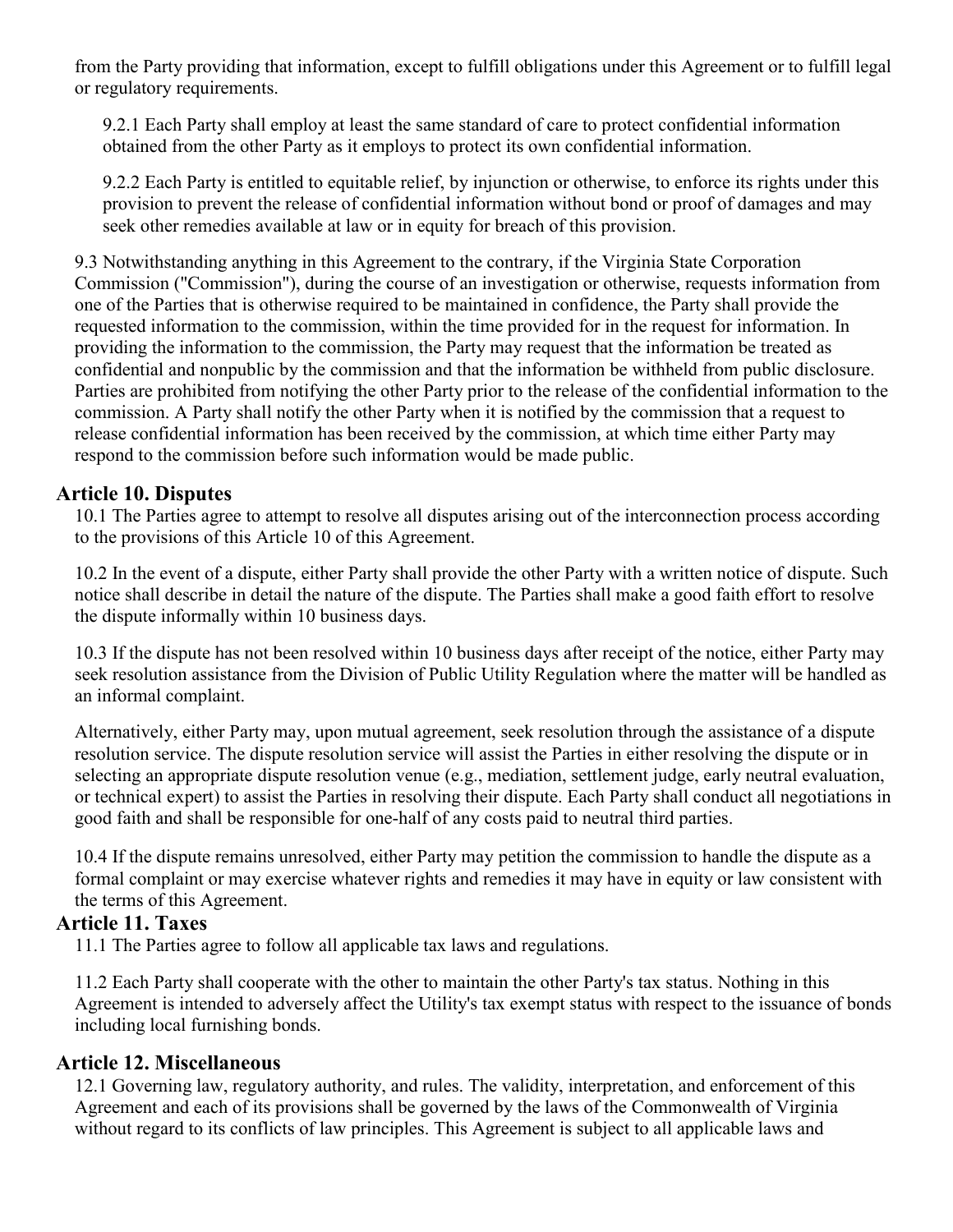from the Party providing that information, except to fulfill obligations under this Agreement or to fulfill legal or regulatory requirements.

9.2.1 Each Party shall employ at least the same standard of care to protect confidential information obtained from the other Party as it employs to protect its own confidential information.

9.2.2 Each Party is entitled to equitable relief, by injunction or otherwise, to enforce its rights under this provision to prevent the release of confidential information without bond or proof of damages and may seek other remedies available at law or in equity for breach of this provision.

9.3 Notwithstanding anything in this Agreement to the contrary, if the Virginia State Corporation Commission ("Commission"), during the course of an investigation or otherwise, requests information from one of the Parties that is otherwise required to be maintained in confidence, the Party shall provide the requested information to the commission, within the time provided for in the request for information. In providing the information to the commission, the Party may request that the information be treated as confidential and nonpublic by the commission and that the information be withheld from public disclosure. Parties are prohibited from notifying the other Party prior to the release of the confidential information to the commission. A Party shall notify the other Party when it is notified by the commission that a request to release confidential information has been received by the commission, at which time either Party may respond to the commission before such information would be made public.

## Article 10. Disputes

10.1 The Parties agree to attempt to resolve all disputes arising out of the interconnection process according to the provisions of this Article 10 of this Agreement.

10.2 In the event of a dispute, either Party shall provide the other Party with a written notice of dispute. Such notice shall describe in detail the nature of the dispute. The Parties shall make a good faith effort to resolve the dispute informally within 10 business days.

10.3 If the dispute has not been resolved within 10 business days after receipt of the notice, either Party may seek resolution assistance from the Division of Public Utility Regulation where the matter will be handled as an informal complaint.

Alternatively, either Party may, upon mutual agreement, seek resolution through the assistance of a dispute resolution service. The dispute resolution service will assist the Parties in either resolving the dispute or in selecting an appropriate dispute resolution venue (e.g., mediation, settlement judge, early neutral evaluation, or technical expert) to assist the Parties in resolving their dispute. Each Party shall conduct all negotiations in good faith and shall be responsible for one-half of any costs paid to neutral third parties.

10.4 If the dispute remains unresolved, either Party may petition the commission to handle the dispute as a formal complaint or may exercise whatever rights and remedies it may have in equity or law consistent with the terms of this Agreement.

## Article 11. Taxes

11.1 The Parties agree to follow all applicable tax laws and regulations.

11.2 Each Party shall cooperate with the other to maintain the other Party's tax status. Nothing in this Agreement is intended to adversely affect the Utility's tax exempt status with respect to the issuance of bonds including local furnishing bonds.

## Article 12. Miscellaneous

12.1 Governing law, regulatory authority, and rules. The validity, interpretation, and enforcement of this Agreement and each of its provisions shall be governed by the laws of the Commonwealth of Virginia without regard to its conflicts of law principles. This Agreement is subject to all applicable laws and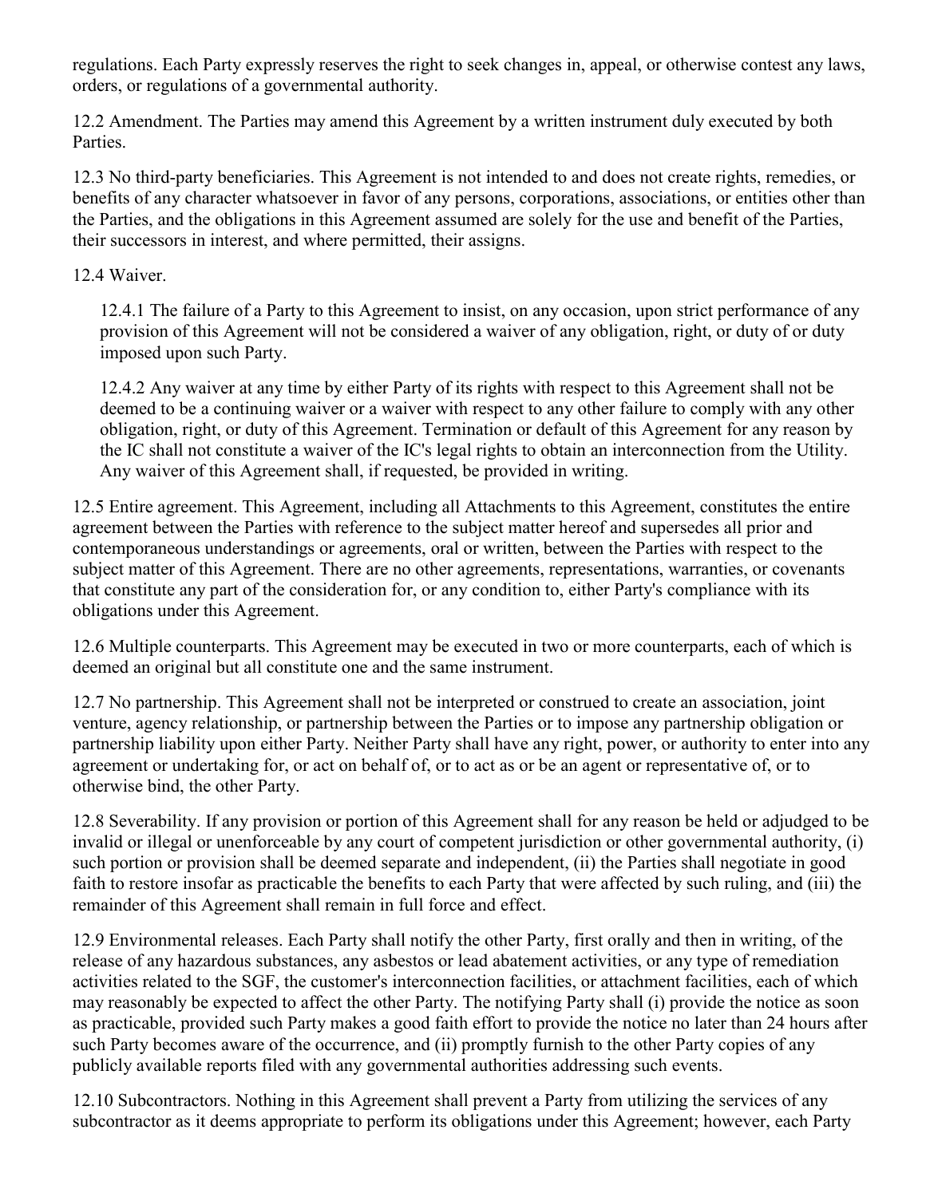regulations. Each Party expressly reserves the right to seek changes in, appeal, or otherwise contest any laws, orders, or regulations of a governmental authority.

12.2 Amendment. The Parties may amend this Agreement by a written instrument duly executed by both Parties.

12.3 No third-party beneficiaries. This Agreement is not intended to and does not create rights, remedies, or benefits of any character whatsoever in favor of any persons, corporations, associations, or entities other than the Parties, and the obligations in this Agreement assumed are solely for the use and benefit of the Parties, their successors in interest, and where permitted, their assigns.

12.4 Waiver.

12.4.1 The failure of a Party to this Agreement to insist, on any occasion, upon strict performance of any provision of this Agreement will not be considered a waiver of any obligation, right, or duty of or duty imposed upon such Party.

12.4.2 Any waiver at any time by either Party of its rights with respect to this Agreement shall not be deemed to be a continuing waiver or a waiver with respect to any other failure to comply with any other obligation, right, or duty of this Agreement. Termination or default of this Agreement for any reason by the IC shall not constitute a waiver of the IC's legal rights to obtain an interconnection from the Utility. Any waiver of this Agreement shall, if requested, be provided in writing.

12.5 Entire agreement. This Agreement, including all Attachments to this Agreement, constitutes the entire agreement between the Parties with reference to the subject matter hereof and supersedes all prior and contemporaneous understandings or agreements, oral or written, between the Parties with respect to the subject matter of this Agreement. There are no other agreements, representations, warranties, or covenants that constitute any part of the consideration for, or any condition to, either Party's compliance with its obligations under this Agreement.

12.6 Multiple counterparts. This Agreement may be executed in two or more counterparts, each of which is deemed an original but all constitute one and the same instrument.

12.7 No partnership. This Agreement shall not be interpreted or construed to create an association, joint venture, agency relationship, or partnership between the Parties or to impose any partnership obligation or partnership liability upon either Party. Neither Party shall have any right, power, or authority to enter into any agreement or undertaking for, or act on behalf of, or to act as or be an agent or representative of, or to otherwise bind, the other Party.

12.8 Severability. If any provision or portion of this Agreement shall for any reason be held or adjudged to be invalid or illegal or unenforceable by any court of competent jurisdiction or other governmental authority, (i) such portion or provision shall be deemed separate and independent, (ii) the Parties shall negotiate in good faith to restore insofar as practicable the benefits to each Party that were affected by such ruling, and (iii) the remainder of this Agreement shall remain in full force and effect.

12.9 Environmental releases. Each Party shall notify the other Party, first orally and then in writing, of the release of any hazardous substances, any asbestos or lead abatement activities, or any type of remediation activities related to the SGF, the customer's interconnection facilities, or attachment facilities, each of which may reasonably be expected to affect the other Party. The notifying Party shall (i) provide the notice as soon as practicable, provided such Party makes a good faith effort to provide the notice no later than 24 hours after such Party becomes aware of the occurrence, and (ii) promptly furnish to the other Party copies of any publicly available reports filed with any governmental authorities addressing such events.

12.10 Subcontractors. Nothing in this Agreement shall prevent a Party from utilizing the services of any subcontractor as it deems appropriate to perform its obligations under this Agreement; however, each Party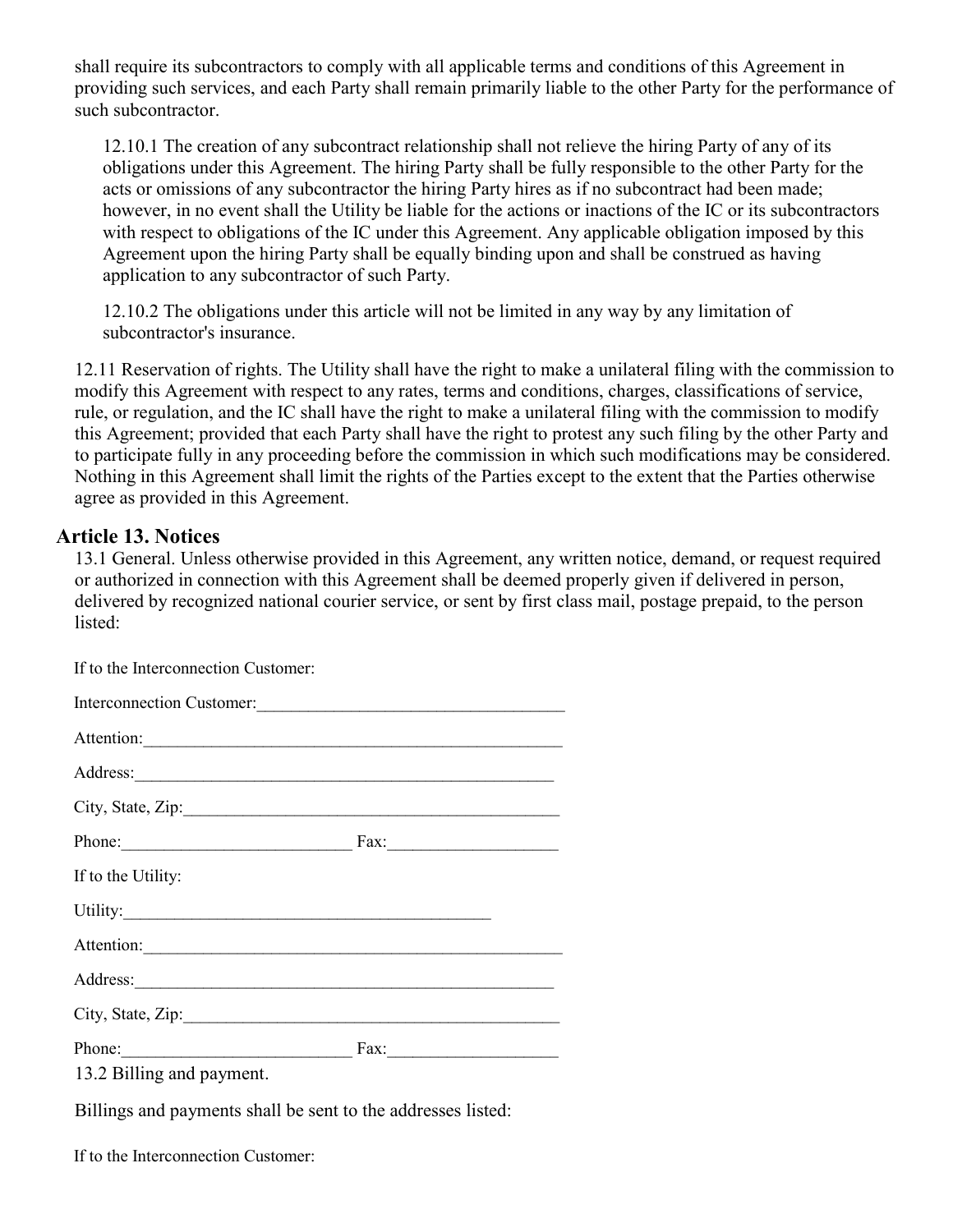shall require its subcontractors to comply with all applicable terms and conditions of this Agreement in providing such services, and each Party shall remain primarily liable to the other Party for the performance of such subcontractor.

12.10.1 The creation of any subcontract relationship shall not relieve the hiring Party of any of its obligations under this Agreement. The hiring Party shall be fully responsible to the other Party for the acts or omissions of any subcontractor the hiring Party hires as if no subcontract had been made; however, in no event shall the Utility be liable for the actions or inactions of the IC or its subcontractors with respect to obligations of the IC under this Agreement. Any applicable obligation imposed by this Agreement upon the hiring Party shall be equally binding upon and shall be construed as having application to any subcontractor of such Party.

12.10.2 The obligations under this article will not be limited in any way by any limitation of subcontractor's insurance.

12.11 Reservation of rights. The Utility shall have the right to make a unilateral filing with the commission to modify this Agreement with respect to any rates, terms and conditions, charges, classifications of service, rule, or regulation, and the IC shall have the right to make a unilateral filing with the commission to modify this Agreement; provided that each Party shall have the right to protest any such filing by the other Party and to participate fully in any proceeding before the commission in which such modifications may be considered. Nothing in this Agreement shall limit the rights of the Parties except to the extent that the Parties otherwise agree as provided in this Agreement.

## Article 13. Notices

13.1 General. Unless otherwise provided in this Agreement, any written notice, demand, or request required or authorized in connection with this Agreement shall be deemed properly given if delivered in person, delivered by recognized national courier service, or sent by first class mail, postage prepaid, to the person listed:

If to the Interconnection Customer:

Interconnection Customer:____________________________________

Attention:__________________________________________________

Address:___________________________________________________

City, State, Zip:_____________________________________________

Phone:___________________________ Fax:____________________

If to the Utility:

Utility:____________________________________________

Attention:__________________________________________________

Address:___________________________________________________

City, State, Zip:_____________________________________________

Phone:___________________________ Fax:____________________

13.2 Billing and payment.

Billings and payments shall be sent to the addresses listed:

If to the Interconnection Customer: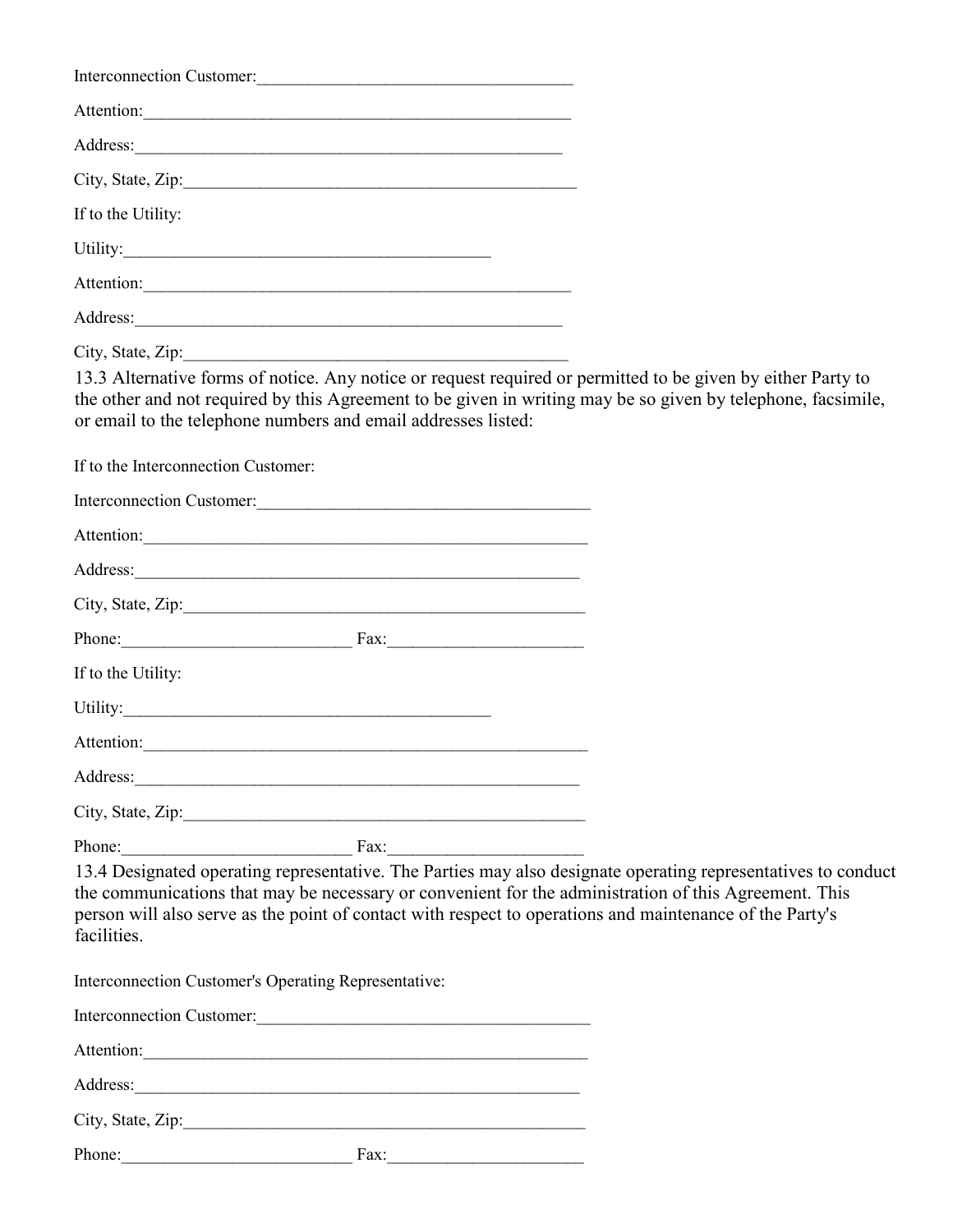Interconnection Customer:____________________________________

Attention:____________________________________________________

Address:_____________________________________________________

City, State, Zip:_______________________________________________

If to the Utility:

Utility:____________________________________________

Attention:____________________________________________________

Address:_____________________________________________________

City, State, Zip:______________________________________________

13.3 Alternative forms of notice. Any notice or request required or permitted to be given by either Party to the other and not required by this Agreement to be given in writing may be so given by telephone, facsimile, or email to the telephone numbers and email addresses listed:

If to the Interconnection Customer:

Interconnection Customer:______________________________________

Attention:______________________________________________________

Address:_______________________________________________________

City, State, Zip:_________________________________________________

Phone:___________________________ Fax:______________________

If to the Utility:

Utility:____________________________________________

Attention:______________________________________________________

Address:_______________________________________________________

City, State, Zip:_________________________________________________

Phone:___________________________ Fax:______________________

13.4 Designated operating representative. The Parties may also designate operating representatives to conduct the communications that may be necessary or convenient for the administration of this Agreement. This person will also serve as the point of contact with respect to operations and maintenance of the Party's facilities.

Interconnection Customer's Operating Representative:

Interconnection Customer:______________________________________

Attention:______________________________________________________

Address:_______________________________________________________

City, State, Zip:_________________________________________________

Phone:___________________________ Fax:______________________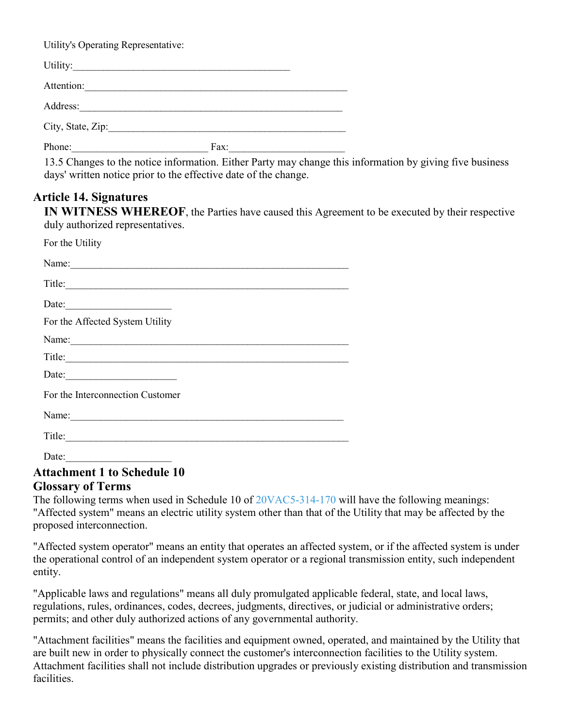Utility's Operating Representative:

Utility:_____________________________________________

Attention:______________________________________________________

Address:______________________________________________________

City, State, Zip:_________________________________________________

Phone:___________________________ Fax:_______________________

13.5 Changes to the notice information. Either Party may change this information by giving five business days' written notice prior to the effective date of the change.

## Article 14. Signatures

**IN WITNESS WHEREOF**, the Parties have caused this Agreement to be executed by their respective duly authorized representatives.

For the Utility

Name:__________________________________________________________

Title:___________________________________________________________

Date:_____________________

For the Affected System Utility

Name:__________________________________________________________

Title:___________________________________________________________

Date:______________________

For the Interconnection Customer

Name:_________________________________________________________

Title:___________________________________________________________

Date:_____________________

## Attachment 1 to Schedule 10

## Glossary of Terms

The following terms when used in Schedule 10 of 20VAC5-314-170 will have the following meanings:

"Affected system" means an electric utility system other than that of the Utility that may be affected by the proposed interconnection.

"Affected system operator" means an entity that operates an affected system, or if the affected system is under the operational control of an independent system operator or a regional transmission entity, such independent entity.

"Applicable laws and regulations" means all duly promulgated applicable federal, state, and local laws, regulations, rules, ordinances, codes, decrees, judgments, directives, or judicial or administrative orders; permits; and other duly authorized actions of any governmental authority.

"Attachment facilities" means the facilities and equipment owned, operated, and maintained by the Utility that are built new in order to physically connect the customer's interconnection facilities to the Utility system. Attachment facilities shall not include distribution upgrades or previously existing distribution and transmission facilities.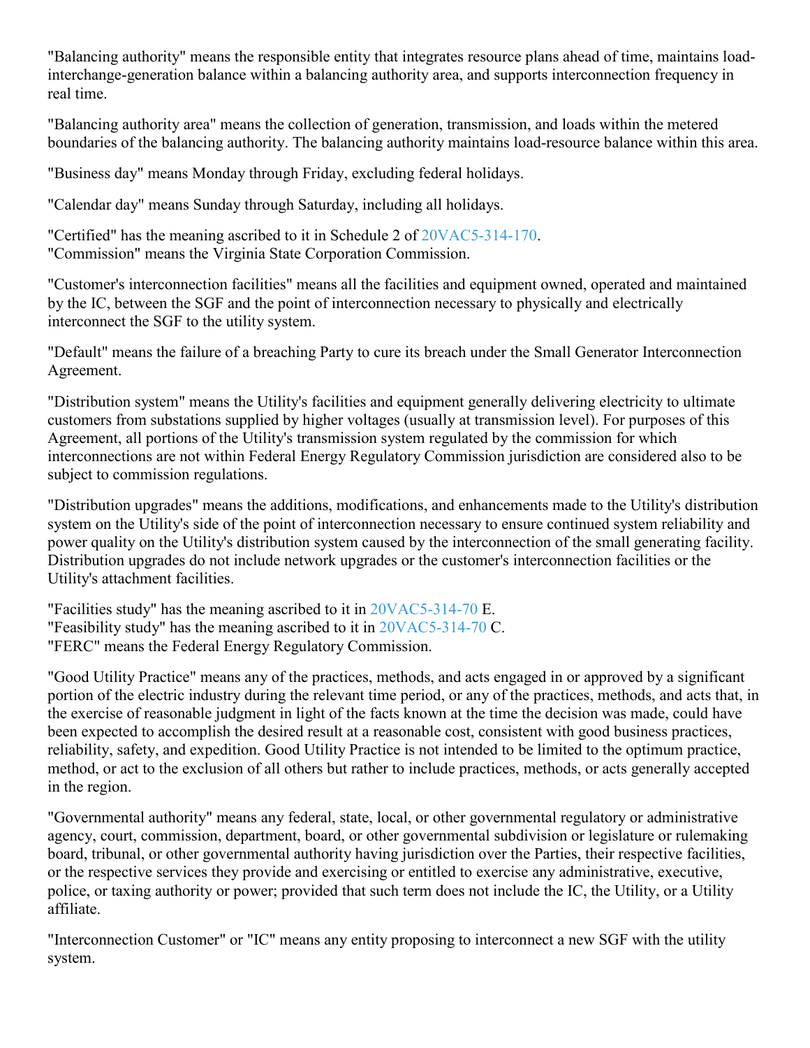"Balancing authority" means the responsible entity that integrates resource plans ahead of time, maintains load-interchange-generation balance within a balancing authority area, and supports interconnection frequency in real time.

"Balancing authority area" means the collection of generation, transmission, and loads within the metered boundaries of the balancing authority. The balancing authority maintains load-resource balance within this area.

"Business day" means Monday through Friday, excluding federal holidays.

"Calendar day" means Sunday through Saturday, including all holidays.

"Certified" has the meaning ascribed to it in Schedule 2 of 20VAC5-314-170.
"Commission" means the Virginia State Corporation Commission.

"Customer's interconnection facilities" means all the facilities and equipment owned, operated and maintained by the IC, between the SGF and the point of interconnection necessary to physically and electrically interconnect the SGF to the utility system.

"Default" means the failure of a breaching Party to cure its breach under the Small Generator Interconnection Agreement.

"Distribution system" means the Utility's facilities and equipment generally delivering electricity to ultimate customers from substations supplied by higher voltages (usually at transmission level). For purposes of this Agreement, all portions of the Utility's transmission system regulated by the commission for which interconnections are not within Federal Energy Regulatory Commission jurisdiction are considered also to be subject to commission regulations.

"Distribution upgrades" means the additions, modifications, and enhancements made to the Utility's distribution system on the Utility's side of the point of interconnection necessary to ensure continued system reliability and power quality on the Utility's distribution system caused by the interconnection of the small generating facility. Distribution upgrades do not include network upgrades or the customer's interconnection facilities or the Utility's attachment facilities.

"Facilities study" has the meaning ascribed to it in 20VAC5-314-70 E.
"Feasibility study" has the meaning ascribed to it in 20VAC5-314-70 C.
"FERC" means the Federal Energy Regulatory Commission.

"Good Utility Practice" means any of the practices, methods, and acts engaged in or approved by a significant portion of the electric industry during the relevant time period, or any of the practices, methods, and acts that, in the exercise of reasonable judgment in light of the facts known at the time the decision was made, could have been expected to accomplish the desired result at a reasonable cost, consistent with good business practices, reliability, safety, and expedition. Good Utility Practice is not intended to be limited to the optimum practice, method, or act to the exclusion of all others but rather to include practices, methods, or acts generally accepted in the region.

"Governmental authority" means any federal, state, local, or other governmental regulatory or administrative agency, court, commission, department, board, or other governmental subdivision or legislature or rulemaking board, tribunal, or other governmental authority having jurisdiction over the Parties, their respective facilities, or the respective services they provide and exercising or entitled to exercise any administrative, executive, police, or taxing authority or power; provided that such term does not include the IC, the Utility, or a Utility affiliate.

"Interconnection Customer" or "IC" means any entity proposing to interconnect a new SGF with the utility system.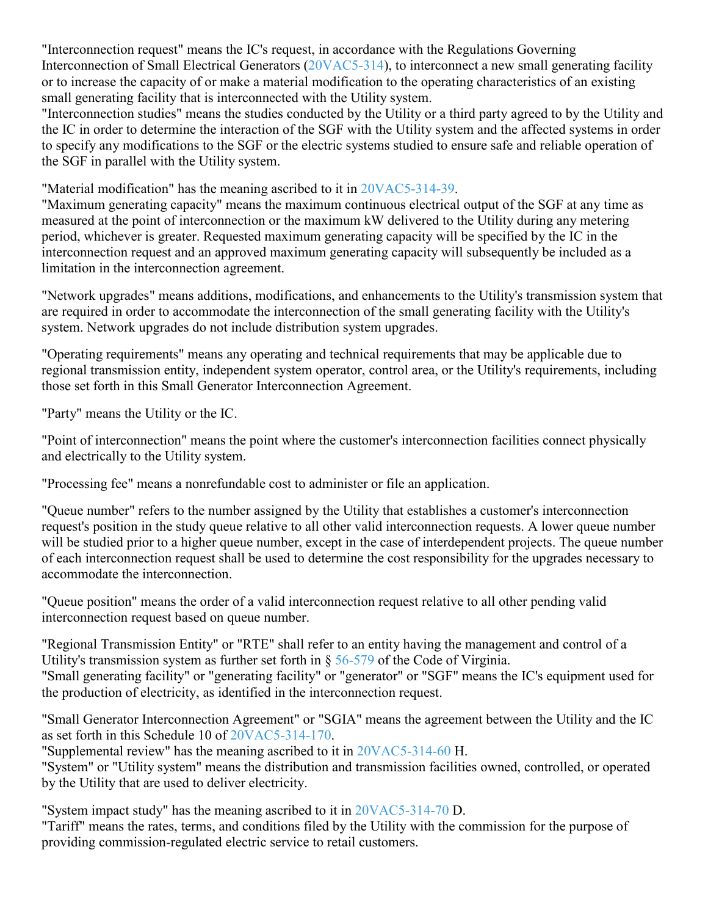"Interconnection request" means the IC's request, in accordance with the Regulations Governing Interconnection of Small Electrical Generators (20VAC5-314), to interconnect a new small generating facility or to increase the capacity of or make a material modification to the operating characteristics of an existing small generating facility that is interconnected with the Utility system.

"Interconnection studies" means the studies conducted by the Utility or a third party agreed to by the Utility and the IC in order to determine the interaction of the SGF with the Utility system and the affected systems in order to specify any modifications to the SGF or the electric systems studied to ensure safe and reliable operation of the SGF in parallel with the Utility system.

"Material modification" has the meaning ascribed to it in 20VAC5-314-39.

"Maximum generating capacity" means the maximum continuous electrical output of the SGF at any time as measured at the point of interconnection or the maximum kW delivered to the Utility during any metering period, whichever is greater. Requested maximum generating capacity will be specified by the IC in the interconnection request and an approved maximum generating capacity will subsequently be included as a limitation in the interconnection agreement.

"Network upgrades" means additions, modifications, and enhancements to the Utility's transmission system that are required in order to accommodate the interconnection of the small generating facility with the Utility's system. Network upgrades do not include distribution system upgrades.

"Operating requirements" means any operating and technical requirements that may be applicable due to regional transmission entity, independent system operator, control area, or the Utility's requirements, including those set forth in this Small Generator Interconnection Agreement.

"Party" means the Utility or the IC.

"Point of interconnection" means the point where the customer's interconnection facilities connect physically and electrically to the Utility system.

"Processing fee" means a nonrefundable cost to administer or file an application.

"Queue number" refers to the number assigned by the Utility that establishes a customer's interconnection request's position in the study queue relative to all other valid interconnection requests. A lower queue number will be studied prior to a higher queue number, except in the case of interdependent projects. The queue number of each interconnection request shall be used to determine the cost responsibility for the upgrades necessary to accommodate the interconnection.

"Queue position" means the order of a valid interconnection request relative to all other pending valid interconnection request based on queue number.

"Regional Transmission Entity" or "RTE" shall refer to an entity having the management and control of a Utility's transmission system as further set forth in § 56-579 of the Code of Virginia.

"Small generating facility" or "generating facility" or "generator" or "SGF" means the IC's equipment used for the production of electricity, as identified in the interconnection request.

"Small Generator Interconnection Agreement" or "SGIA" means the agreement between the Utility and the IC as set forth in this Schedule 10 of 20VAC5-314-170.

"Supplemental review" has the meaning ascribed to it in 20VAC5-314-60 H.

"System" or "Utility system" means the distribution and transmission facilities owned, controlled, or operated by the Utility that are used to deliver electricity.

"System impact study" has the meaning ascribed to it in 20VAC5-314-70 D.

"Tariff" means the rates, terms, and conditions filed by the Utility with the commission for the purpose of providing commission-regulated electric service to retail customers.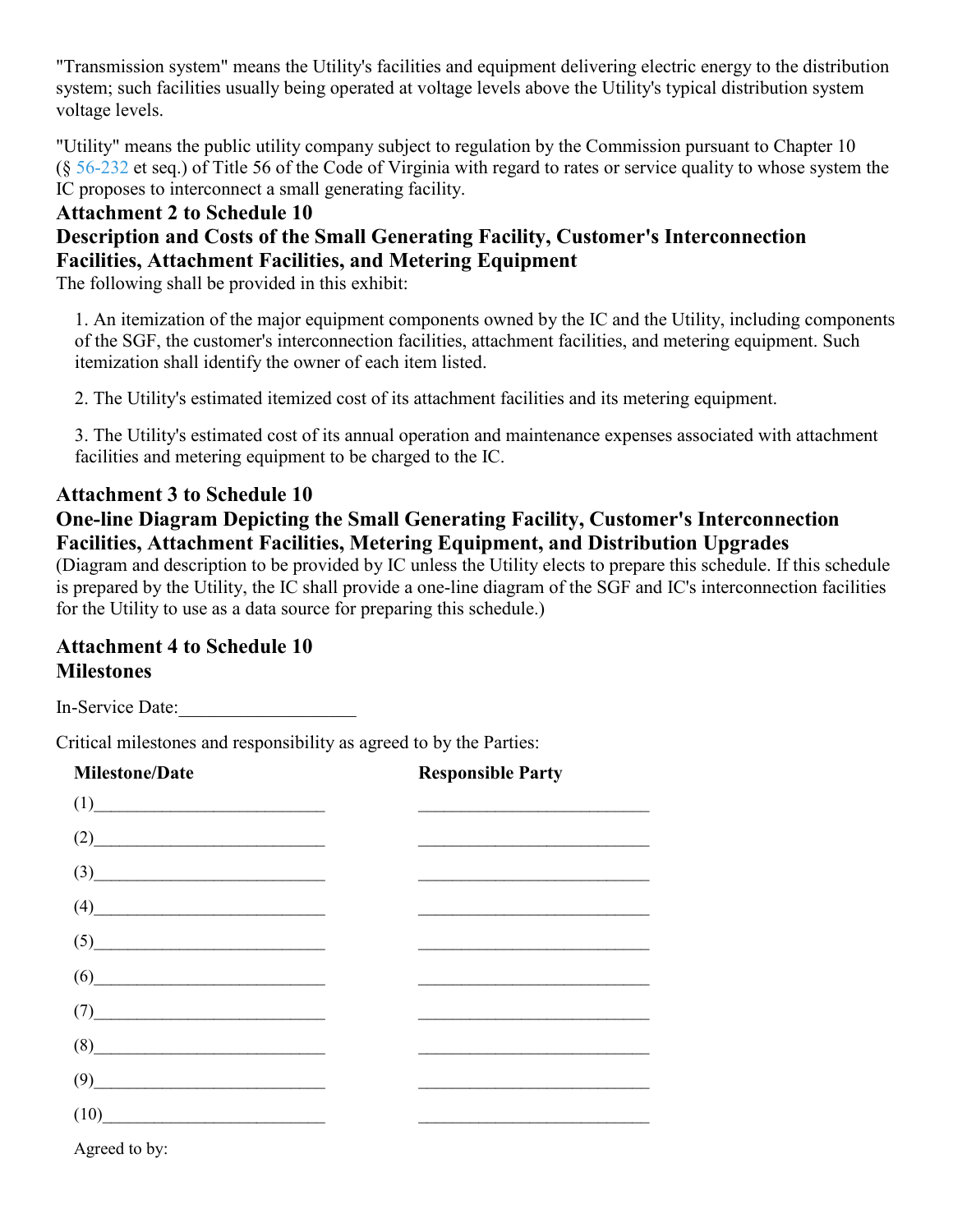"Transmission system" means the Utility's facilities and equipment delivering electric energy to the distribution system; such facilities usually being operated at voltage levels above the Utility's typical distribution system voltage levels.

"Utility" means the public utility company subject to regulation by the Commission pursuant to Chapter 10 (§ 56-232 et seq.) of Title 56 of the Code of Virginia with regard to rates or service quality to whose system the IC proposes to interconnect a small generating facility.

### Attachment 2 to Schedule 10
### Description and Costs of the Small Generating Facility, Customer's Interconnection Facilities, Attachment Facilities, and Metering Equipment

The following shall be provided in this exhibit:

1. An itemization of the major equipment components owned by the IC and the Utility, including components of the SGF, the customer's interconnection facilities, attachment facilities, and metering equipment. Such itemization shall identify the owner of each item listed.

2. The Utility's estimated itemized cost of its attachment facilities and its metering equipment.

3. The Utility's estimated cost of its annual operation and maintenance expenses associated with attachment facilities and metering equipment to be charged to the IC.

### Attachment 3 to Schedule 10
### One-line Diagram Depicting the Small Generating Facility, Customer's Interconnection Facilities, Attachment Facilities, Metering Equipment, and Distribution Upgrades

(Diagram and description to be provided by IC unless the Utility elects to prepare this schedule. If this schedule is prepared by the Utility, the IC shall provide a one-line diagram of the SGF and IC's interconnection facilities for the Utility to use as a data source for preparing this schedule.)

### Attachment 4 to Schedule 10
### Milestones

In-Service Date:___________________

Critical milestones and responsibility as agreed to by the Parties:

| Milestone/Date | Responsible Party |
|---|---|
| (1)__________________________ | __________________________ |
| (2)__________________________ | __________________________ |
| (3)__________________________ | __________________________ |
| (4)__________________________ | __________________________ |
| (5)__________________________ | __________________________ |
| (6)__________________________ | __________________________ |
| (7)__________________________ | __________________________ |
| (8)__________________________ | __________________________ |
| (9)__________________________ | __________________________ |
| (10)_________________________ | __________________________ |

Agreed to by: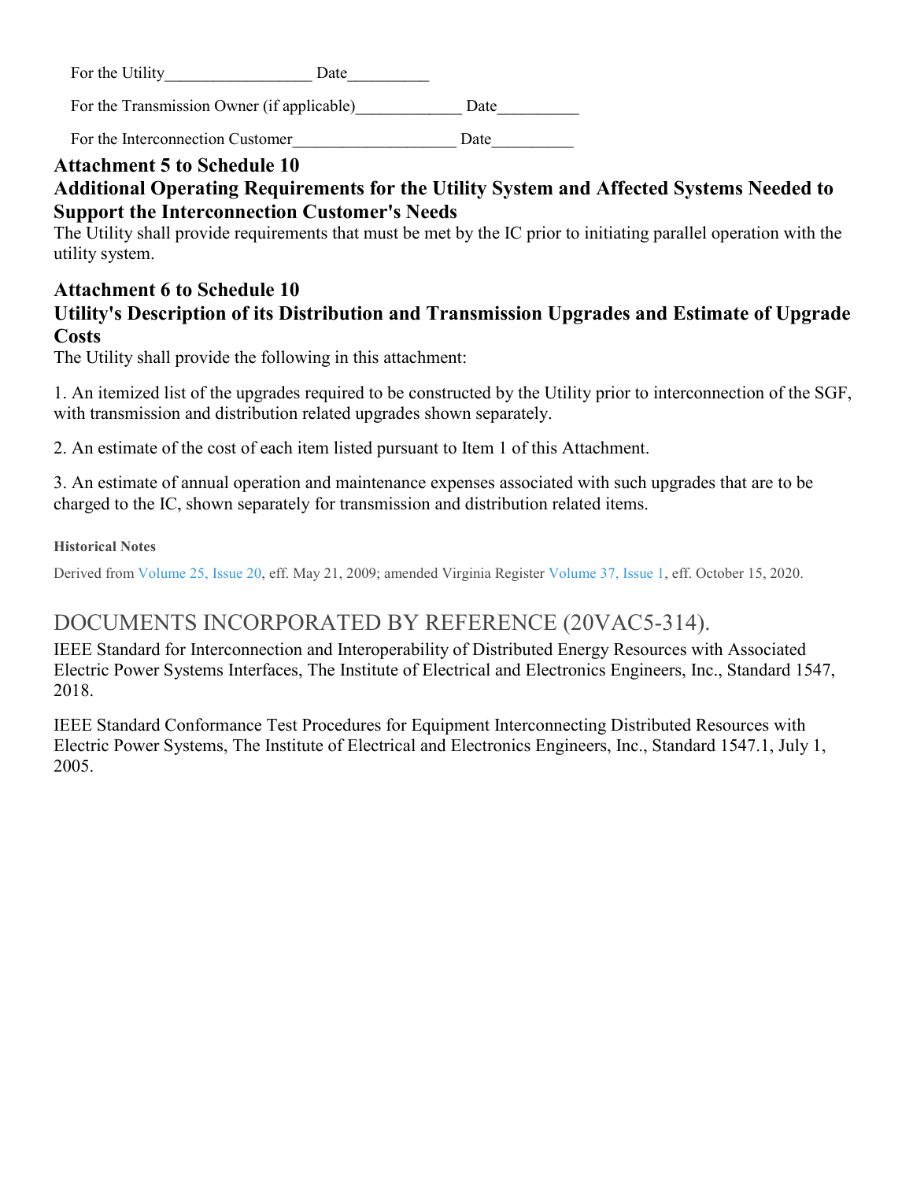For the Utility__________________ Date__________

For the Transmission Owner (if applicable)_____________ Date__________

For the Interconnection Customer____________________ Date__________

### Attachment 5 to Schedule 10

### Additional Operating Requirements for the Utility System and Affected Systems Needed to Support the Interconnection Customer's Needs

The Utility shall provide requirements that must be met by the IC prior to initiating parallel operation with the utility system.

### Attachment 6 to Schedule 10

### Utility's Description of its Distribution and Transmission Upgrades and Estimate of Upgrade Costs

The Utility shall provide the following in this attachment:

1. An itemized list of the upgrades required to be constructed by the Utility prior to interconnection of the SGF, with transmission and distribution related upgrades shown separately.

2. An estimate of the cost of each item listed pursuant to Item 1 of this Attachment.

3. An estimate of annual operation and maintenance expenses associated with such upgrades that are to be charged to the IC, shown separately for transmission and distribution related items.

**Historical Notes**

Derived from Volume 25, Issue 20, eff. May 21, 2009; amended Virginia Register Volume 37, Issue 1, eff. October 15, 2020.

## DOCUMENTS INCORPORATED BY REFERENCE (20VAC5-314).

IEEE Standard for Interconnection and Interoperability of Distributed Energy Resources with Associated Electric Power Systems Interfaces, The Institute of Electrical and Electronics Engineers, Inc., Standard 1547, 2018.

IEEE Standard Conformance Test Procedures for Equipment Interconnecting Distributed Resources with Electric Power Systems, The Institute of Electrical and Electronics Engineers, Inc., Standard 1547.1, July 1, 2005.